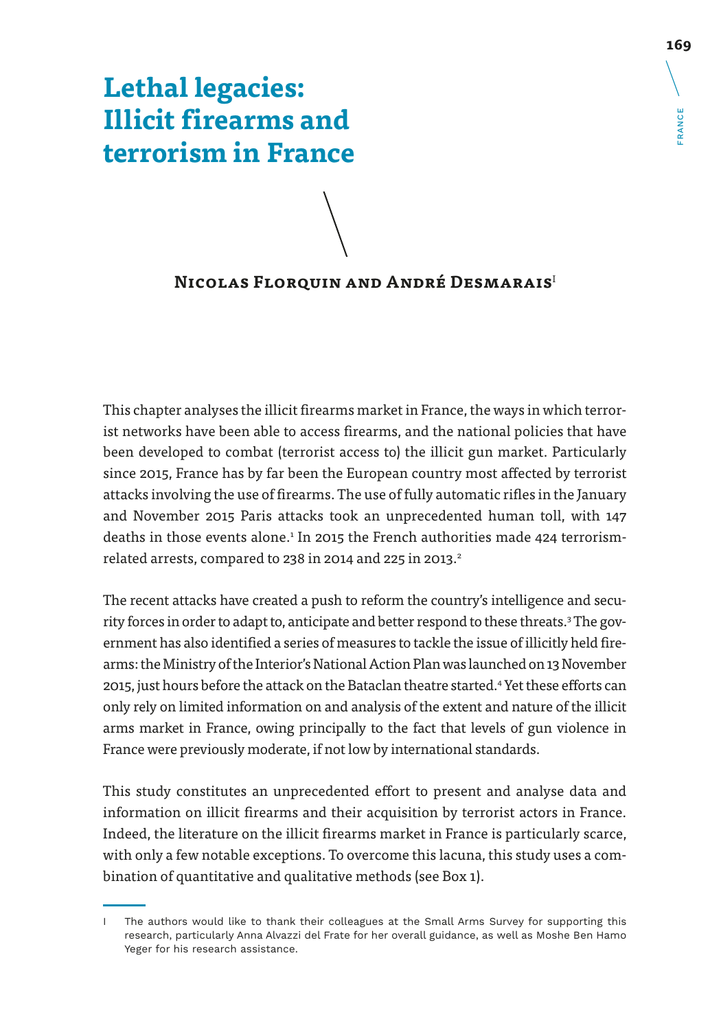# Lethal legacies: Illicit firearms and terrorism in France

## Nicolas Florquin and André Desmarais[I]

This chapter analyses the illicit firearms market in France, the ways in which terrorist networks have been able to access firearms, and the national policies that have been developed to combat (terrorist access to) the illicit gun market. Particularly since 2015, France has by far been the European country most affected by terrorist attacks involving the use of firearms. The use of fully automatic rifles in the January and November 2015 Paris attacks took an unprecedented human toll, with 147 deaths in those events alone.[1] In 2015 the French authorities made 424 terrorism-related arrests, compared to 238 in 2014 and 225 in 2013.[2]

The recent attacks have created a push to reform the country's intelligence and security forces in order to adapt to, anticipate and better respond to these threats.[3] The government has also identified a series of measures to tackle the issue of illicitly held firearms: the Ministry of the Interior's National Action Plan was launched on 13 November 2015, just hours before the attack on the Bataclan theatre started.[4] Yet these efforts can only rely on limited information on and analysis of the extent and nature of the illicit arms market in France, owing principally to the fact that levels of gun violence in France were previously moderate, if not low by international standards.

This study constitutes an unprecedented effort to present and analyse data and information on illicit firearms and their acquisition by terrorist actors in France. Indeed, the literature on the illicit firearms market in France is particularly scarce, with only a few notable exceptions. To overcome this lacuna, this study uses a combination of quantitative and qualitative methods (see Box 1).

---

I The authors would like to thank their colleagues at the Small Arms Survey for supporting this research, particularly Anna Alvazzi del Frate for her overall guidance, as well as Moshe Ben Hamo Yeger for his research assistance.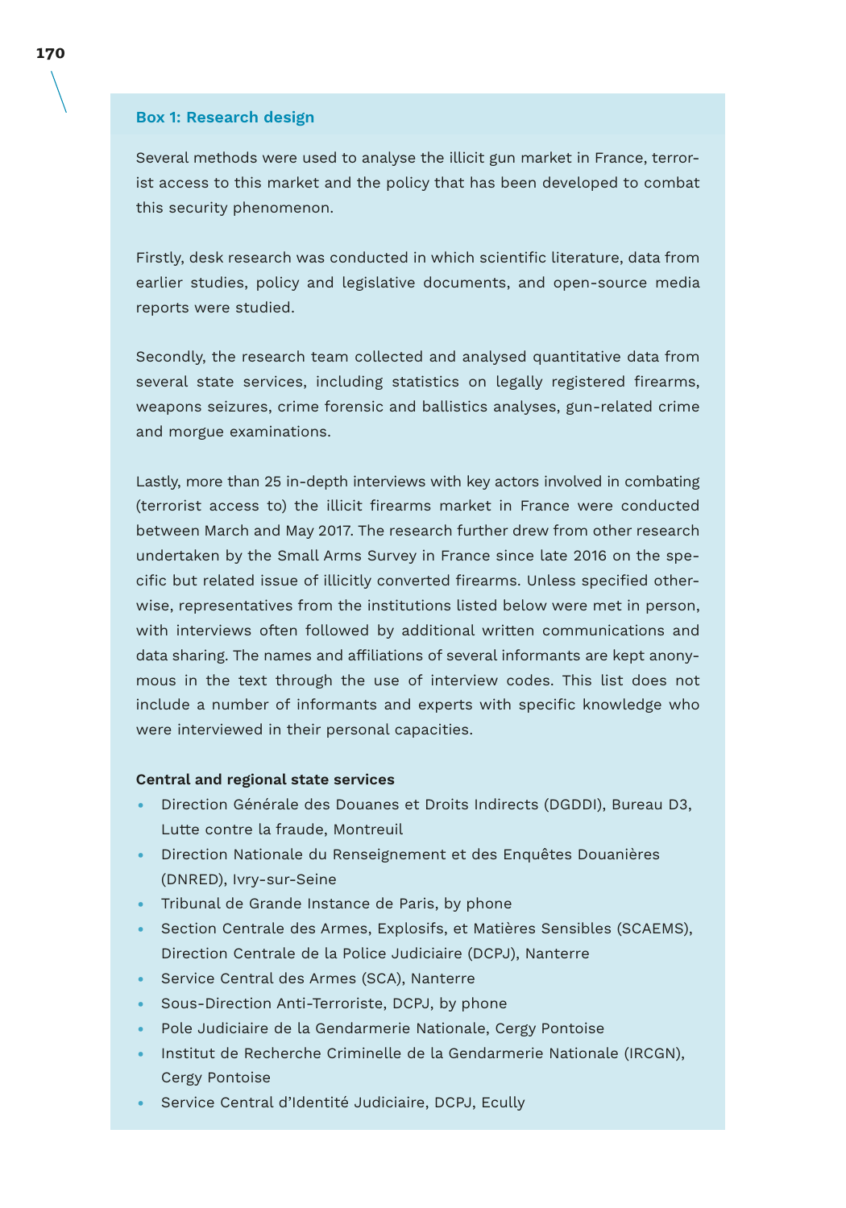### Box 1: Research design

Several methods were used to analyse the illicit gun market in France, terrorist access to this market and the policy that has been developed to combat this security phenomenon.

Firstly, desk research was conducted in which scientific literature, data from earlier studies, policy and legislative documents, and open-source media reports were studied.

Secondly, the research team collected and analysed quantitative data from several state services, including statistics on legally registered firearms, weapons seizures, crime forensic and ballistics analyses, gun-related crime and morgue examinations.

Lastly, more than 25 in-depth interviews with key actors involved in combating (terrorist access to) the illicit firearms market in France were conducted between March and May 2017. The research further drew from other research undertaken by the Small Arms Survey in France since late 2016 on the specific but related issue of illicitly converted firearms. Unless specified otherwise, representatives from the institutions listed below were met in person, with interviews often followed by additional written communications and data sharing. The names and affiliations of several informants are kept anonymous in the text through the use of interview codes. This list does not include a number of informants and experts with specific knowledge who were interviewed in their personal capacities.

**Central and regional state services**

- Direction Générale des Douanes et Droits Indirects (DGDDI), Bureau D3, Lutte contre la fraude, Montreuil
- Direction Nationale du Renseignement et des Enquêtes Douanières (DNRED), Ivry-sur-Seine
- Tribunal de Grande Instance de Paris, by phone
- Section Centrale des Armes, Explosifs, et Matières Sensibles (SCAEMS), Direction Centrale de la Police Judiciaire (DCPJ), Nanterre
- Service Central des Armes (SCA), Nanterre
- Sous-Direction Anti-Terroriste, DCPJ, by phone
- Pole Judiciaire de la Gendarmerie Nationale, Cergy Pontoise
- Institut de Recherche Criminelle de la Gendarmerie Nationale (IRCGN), Cergy Pontoise
- Service Central d'Identité Judiciaire, DCPJ, Ecully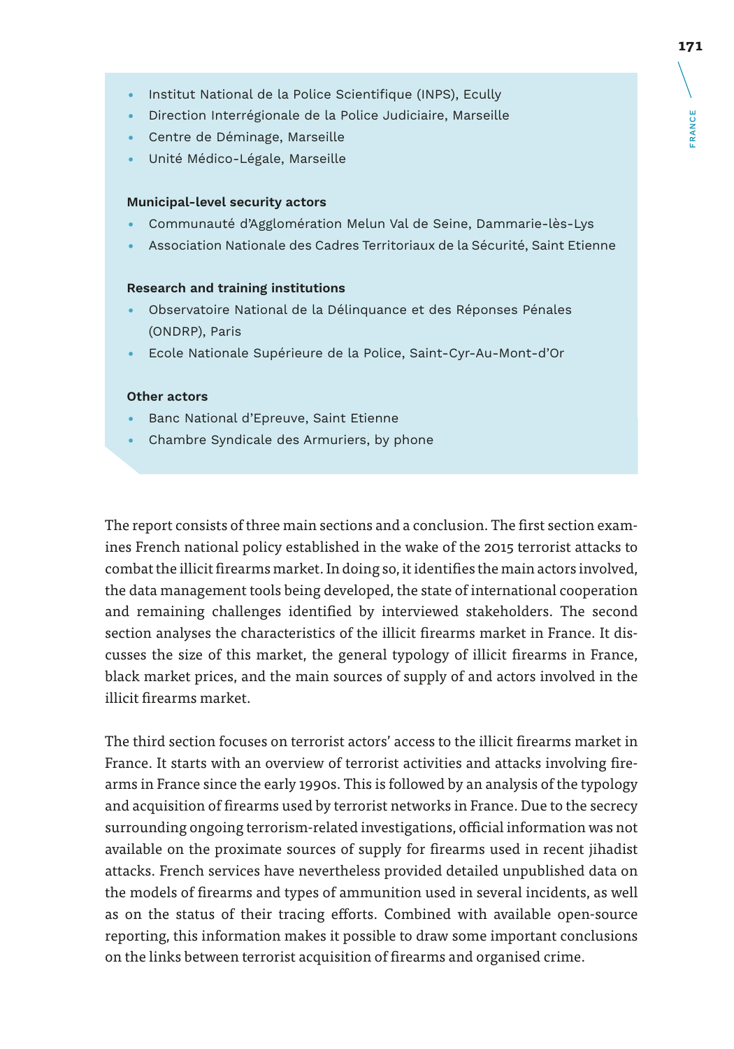- Institut National de la Police Scientifique (INPS), Ecully
- Direction Interrégionale de la Police Judiciaire, Marseille
- Centre de Déminage, Marseille
- Unité Médico-Légale, Marseille

**Municipal-level security actors**

- Communauté d'Agglomération Melun Val de Seine, Dammarie-lès-Lys
- Association Nationale des Cadres Territoriaux de la Sécurité, Saint Etienne

**Research and training institutions**

- Observatoire National de la Délinquance et des Réponses Pénales (ONDRP), Paris
- Ecole Nationale Supérieure de la Police, Saint-Cyr-Au-Mont-d'Or

**Other actors**

- Banc National d'Epreuve, Saint Etienne
- Chambre Syndicale des Armuriers, by phone

The report consists of three main sections and a conclusion. The first section examines French national policy established in the wake of the 2015 terrorist attacks to combat the illicit firearms market. In doing so, it identifies the main actors involved, the data management tools being developed, the state of international cooperation and remaining challenges identified by interviewed stakeholders. The second section analyses the characteristics of the illicit firearms market in France. It discusses the size of this market, the general typology of illicit firearms in France, black market prices, and the main sources of supply of and actors involved in the illicit firearms market.

The third section focuses on terrorist actors' access to the illicit firearms market in France. It starts with an overview of terrorist activities and attacks involving firearms in France since the early 1990s. This is followed by an analysis of the typology and acquisition of firearms used by terrorist networks in France. Due to the secrecy surrounding ongoing terrorism-related investigations, official information was not available on the proximate sources of supply for firearms used in recent jihadist attacks. French services have nevertheless provided detailed unpublished data on the models of firearms and types of ammunition used in several incidents, as well as on the status of their tracing efforts. Combined with available open-source reporting, this information makes it possible to draw some important conclusions on the links between terrorist acquisition of firearms and organised crime.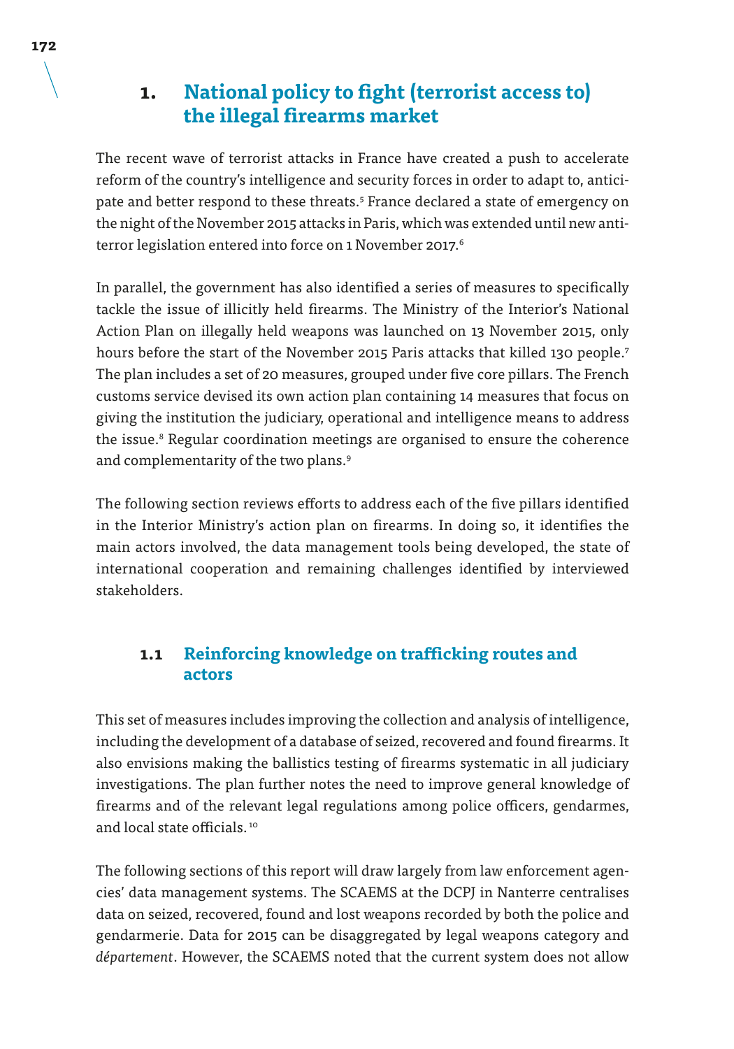# 1. National policy to fight (terrorist access to) the illegal firearms market

The recent wave of terrorist attacks in France have created a push to accelerate reform of the country's intelligence and security forces in order to adapt to, anticipate and better respond to these threats.[5] France declared a state of emergency on the night of the November 2015 attacks in Paris, which was extended until new anti-terror legislation entered into force on 1 November 2017.[6]

In parallel, the government has also identified a series of measures to specifically tackle the issue of illicitly held firearms. The Ministry of the Interior's National Action Plan on illegally held weapons was launched on 13 November 2015, only hours before the start of the November 2015 Paris attacks that killed 130 people.[7] The plan includes a set of 20 measures, grouped under five core pillars. The French customs service devised its own action plan containing 14 measures that focus on giving the institution the judiciary, operational and intelligence means to address the issue.[8] Regular coordination meetings are organised to ensure the coherence and complementarity of the two plans.[9]

The following section reviews efforts to address each of the five pillars identified in the Interior Ministry's action plan on firearms. In doing so, it identifies the main actors involved, the data management tools being developed, the state of international cooperation and remaining challenges identified by interviewed stakeholders.

## 1.1 Reinforcing knowledge on trafficking routes and actors

This set of measures includes improving the collection and analysis of intelligence, including the development of a database of seized, recovered and found firearms. It also envisions making the ballistics testing of firearms systematic in all judiciary investigations. The plan further notes the need to improve general knowledge of firearms and of the relevant legal regulations among police officers, gendarmes, and local state officials.[10]

The following sections of this report will draw largely from law enforcement agencies' data management systems. The SCAEMS at the DCPJ in Nanterre centralises data on seized, recovered, found and lost weapons recorded by both the police and gendarmerie. Data for 2015 can be disaggregated by legal weapons category and *département*. However, the SCAEMS noted that the current system does not allow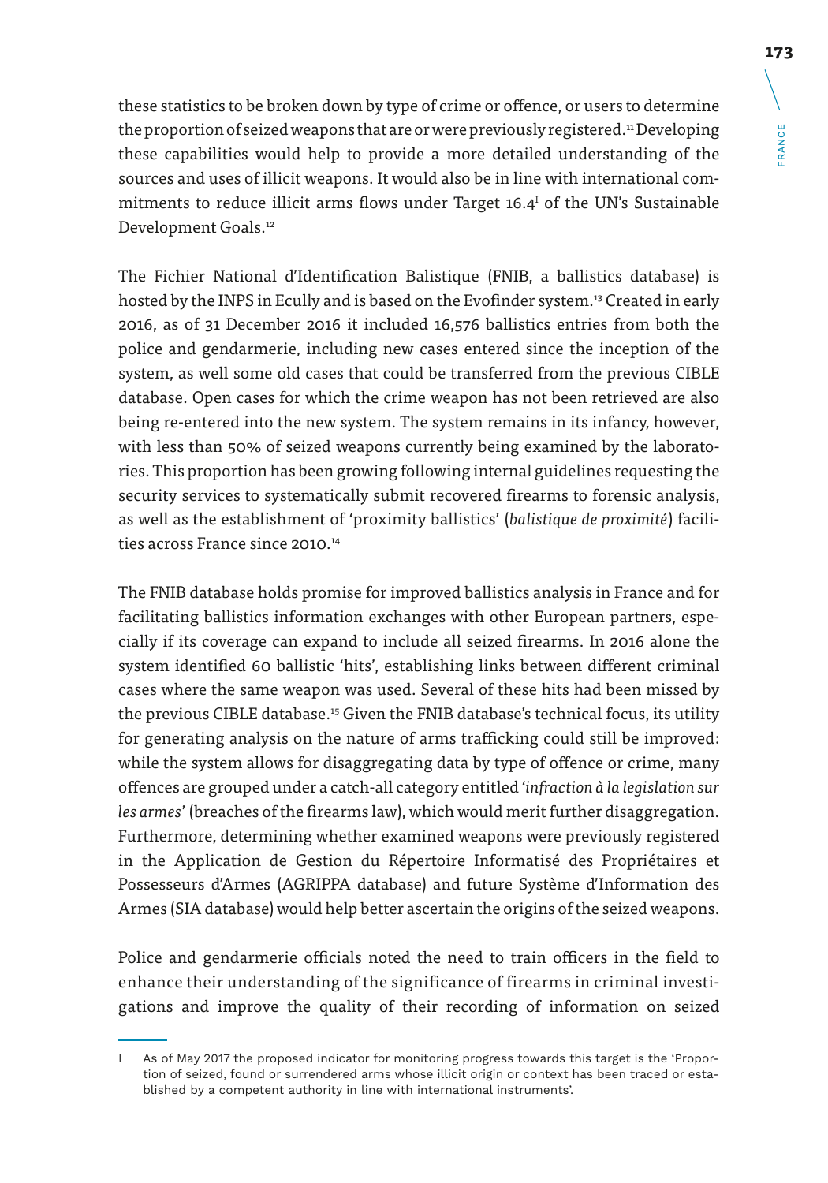these statistics to be broken down by type of crime or offence, or users to determine the proportion of seized weapons that are or were previously registered.[11] Developing these capabilities would help to provide a more detailed understanding of the sources and uses of illicit weapons. It would also be in line with international commitments to reduce illicit arms flows under Target 16.4[I] of the UN's Sustainable Development Goals.[12]

The Fichier National d'Identification Balistique (FNIB, a ballistics database) is hosted by the INPS in Ecully and is based on the Evofinder system.[13] Created in early 2016, as of 31 December 2016 it included 16,576 ballistics entries from both the police and gendarmerie, including new cases entered since the inception of the system, as well some old cases that could be transferred from the previous CIBLE database. Open cases for which the crime weapon has not been retrieved are also being re-entered into the new system. The system remains in its infancy, however, with less than 50% of seized weapons currently being examined by the laboratories. This proportion has been growing following internal guidelines requesting the security services to systematically submit recovered firearms to forensic analysis, as well as the establishment of 'proximity ballistics' (*balistique de proximité*) facilities across France since 2010.[14]

The FNIB database holds promise for improved ballistics analysis in France and for facilitating ballistics information exchanges with other European partners, especially if its coverage can expand to include all seized firearms. In 2016 alone the system identified 60 ballistic 'hits', establishing links between different criminal cases where the same weapon was used. Several of these hits had been missed by the previous CIBLE database.[15] Given the FNIB database's technical focus, its utility for generating analysis on the nature of arms trafficking could still be improved: while the system allows for disaggregating data by type of offence or crime, many offences are grouped under a catch-all category entitled '*infraction à la legislation sur les armes*' (breaches of the firearms law), which would merit further disaggregation. Furthermore, determining whether examined weapons were previously registered in the Application de Gestion du Répertoire Informatisé des Propriétaires et Possesseurs d'Armes (AGRIPPA database) and future Système d'Information des Armes (SIA database) would help better ascertain the origins of the seized weapons.

Police and gendarmerie officials noted the need to train officers in the field to enhance their understanding of the significance of firearms in criminal investigations and improve the quality of their recording of information on seized

---

I As of May 2017 the proposed indicator for monitoring progress towards this target is the 'Proportion of seized, found or surrendered arms whose illicit origin or context has been traced or established by a competent authority in line with international instruments'.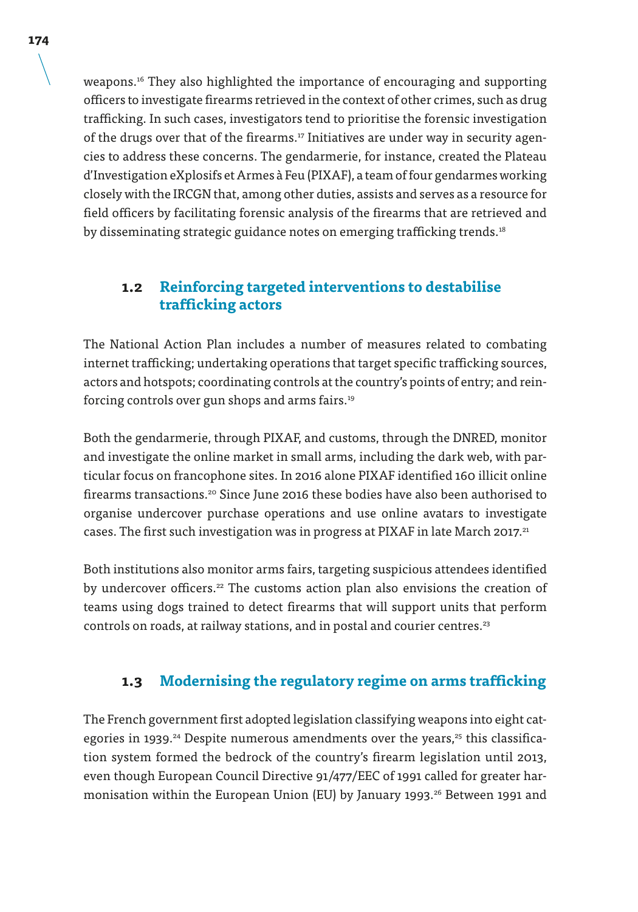weapons.[16] They also highlighted the importance of encouraging and supporting officers to investigate firearms retrieved in the context of other crimes, such as drug trafficking. In such cases, investigators tend to prioritise the forensic investigation of the drugs over that of the firearms.[17] Initiatives are under way in security agencies to address these concerns. The gendarmerie, for instance, created the Plateau d'Investigation eXplosifs et Armes à Feu (PIXAF), a team of four gendarmes working closely with the IRCGN that, among other duties, assists and serves as a resource for field officers by facilitating forensic analysis of the firearms that are retrieved and by disseminating strategic guidance notes on emerging trafficking trends.[18]

## 1.2 Reinforcing targeted interventions to destabilise trafficking actors

The National Action Plan includes a number of measures related to combating internet trafficking; undertaking operations that target specific trafficking sources, actors and hotspots; coordinating controls at the country's points of entry; and reinforcing controls over gun shops and arms fairs.[19]

Both the gendarmerie, through PIXAF, and customs, through the DNRED, monitor and investigate the online market in small arms, including the dark web, with particular focus on francophone sites. In 2016 alone PIXAF identified 160 illicit online firearms transactions.[20] Since June 2016 these bodies have also been authorised to organise undercover purchase operations and use online avatars to investigate cases. The first such investigation was in progress at PIXAF in late March 2017.[21]

Both institutions also monitor arms fairs, targeting suspicious attendees identified by undercover officers.[22] The customs action plan also envisions the creation of teams using dogs trained to detect firearms that will support units that perform controls on roads, at railway stations, and in postal and courier centres.[23]

## 1.3 Modernising the regulatory regime on arms trafficking

The French government first adopted legislation classifying weapons into eight categories in 1939.[24] Despite numerous amendments over the years,[25] this classification system formed the bedrock of the country's firearm legislation until 2013, even though European Council Directive 91/477/EEC of 1991 called for greater harmonisation within the European Union (EU) by January 1993.[26] Between 1991 and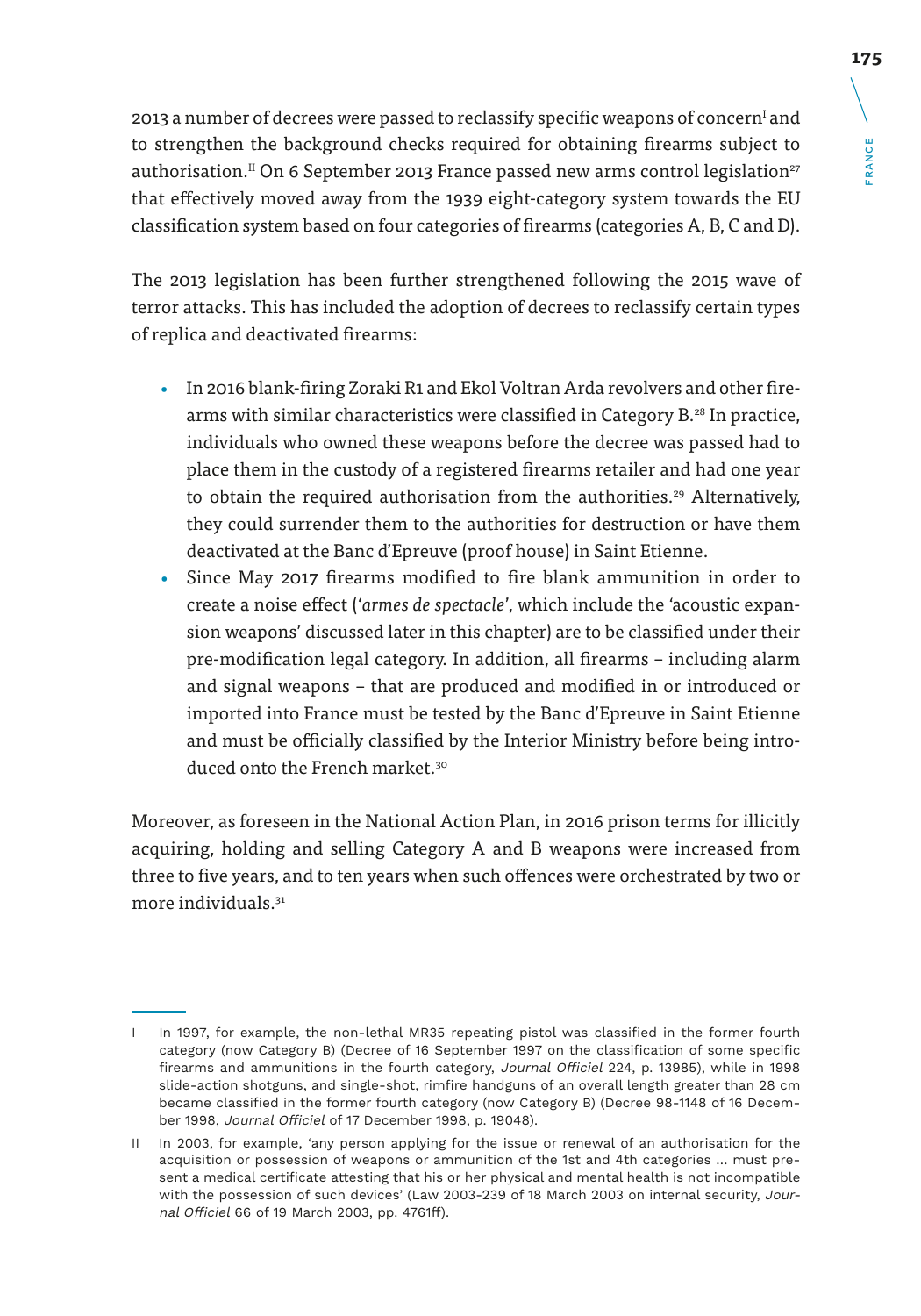2013 a number of decrees were passed to reclassify specific weapons of concern[I] and to strengthen the background checks required for obtaining firearms subject to authorisation.[II] On 6 September 2013 France passed new arms control legislation[27] that effectively moved away from the 1939 eight-category system towards the EU classification system based on four categories of firearms (categories A, B, C and D).

The 2013 legislation has been further strengthened following the 2015 wave of terror attacks. This has included the adoption of decrees to reclassify certain types of replica and deactivated firearms:

- In 2016 blank-firing Zoraki R1 and Ekol Voltran Arda revolvers and other firearms with similar characteristics were classified in Category B.[28] In practice, individuals who owned these weapons before the decree was passed had to place them in the custody of a registered firearms retailer and had one year to obtain the required authorisation from the authorities.[29] Alternatively, they could surrender them to the authorities for destruction or have them deactivated at the Banc d'Epreuve (proof house) in Saint Etienne.
- Since May 2017 firearms modified to fire blank ammunition in order to create a noise effect ('*armes de spectacle*', which include the 'acoustic expansion weapons' discussed later in this chapter) are to be classified under their pre-modification legal category. In addition, all firearms – including alarm and signal weapons – that are produced and modified in or introduced or imported into France must be tested by the Banc d'Epreuve in Saint Etienne and must be officially classified by the Interior Ministry before being introduced onto the French market.[30]

Moreover, as foreseen in the National Action Plan, in 2016 prison terms for illicitly acquiring, holding and selling Category A and B weapons were increased from three to five years, and to ten years when such offences were orchestrated by two or more individuals.[31]

---

I In 1997, for example, the non-lethal MR35 repeating pistol was classified in the former fourth category (now Category B) (Decree of 16 September 1997 on the classification of some specific firearms and ammunitions in the fourth category, *Journal Officiel* 224, p. 13985), while in 1998 slide-action shotguns, and single-shot, rimfire handguns of an overall length greater than 28 cm became classified in the former fourth category (now Category B) (Decree 98-1148 of 16 December 1998, *Journal Officiel* of 17 December 1998, p. 19048).

II In 2003, for example, 'any person applying for the issue or renewal of an authorisation for the acquisition or possession of weapons or ammunition of the 1st and 4th categories … must present a medical certificate attesting that his or her physical and mental health is not incompatible with the possession of such devices' (Law 2003-239 of 18 March 2003 on internal security, *Journal Officiel* 66 of 19 March 2003, pp. 4761ff).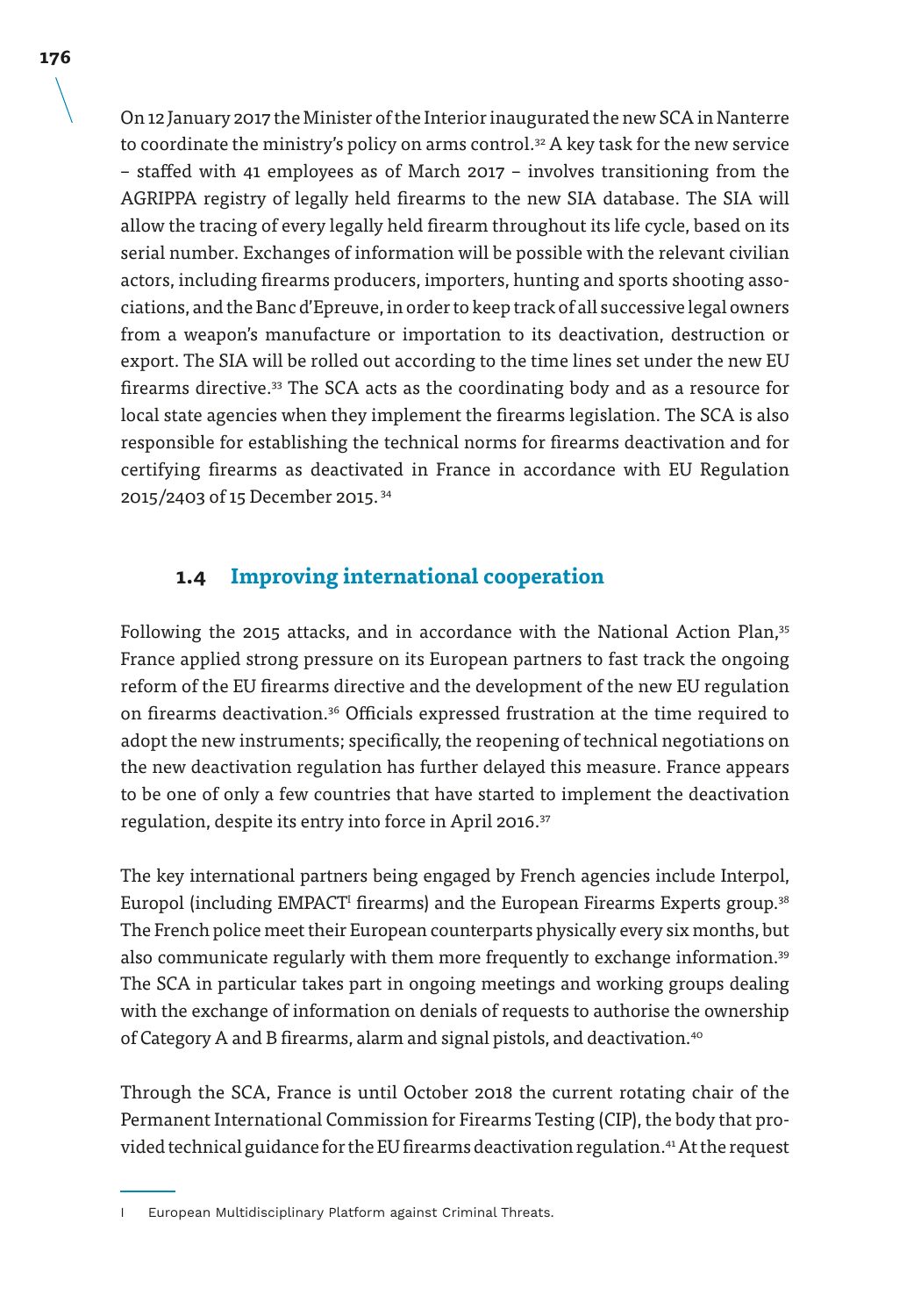On 12 January 2017 the Minister of the Interior inaugurated the new SCA in Nanterre to coordinate the ministry's policy on arms control.[32] A key task for the new service – staffed with 41 employees as of March 2017 – involves transitioning from the AGRIPPA registry of legally held firearms to the new SIA database. The SIA will allow the tracing of every legally held firearm throughout its life cycle, based on its serial number. Exchanges of information will be possible with the relevant civilian actors, including firearms producers, importers, hunting and sports shooting associations, and the Banc d'Epreuve, in order to keep track of all successive legal owners from a weapon's manufacture or importation to its deactivation, destruction or export. The SIA will be rolled out according to the time lines set under the new EU firearms directive.[33] The SCA acts as the coordinating body and as a resource for local state agencies when they implement the firearms legislation. The SCA is also responsible for establishing the technical norms for firearms deactivation and for certifying firearms as deactivated in France in accordance with EU Regulation 2015/2403 of 15 December 2015.[34]

## 1.4 Improving international cooperation

Following the 2015 attacks, and in accordance with the National Action Plan,[35] France applied strong pressure on its European partners to fast track the ongoing reform of the EU firearms directive and the development of the new EU regulation on firearms deactivation.[36] Officials expressed frustration at the time required to adopt the new instruments; specifically, the reopening of technical negotiations on the new deactivation regulation has further delayed this measure. France appears to be one of only a few countries that have started to implement the deactivation regulation, despite its entry into force in April 2016.[37]

The key international partners being engaged by French agencies include Interpol, Europol (including EMPACT[I] firearms) and the European Firearms Experts group.[38] The French police meet their European counterparts physically every six months, but also communicate regularly with them more frequently to exchange information.[39] The SCA in particular takes part in ongoing meetings and working groups dealing with the exchange of information on denials of requests to authorise the ownership of Category A and B firearms, alarm and signal pistols, and deactivation.[40]

Through the SCA, France is until October 2018 the current rotating chair of the Permanent International Commission for Firearms Testing (CIP), the body that provided technical guidance for the EU firearms deactivation regulation.[41] At the request

I European Multidisciplinary Platform against Criminal Threats.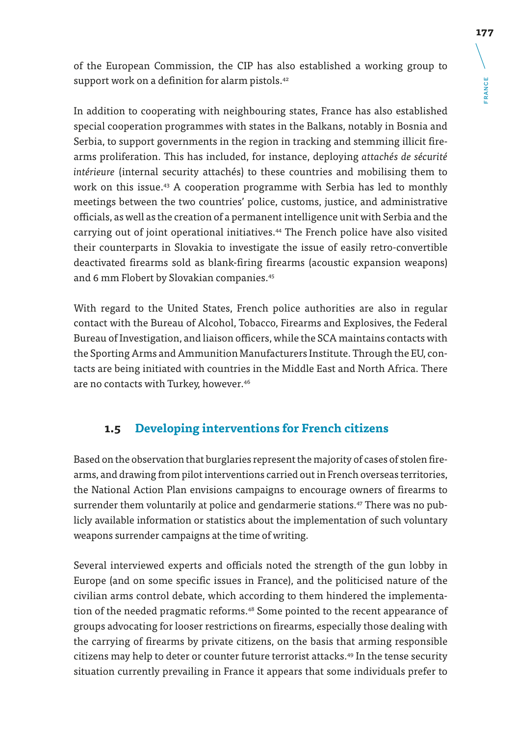of the European Commission, the CIP has also established a working group to support work on a definition for alarm pistols.[42]

In addition to cooperating with neighbouring states, France has also established special cooperation programmes with states in the Balkans, notably in Bosnia and Serbia, to support governments in the region in tracking and stemming illicit firearms proliferation. This has included, for instance, deploying *attachés de sécurité intérieure* (internal security attachés) to these countries and mobilising them to work on this issue.[43] A cooperation programme with Serbia has led to monthly meetings between the two countries' police, customs, justice, and administrative officials, as well as the creation of a permanent intelligence unit with Serbia and the carrying out of joint operational initiatives.[44] The French police have also visited their counterparts in Slovakia to investigate the issue of easily retro-convertible deactivated firearms sold as blank-firing firearms (acoustic expansion weapons) and 6 mm Flobert by Slovakian companies.[45]

With regard to the United States, French police authorities are also in regular contact with the Bureau of Alcohol, Tobacco, Firearms and Explosives, the Federal Bureau of Investigation, and liaison officers, while the SCA maintains contacts with the Sporting Arms and Ammunition Manufacturers Institute. Through the EU, contacts are being initiated with countries in the Middle East and North Africa. There are no contacts with Turkey, however.[46]

## 1.5 Developing interventions for French citizens

Based on the observation that burglaries represent the majority of cases of stolen firearms, and drawing from pilot interventions carried out in French overseas territories, the National Action Plan envisions campaigns to encourage owners of firearms to surrender them voluntarily at police and gendarmerie stations.[47] There was no publicly available information or statistics about the implementation of such voluntary weapons surrender campaigns at the time of writing.

Several interviewed experts and officials noted the strength of the gun lobby in Europe (and on some specific issues in France), and the politicised nature of the civilian arms control debate, which according to them hindered the implementation of the needed pragmatic reforms.[48] Some pointed to the recent appearance of groups advocating for looser restrictions on firearms, especially those dealing with the carrying of firearms by private citizens, on the basis that arming responsible citizens may help to deter or counter future terrorist attacks.[49] In the tense security situation currently prevailing in France it appears that some individuals prefer to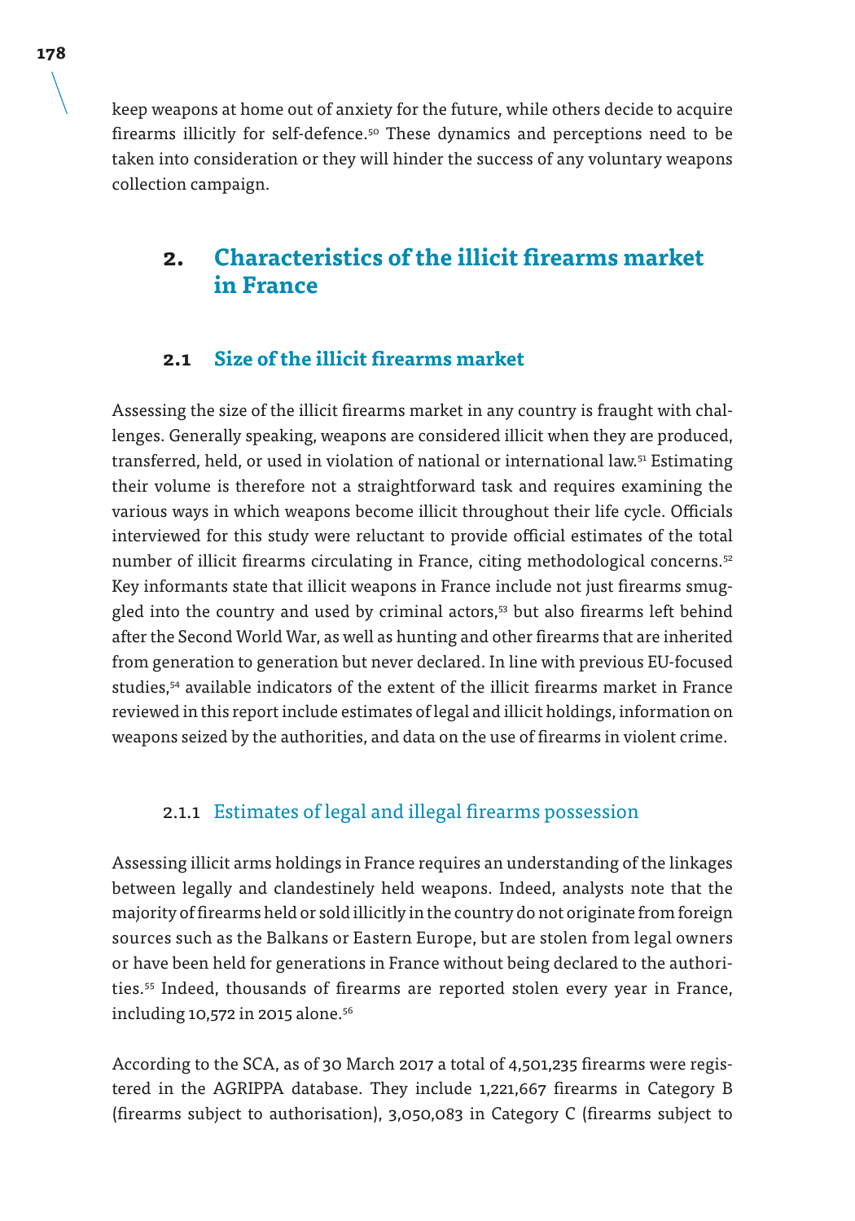keep weapons at home out of anxiety for the future, while others decide to acquire firearms illicitly for self-defence.[50] These dynamics and perceptions need to be taken into consideration or they will hinder the success of any voluntary weapons collection campaign.

## 2. Characteristics of the illicit firearms market in France

### 2.1 Size of the illicit firearms market

Assessing the size of the illicit firearms market in any country is fraught with challenges. Generally speaking, weapons are considered illicit when they are produced, transferred, held, or used in violation of national or international law.[51] Estimating their volume is therefore not a straightforward task and requires examining the various ways in which weapons become illicit throughout their life cycle. Officials interviewed for this study were reluctant to provide official estimates of the total number of illicit firearms circulating in France, citing methodological concerns.[52] Key informants state that illicit weapons in France include not just firearms smuggled into the country and used by criminal actors,[53] but also firearms left behind after the Second World War, as well as hunting and other firearms that are inherited from generation to generation but never declared. In line with previous EU-focused studies,[54] available indicators of the extent of the illicit firearms market in France reviewed in this report include estimates of legal and illicit holdings, information on weapons seized by the authorities, and data on the use of firearms in violent crime.

#### 2.1.1 Estimates of legal and illegal firearms possession

Assessing illicit arms holdings in France requires an understanding of the linkages between legally and clandestinely held weapons. Indeed, analysts note that the majority of firearms held or sold illicitly in the country do not originate from foreign sources such as the Balkans or Eastern Europe, but are stolen from legal owners or have been held for generations in France without being declared to the authorities.[55] Indeed, thousands of firearms are reported stolen every year in France, including 10,572 in 2015 alone.[56]

According to the SCA, as of 30 March 2017 a total of 4,501,235 firearms were registered in the AGRIPPA database. They include 1,221,667 firearms in Category B (firearms subject to authorisation), 3,050,083 in Category C (firearms subject to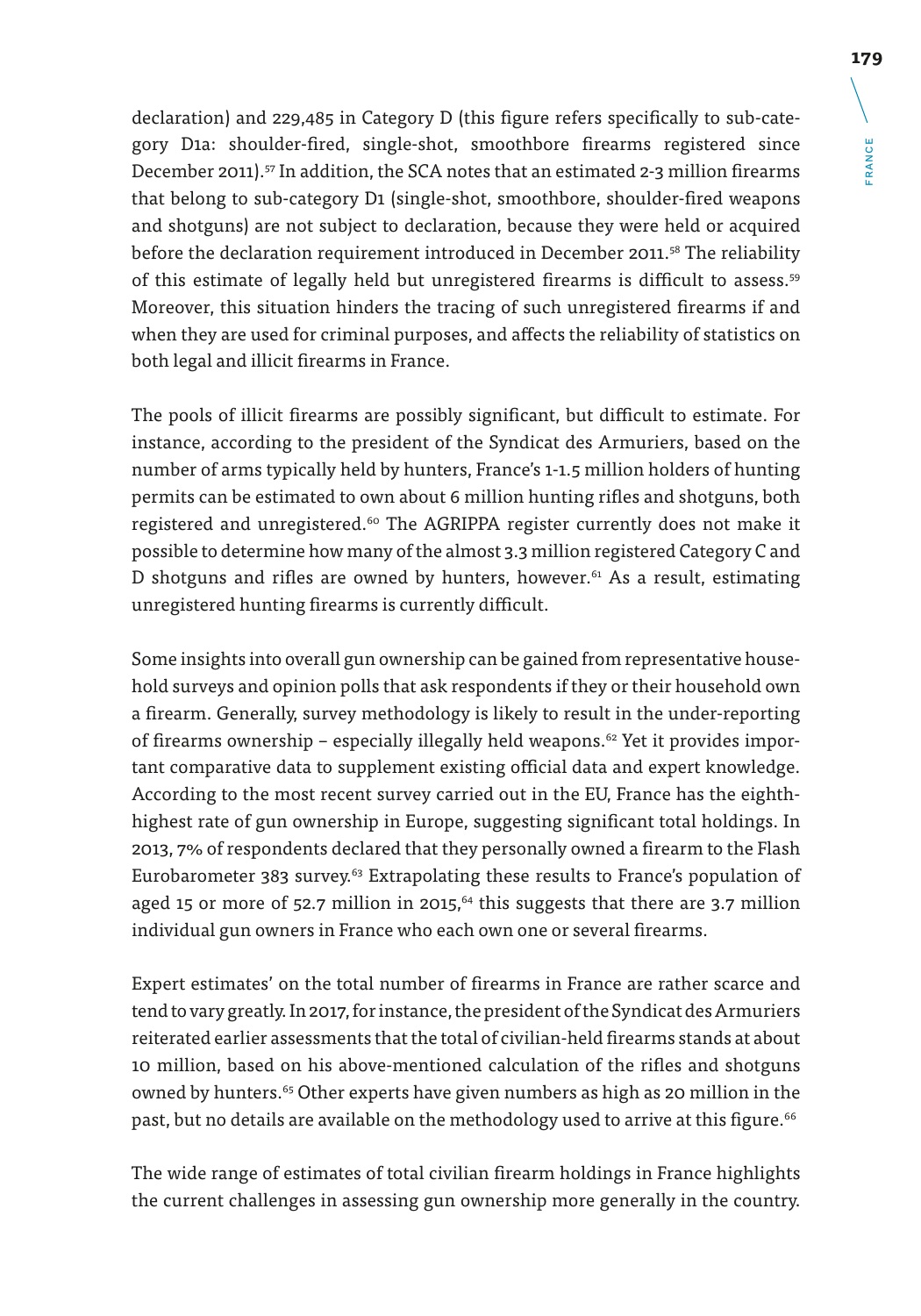declaration) and 229,485 in Category D (this figure refers specifically to sub-category D1a: shoulder-fired, single-shot, smoothbore firearms registered since December 2011).[57] In addition, the SCA notes that an estimated 2-3 million firearms that belong to sub-category D1 (single-shot, smoothbore, shoulder-fired weapons and shotguns) are not subject to declaration, because they were held or acquired before the declaration requirement introduced in December 2011.[58] The reliability of this estimate of legally held but unregistered firearms is difficult to assess.[59] Moreover, this situation hinders the tracing of such unregistered firearms if and when they are used for criminal purposes, and affects the reliability of statistics on both legal and illicit firearms in France.

The pools of illicit firearms are possibly significant, but difficult to estimate. For instance, according to the president of the Syndicat des Armuriers, based on the number of arms typically held by hunters, France's 1-1.5 million holders of hunting permits can be estimated to own about 6 million hunting rifles and shotguns, both registered and unregistered.[60] The AGRIPPA register currently does not make it possible to determine how many of the almost 3.3 million registered Category C and D shotguns and rifles are owned by hunters, however.[61] As a result, estimating unregistered hunting firearms is currently difficult.

Some insights into overall gun ownership can be gained from representative household surveys and opinion polls that ask respondents if they or their household own a firearm. Generally, survey methodology is likely to result in the under-reporting of firearms ownership – especially illegally held weapons.[62] Yet it provides important comparative data to supplement existing official data and expert knowledge. According to the most recent survey carried out in the EU, France has the eighth-highest rate of gun ownership in Europe, suggesting significant total holdings. In 2013, 7% of respondents declared that they personally owned a firearm to the Flash Eurobarometer 383 survey.[63] Extrapolating these results to France's population of aged 15 or more of 52.7 million in 2015,[64] this suggests that there are 3.7 million individual gun owners in France who each own one or several firearms.

Expert estimates' on the total number of firearms in France are rather scarce and tend to vary greatly. In 2017, for instance, the president of the Syndicat des Armuriers reiterated earlier assessments that the total of civilian-held firearms stands at about 10 million, based on his above-mentioned calculation of the rifles and shotguns owned by hunters.[65] Other experts have given numbers as high as 20 million in the past, but no details are available on the methodology used to arrive at this figure.[66]

The wide range of estimates of total civilian firearm holdings in France highlights the current challenges in assessing gun ownership more generally in the country.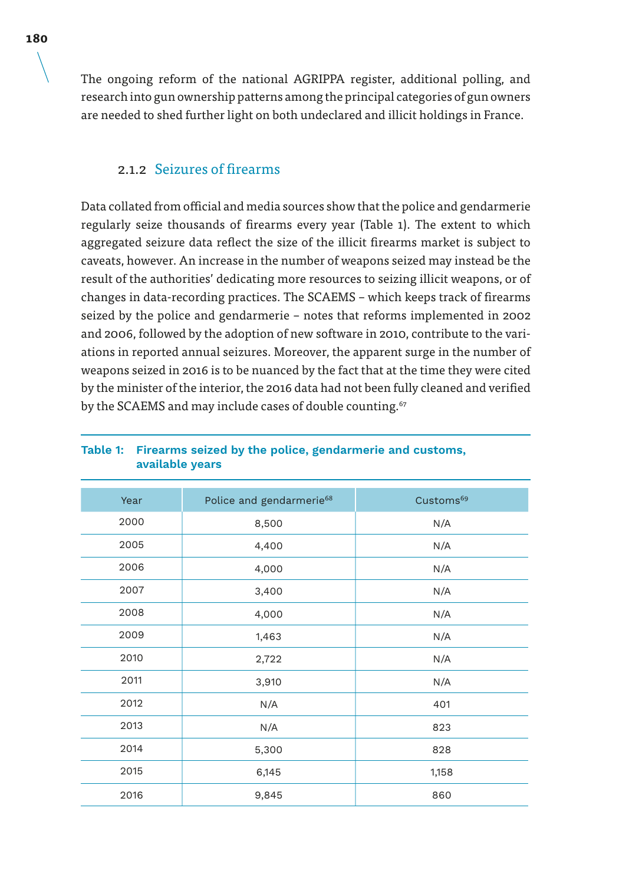The ongoing reform of the national AGRIPPA register, additional polling, and research into gun ownership patterns among the principal categories of gun owners are needed to shed further light on both undeclared and illicit holdings in France.

### 2.1.2 Seizures of firearms

Data collated from official and media sources show that the police and gendarmerie regularly seize thousands of firearms every year (Table 1). The extent to which aggregated seizure data reflect the size of the illicit firearms market is subject to caveats, however. An increase in the number of weapons seized may instead be the result of the authorities' dedicating more resources to seizing illicit weapons, or of changes in data-recording practices. The SCAEMS – which keeps track of firearms seized by the police and gendarmerie – notes that reforms implemented in 2002 and 2006, followed by the adoption of new software in 2010, contribute to the variations in reported annual seizures. Moreover, the apparent surge in the number of weapons seized in 2016 is to be nuanced by the fact that at the time they were cited by the minister of the interior, the 2016 data had not been fully cleaned and verified by the SCAEMS and may include cases of double counting.[67]

**Table 1: Firearms seized by the police, gendarmerie and customs, available years**

| Year | Police and gendarmerie[68] | Customs[69] |
|---|---|---|
| 2000 | 8,500 | N/A |
| 2005 | 4,400 | N/A |
| 2006 | 4,000 | N/A |
| 2007 | 3,400 | N/A |
| 2008 | 4,000 | N/A |
| 2009 | 1,463 | N/A |
| 2010 | 2,722 | N/A |
| 2011 | 3,910 | N/A |
| 2012 | N/A | 401 |
| 2013 | N/A | 823 |
| 2014 | 5,300 | 828 |
| 2015 | 6,145 | 1,158 |
| 2016 | 9,845 | 860 |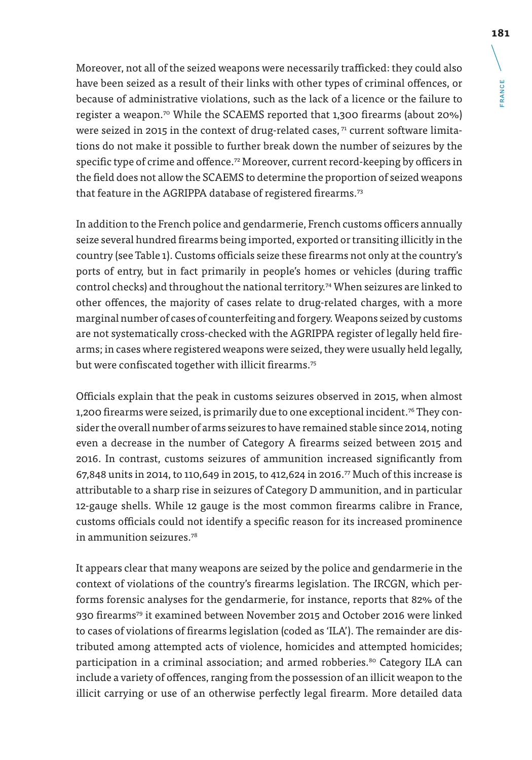Moreover, not all of the seized weapons were necessarily trafficked: they could also have been seized as a result of their links with other types of criminal offences, or because of administrative violations, such as the lack of a licence or the failure to register a weapon.[70] While the SCAEMS reported that 1,300 firearms (about 20%) were seized in 2015 in the context of drug-related cases, [71] current software limitations do not make it possible to further break down the number of seizures by the specific type of crime and offence.[72] Moreover, current record-keeping by officers in the field does not allow the SCAEMS to determine the proportion of seized weapons that feature in the AGRIPPA database of registered firearms.[73]

In addition to the French police and gendarmerie, French customs officers annually seize several hundred firearms being imported, exported or transiting illicitly in the country (see Table 1). Customs officials seize these firearms not only at the country's ports of entry, but in fact primarily in people's homes or vehicles (during traffic control checks) and throughout the national territory.[74] When seizures are linked to other offences, the majority of cases relate to drug-related charges, with a more marginal number of cases of counterfeiting and forgery. Weapons seized by customs are not systematically cross-checked with the AGRIPPA register of legally held firearms; in cases where registered weapons were seized, they were usually held legally, but were confiscated together with illicit firearms.[75]

Officials explain that the peak in customs seizures observed in 2015, when almost 1,200 firearms were seized, is primarily due to one exceptional incident.[76] They consider the overall number of arms seizures to have remained stable since 2014, noting even a decrease in the number of Category A firearms seized between 2015 and 2016. In contrast, customs seizures of ammunition increased significantly from 67,848 units in 2014, to 110,649 in 2015, to 412,624 in 2016.[77] Much of this increase is attributable to a sharp rise in seizures of Category D ammunition, and in particular 12-gauge shells. While 12 gauge is the most common firearms calibre in France, customs officials could not identify a specific reason for its increased prominence in ammunition seizures.[78]

It appears clear that many weapons are seized by the police and gendarmerie in the context of violations of the country's firearms legislation. The IRCGN, which performs forensic analyses for the gendarmerie, for instance, reports that 82% of the 930 firearms[79] it examined between November 2015 and October 2016 were linked to cases of violations of firearms legislation (coded as 'ILA'). The remainder are distributed among attempted acts of violence, homicides and attempted homicides; participation in a criminal association; and armed robberies.[80] Category ILA can include a variety of offences, ranging from the possession of an illicit weapon to the illicit carrying or use of an otherwise perfectly legal firearm. More detailed data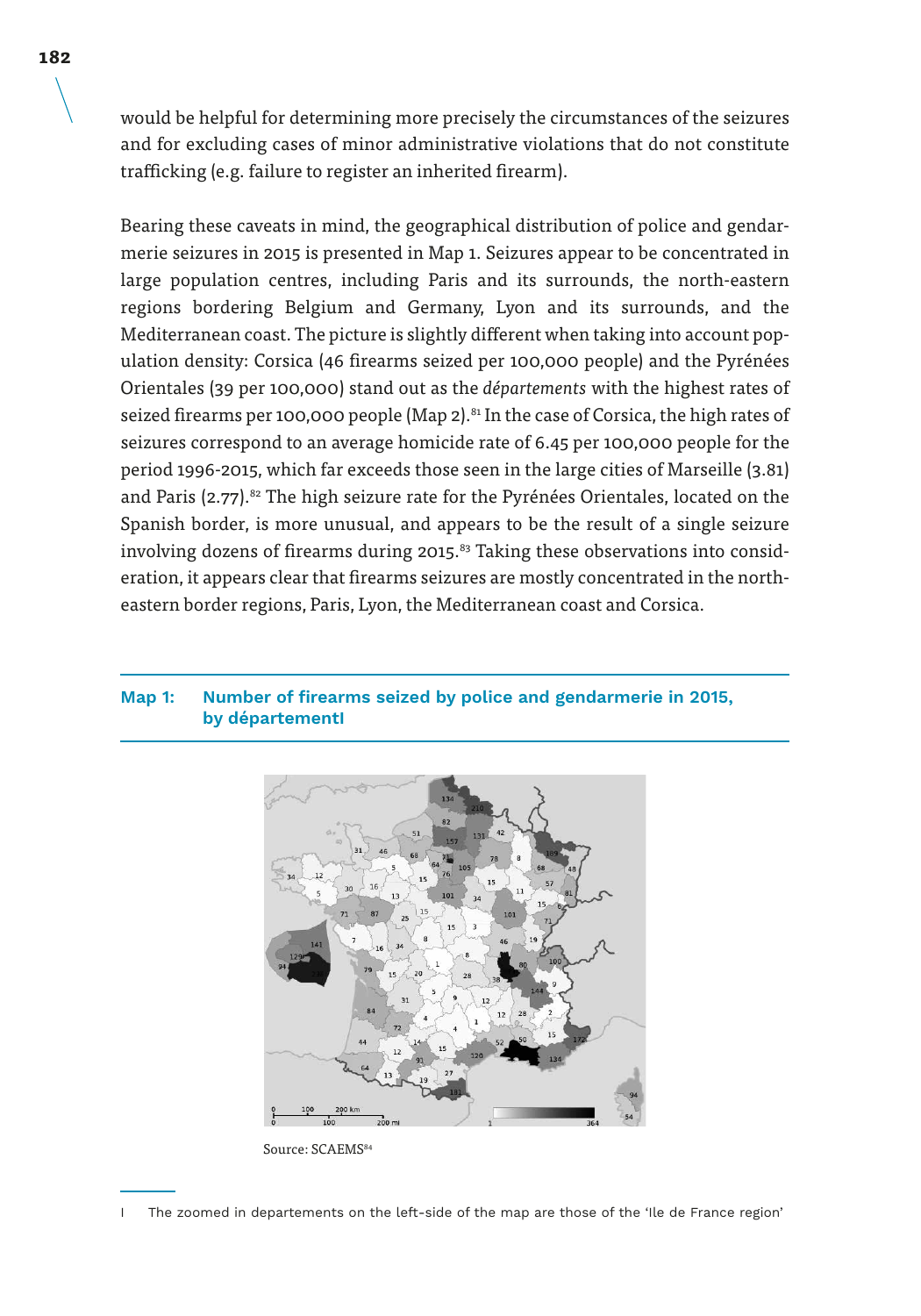would be helpful for determining more precisely the circumstances of the seizures and for excluding cases of minor administrative violations that do not constitute trafficking (e.g. failure to register an inherited firearm).

Bearing these caveats in mind, the geographical distribution of police and gendarmerie seizures in 2015 is presented in Map 1. Seizures appear to be concentrated in large population centres, including Paris and its surrounds, the north-eastern regions bordering Belgium and Germany, Lyon and its surrounds, and the Mediterranean coast. The picture is slightly different when taking into account population density: Corsica (46 firearms seized per 100,000 people) and the Pyrénées Orientales (39 per 100,000) stand out as the *départements* with the highest rates of seized firearms per 100,000 people (Map 2).[81] In the case of Corsica, the high rates of seizures correspond to an average homicide rate of 6.45 per 100,000 people for the period 1996-2015, which far exceeds those seen in the large cities of Marseille (3.81) and Paris (2.77).[82] The high seizure rate for the Pyrénées Orientales, located on the Spanish border, is more unusual, and appears to be the result of a single seizure involving dozens of firearms during 2015.[83] Taking these observations into consideration, it appears clear that firearms seizures are mostly concentrated in the north-eastern border regions, Paris, Lyon, the Mediterranean coast and Corsica.

**Map 1: Number of firearms seized by police and gendarmerie in 2015, by départementI**

Source: SCAEMS[84]

I The zoomed in departements on the left-side of the map are those of the 'Ile de France region'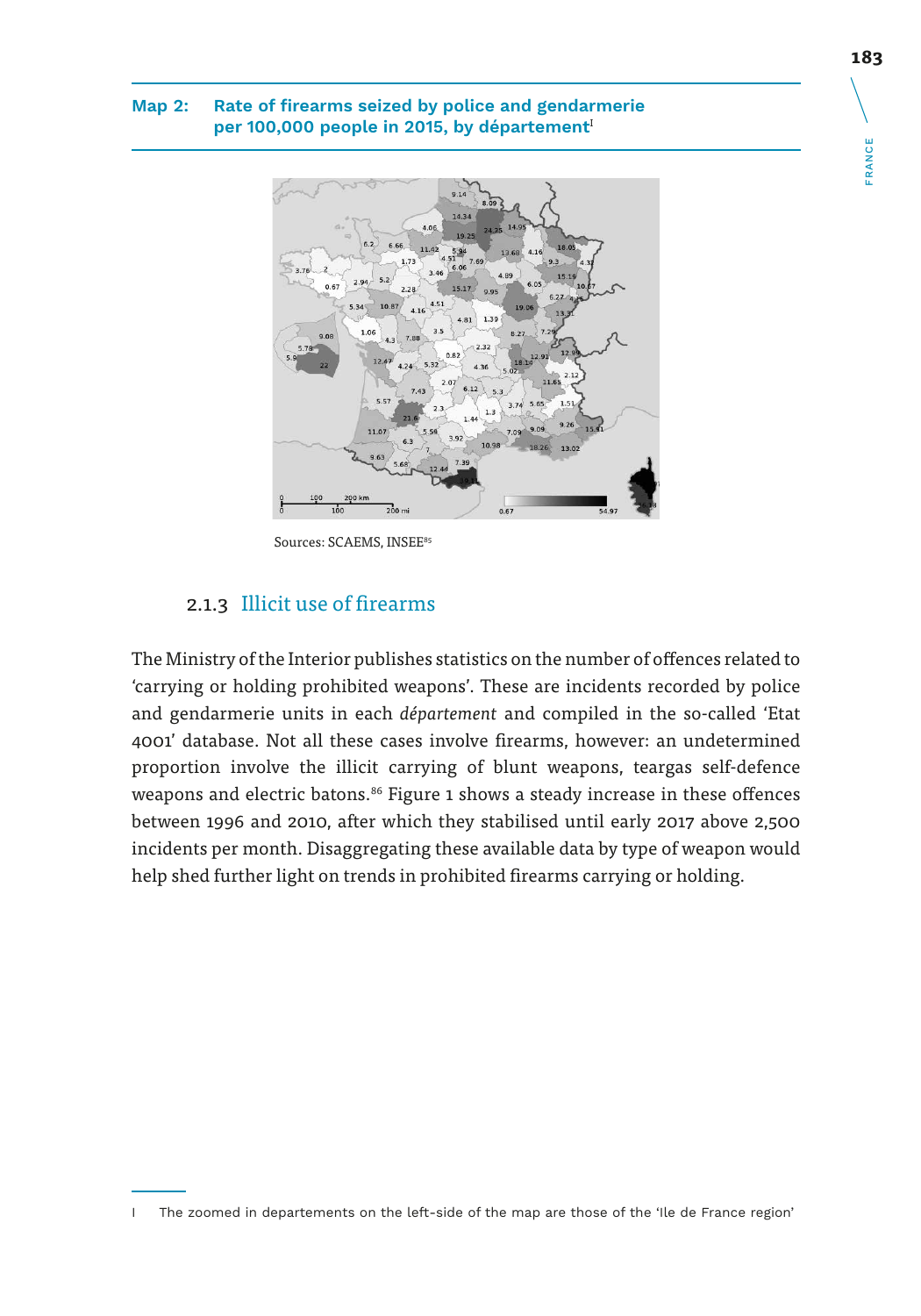**Map 2: Rate of firearms seized by police and gendarmerie per 100,000 people in 2015, by département**[I]

Sources: SCAEMS, INSEE[85]

### 2.1.3 Illicit use of firearms

The Ministry of the Interior publishes statistics on the number of offences related to 'carrying or holding prohibited weapons'. These are incidents recorded by police and gendarmerie units in each *département* and compiled in the so-called 'Etat 4001' database. Not all these cases involve firearms, however: an undetermined proportion involve the illicit carrying of blunt weapons, teargas self-defence weapons and electric batons.[86] Figure 1 shows a steady increase in these offences between 1996 and 2010, after which they stabilised until early 2017 above 2,500 incidents per month. Disaggregating these available data by type of weapon would help shed further light on trends in prohibited firearms carrying or holding.

---

I The zoomed in departements on the left-side of the map are those of the 'Ile de France region'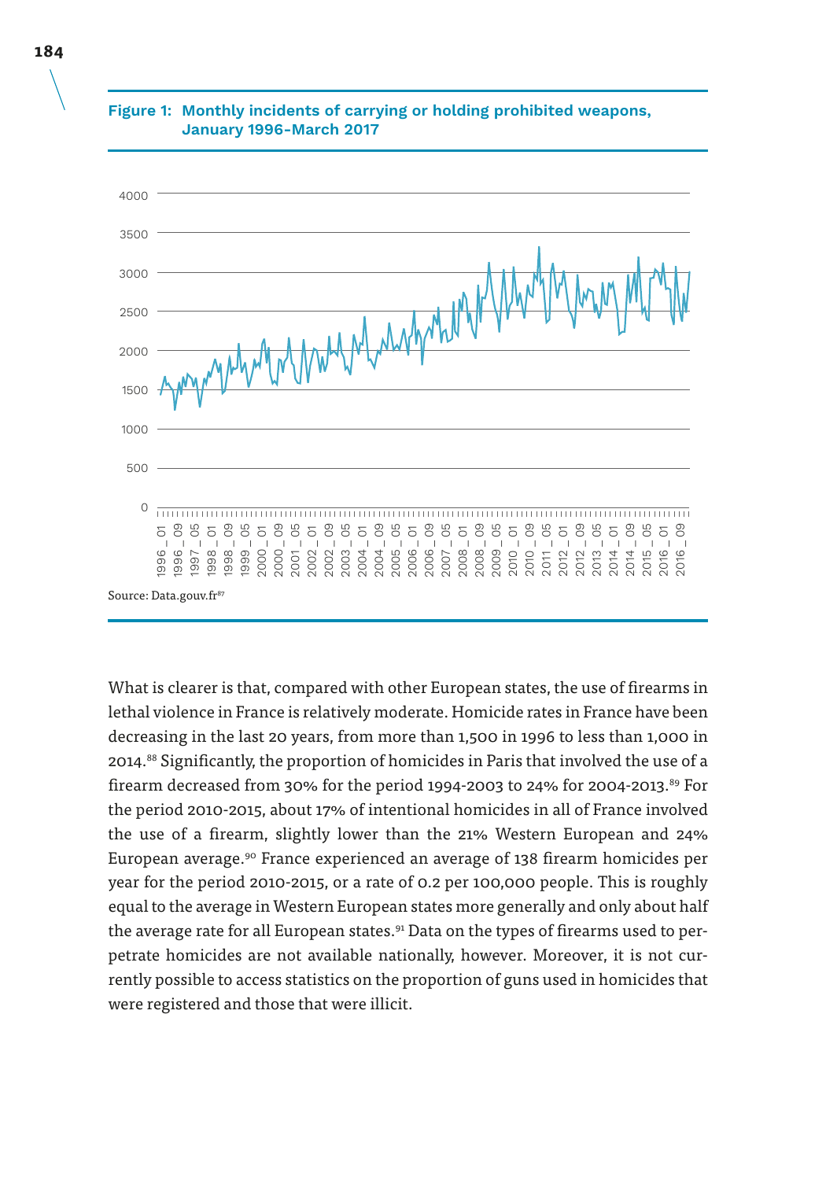**Figure 1: Monthly incidents of carrying or holding prohibited weapons, January 1996–March 2017**

Source: Data.gouv.fr[87]

What is clearer is that, compared with other European states, the use of firearms in lethal violence in France is relatively moderate. Homicide rates in France have been decreasing in the last 20 years, from more than 1,500 in 1996 to less than 1,000 in 2014.[88] Significantly, the proportion of homicides in Paris that involved the use of a firearm decreased from 30% for the period 1994-2003 to 24% for 2004-2013.[89] For the period 2010-2015, about 17% of intentional homicides in all of France involved the use of a firearm, slightly lower than the 21% Western European and 24% European average.[90] France experienced an average of 138 firearm homicides per year for the period 2010-2015, or a rate of 0.2 per 100,000 people. This is roughly equal to the average in Western European states more generally and only about half the average rate for all European states.[91] Data on the types of firearms used to perpetrate homicides are not available nationally, however. Moreover, it is not currently possible to access statistics on the proportion of guns used in homicides that were registered and those that were illicit.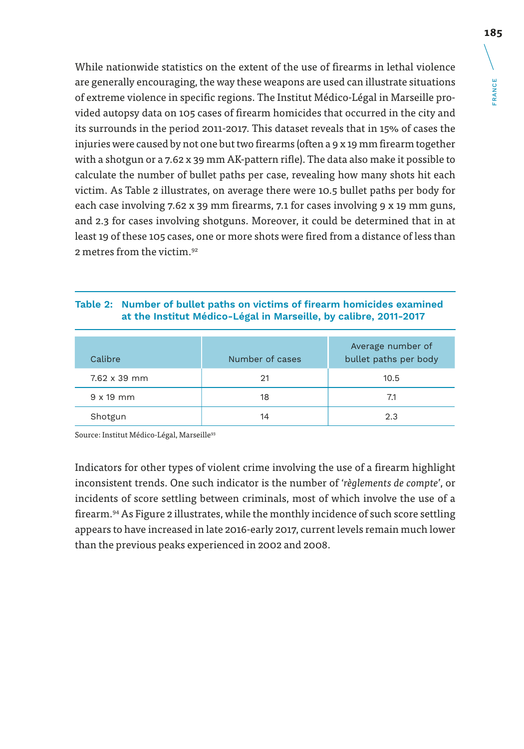While nationwide statistics on the extent of the use of firearms in lethal violence are generally encouraging, the way these weapons are used can illustrate situations of extreme violence in specific regions. The Institut Médico-Légal in Marseille provided autopsy data on 105 cases of firearm homicides that occurred in the city and its surrounds in the period 2011-2017. This dataset reveals that in 15% of cases the injuries were caused by not one but two firearms (often a 9 x 19 mm firearm together with a shotgun or a 7.62 x 39 mm AK-pattern rifle). The data also make it possible to calculate the number of bullet paths per case, revealing how many shots hit each victim. As Table 2 illustrates, on average there were 10.5 bullet paths per body for each case involving 7.62 x 39 mm firearms, 7.1 for cases involving 9 x 19 mm guns, and 2.3 for cases involving shotguns. Moreover, it could be determined that in at least 19 of these 105 cases, one or more shots were fired from a distance of less than 2 metres from the victim.[92]

**Table 2: Number of bullet paths on victims of firearm homicides examined at the Institut Médico-Légal in Marseille, by calibre, 2011-2017**

| Calibre | Number of cases | Average number of bullet paths per body |
|---|---|---|
| 7.62 x 39 mm | 21 | 10.5 |
| 9 x 19 mm | 18 | 7.1 |
| Shotgun | 14 | 2.3 |

Source: Institut Médico-Légal, Marseille[93]

Indicators for other types of violent crime involving the use of a firearm highlight inconsistent trends. One such indicator is the number of '*règlements de compte*', or incidents of score settling between criminals, most of which involve the use of a firearm.[94] As Figure 2 illustrates, while the monthly incidence of such score settling appears to have increased in late 2016-early 2017, current levels remain much lower than the previous peaks experienced in 2002 and 2008.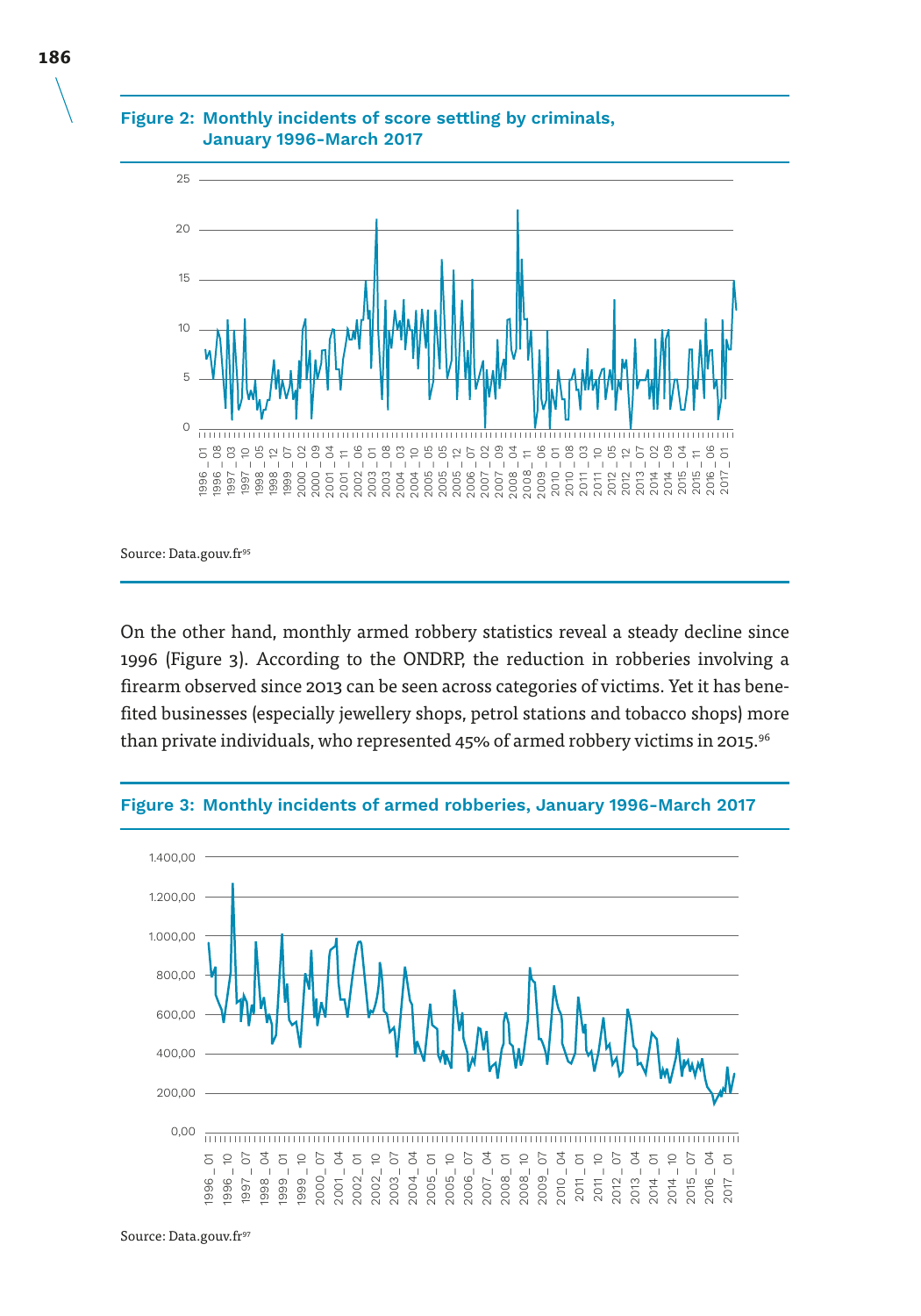**Figure 2: Monthly incidents of score settling by criminals, January 1996-March 2017**

Source: Data.gouv.fr[95]

On the other hand, monthly armed robbery statistics reveal a steady decline since 1996 (Figure 3). According to the ONDRP, the reduction in robberies involving a firearm observed since 2013 can be seen across categories of victims. Yet it has benefited businesses (especially jewellery shops, petrol stations and tobacco shops) more than private individuals, who represented 45% of armed robbery victims in 2015.[96]

**Figure 3: Monthly incidents of armed robberies, January 1996-March 2017**

Source: Data.gouv.fr[97]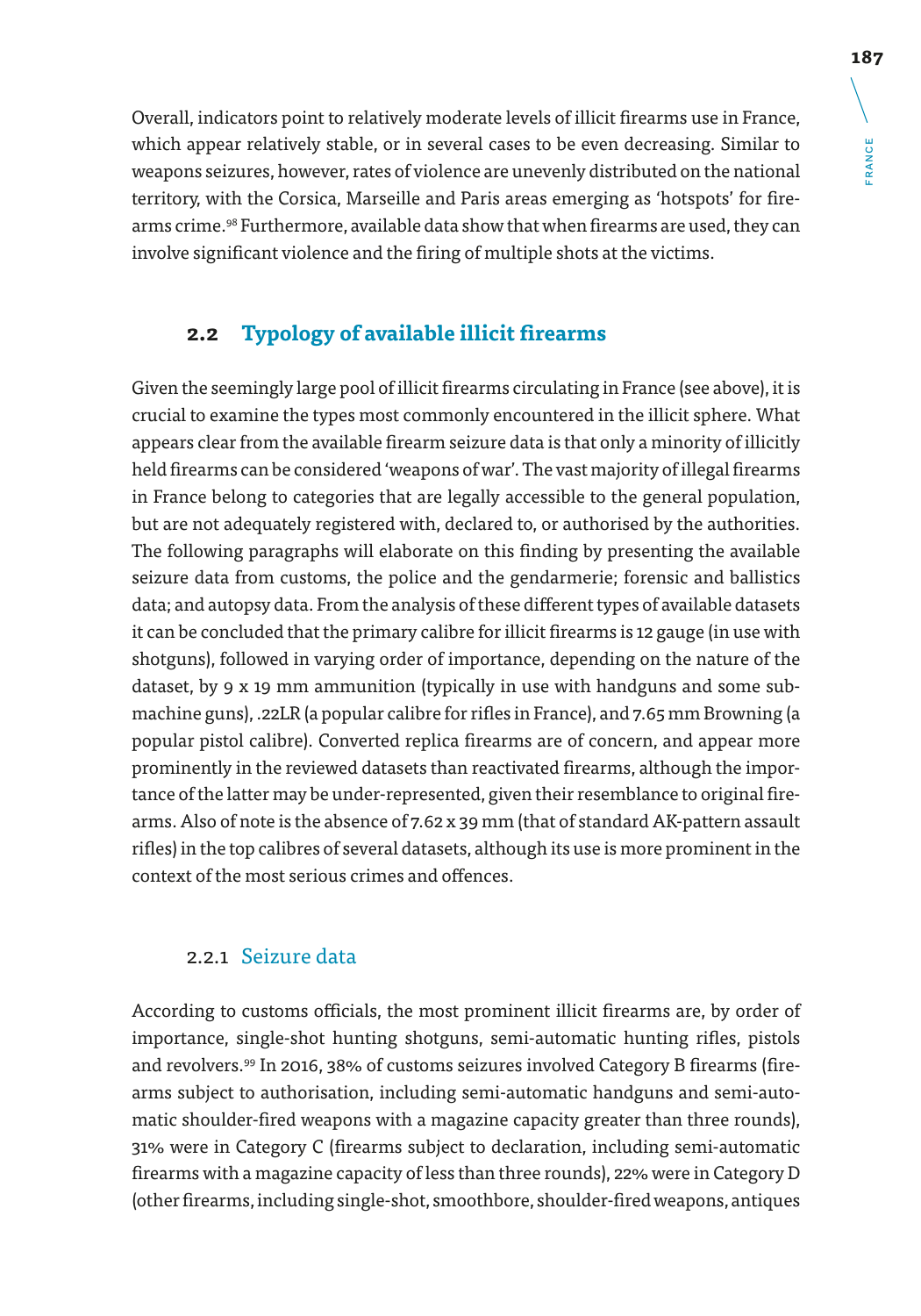Overall, indicators point to relatively moderate levels of illicit firearms use in France, which appear relatively stable, or in several cases to be even decreasing. Similar to weapons seizures, however, rates of violence are unevenly distributed on the national territory, with the Corsica, Marseille and Paris areas emerging as 'hotspots' for firearms crime.[98] Furthermore, available data show that when firearms are used, they can involve significant violence and the firing of multiple shots at the victims.

## 2.2 Typology of available illicit firearms

Given the seemingly large pool of illicit firearms circulating in France (see above), it is crucial to examine the types most commonly encountered in the illicit sphere. What appears clear from the available firearm seizure data is that only a minority of illicitly held firearms can be considered 'weapons of war'. The vast majority of illegal firearms in France belong to categories that are legally accessible to the general population, but are not adequately registered with, declared to, or authorised by the authorities. The following paragraphs will elaborate on this finding by presenting the available seizure data from customs, the police and the gendarmerie; forensic and ballistics data; and autopsy data. From the analysis of these different types of available datasets it can be concluded that the primary calibre for illicit firearms is 12 gauge (in use with shotguns), followed in varying order of importance, depending on the nature of the dataset, by 9 x 19 mm ammunition (typically in use with handguns and some submachine guns), .22LR (a popular calibre for rifles in France), and 7.65 mm Browning (a popular pistol calibre). Converted replica firearms are of concern, and appear more prominently in the reviewed datasets than reactivated firearms, although the importance of the latter may be under-represented, given their resemblance to original firearms. Also of note is the absence of 7.62 x 39 mm (that of standard AK-pattern assault rifles) in the top calibres of several datasets, although its use is more prominent in the context of the most serious crimes and offences.

### 2.2.1 Seizure data

According to customs officials, the most prominent illicit firearms are, by order of importance, single-shot hunting shotguns, semi-automatic hunting rifles, pistols and revolvers.[99] In 2016, 38% of customs seizures involved Category B firearms (firearms subject to authorisation, including semi-automatic handguns and semi-automatic shoulder-fired weapons with a magazine capacity greater than three rounds), 31% were in Category C (firearms subject to declaration, including semi-automatic firearms with a magazine capacity of less than three rounds), 22% were in Category D (other firearms, including single-shot, smoothbore, shoulder-fired weapons, antiques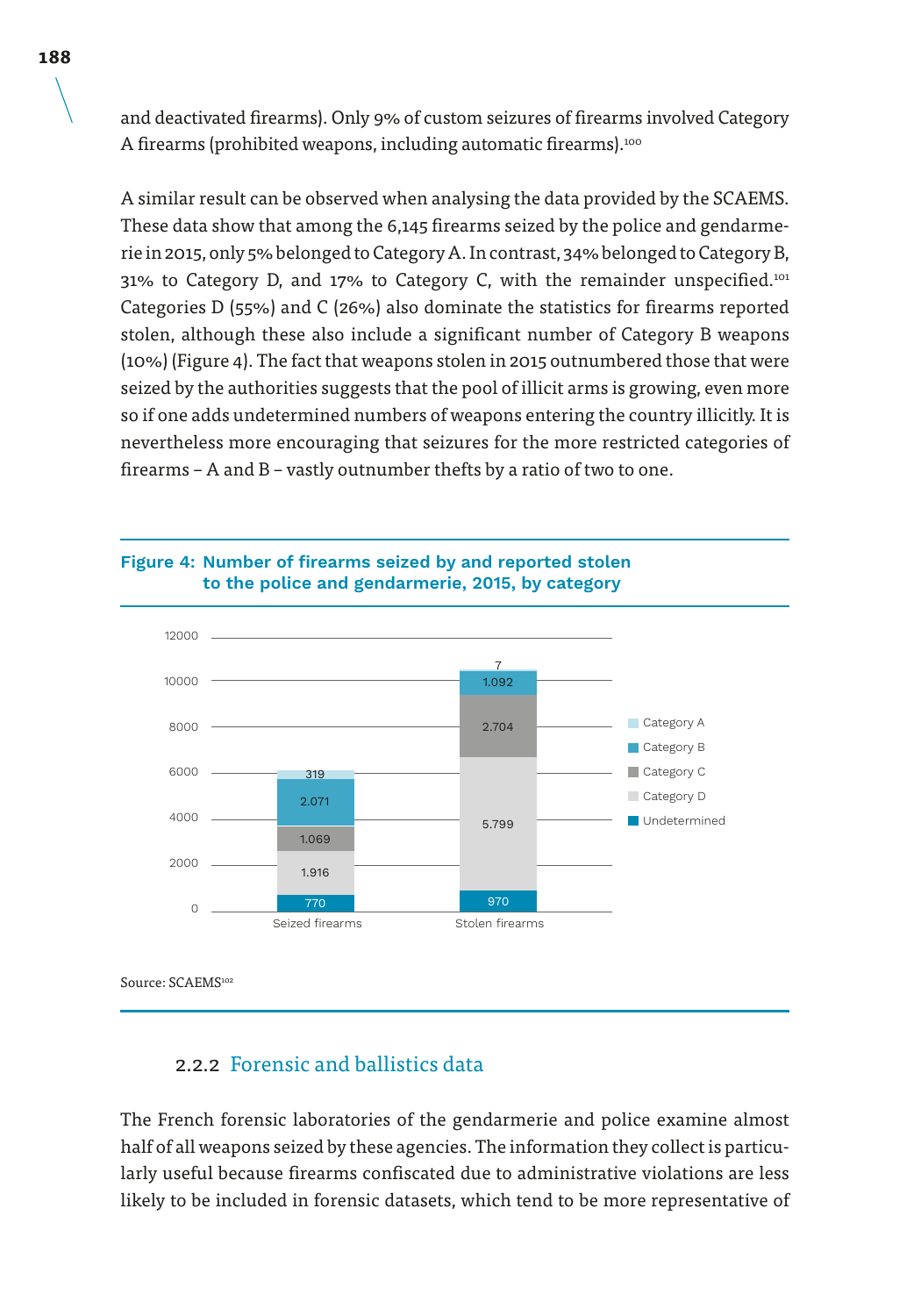and deactivated firearms). Only 9% of custom seizures of firearms involved Category A firearms (prohibited weapons, including automatic firearms).[100]

A similar result can be observed when analysing the data provided by the SCAEMS. These data show that among the 6,145 firearms seized by the police and gendarmerie in 2015, only 5% belonged to Category A. In contrast, 34% belonged to Category B, 31% to Category D, and 17% to Category C, with the remainder unspecified.[101] Categories D (55%) and C (26%) also dominate the statistics for firearms reported stolen, although these also include a significant number of Category B weapons (10%) (Figure 4). The fact that weapons stolen in 2015 outnumbered those that were seized by the authorities suggests that the pool of illicit arms is growing, even more so if one adds undetermined numbers of weapons entering the country illicitly. It is nevertheless more encouraging that seizures for the more restricted categories of firearms – A and B – vastly outnumber thefts by a ratio of two to one.

**Figure 4: Number of firearms seized by and reported stolen to the police and gendarmerie, 2015, by category**

| | Seized firearms | Stolen firearms |
|---|---|---|
| Category A | 319 | 7 |
| Category B | 2.071 | 1.092 |
| Category C | 1.069 | 2.704 |
| Category D | 1.916 | 5.799 |
| Undetermined | 770 | 970 |

Source: SCAEMS[102]

### 2.2.2 Forensic and ballistics data

The French forensic laboratories of the gendarmerie and police examine almost half of all weapons seized by these agencies. The information they collect is particularly useful because firearms confiscated due to administrative violations are less likely to be included in forensic datasets, which tend to be more representative of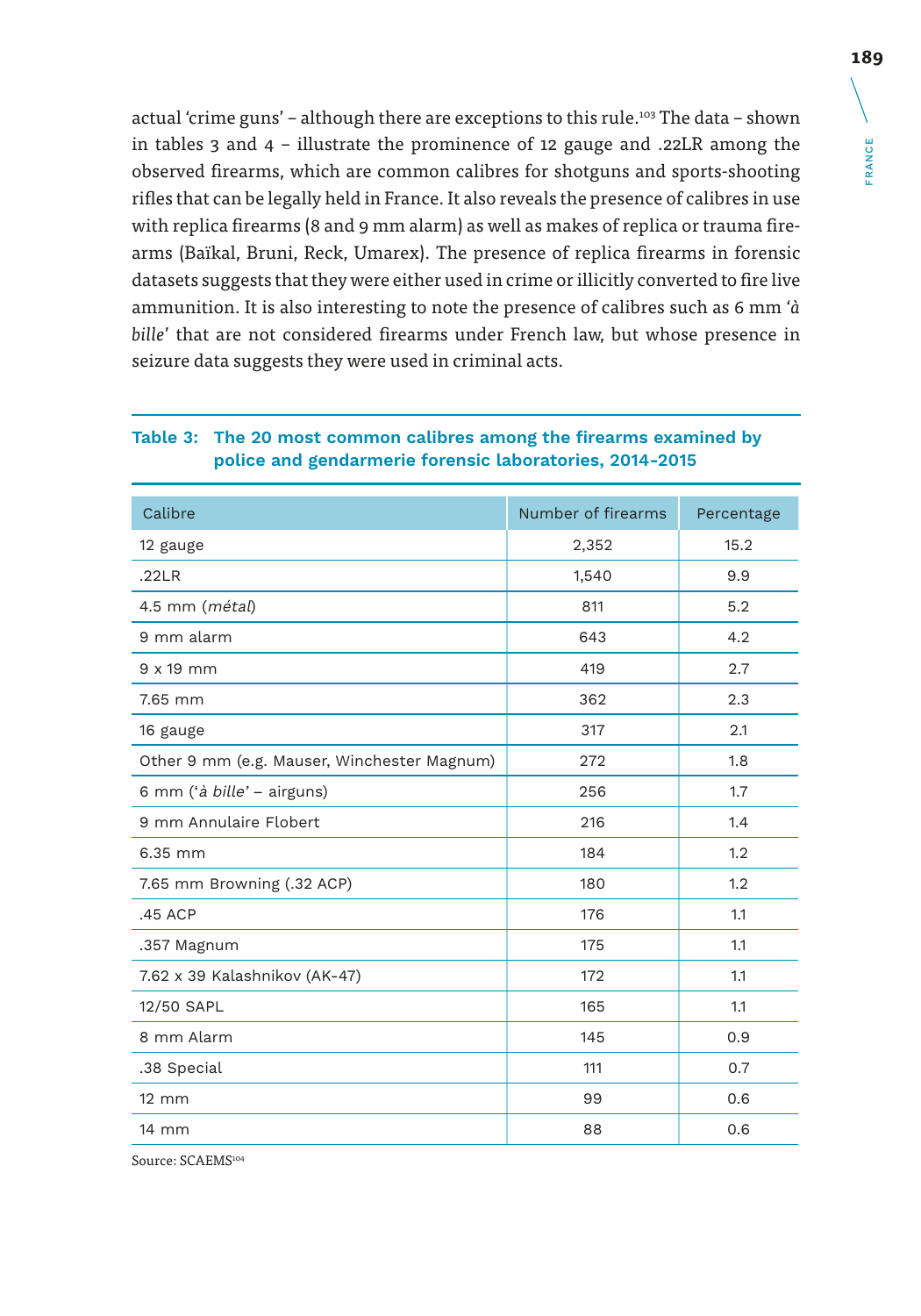actual 'crime guns' – although there are exceptions to this rule.[103] The data – shown in tables 3 and 4 – illustrate the prominence of 12 gauge and .22LR among the observed firearms, which are common calibres for shotguns and sports-shooting rifles that can be legally held in France. It also reveals the presence of calibres in use with replica firearms (8 and 9 mm alarm) as well as makes of replica or trauma firearms (Baïkal, Bruni, Reck, Umarex). The presence of replica firearms in forensic datasets suggests that they were either used in crime or illicitly converted to fire live ammunition. It is also interesting to note the presence of calibres such as 6 mm '*à bille*' that are not considered firearms under French law, but whose presence in seizure data suggests they were used in criminal acts.

**Table 3: The 20 most common calibres among the firearms examined by police and gendarmerie forensic laboratories, 2014-2015**

| Calibre | Number of firearms | Percentage |
|---|---|---|
| 12 gauge | 2,352 | 15.2 |
| .22LR | 1,540 | 9.9 |
| 4.5 mm (*métal*) | 811 | 5.2 |
| 9 mm alarm | 643 | 4.2 |
| 9 x 19 mm | 419 | 2.7 |
| 7.65 mm | 362 | 2.3 |
| 16 gauge | 317 | 2.1 |
| Other 9 mm (e.g. Mauser, Winchester Magnum) | 272 | 1.8 |
| 6 mm ('*à bille*' – airguns) | 256 | 1.7 |
| 9 mm Annulaire Flobert | 216 | 1.4 |
| 6.35 mm | 184 | 1.2 |
| 7.65 mm Browning (.32 ACP) | 180 | 1.2 |
| .45 ACP | 176 | 1.1 |
| .357 Magnum | 175 | 1.1 |
| 7.62 x 39 Kalashnikov (AK-47) | 172 | 1.1 |
| 12/50 SAPL | 165 | 1.1 |
| 8 mm Alarm | 145 | 0.9 |
| .38 Special | 111 | 0.7 |
| 12 mm | 99 | 0.6 |
| 14 mm | 88 | 0.6 |

Source: SCAEMS[104]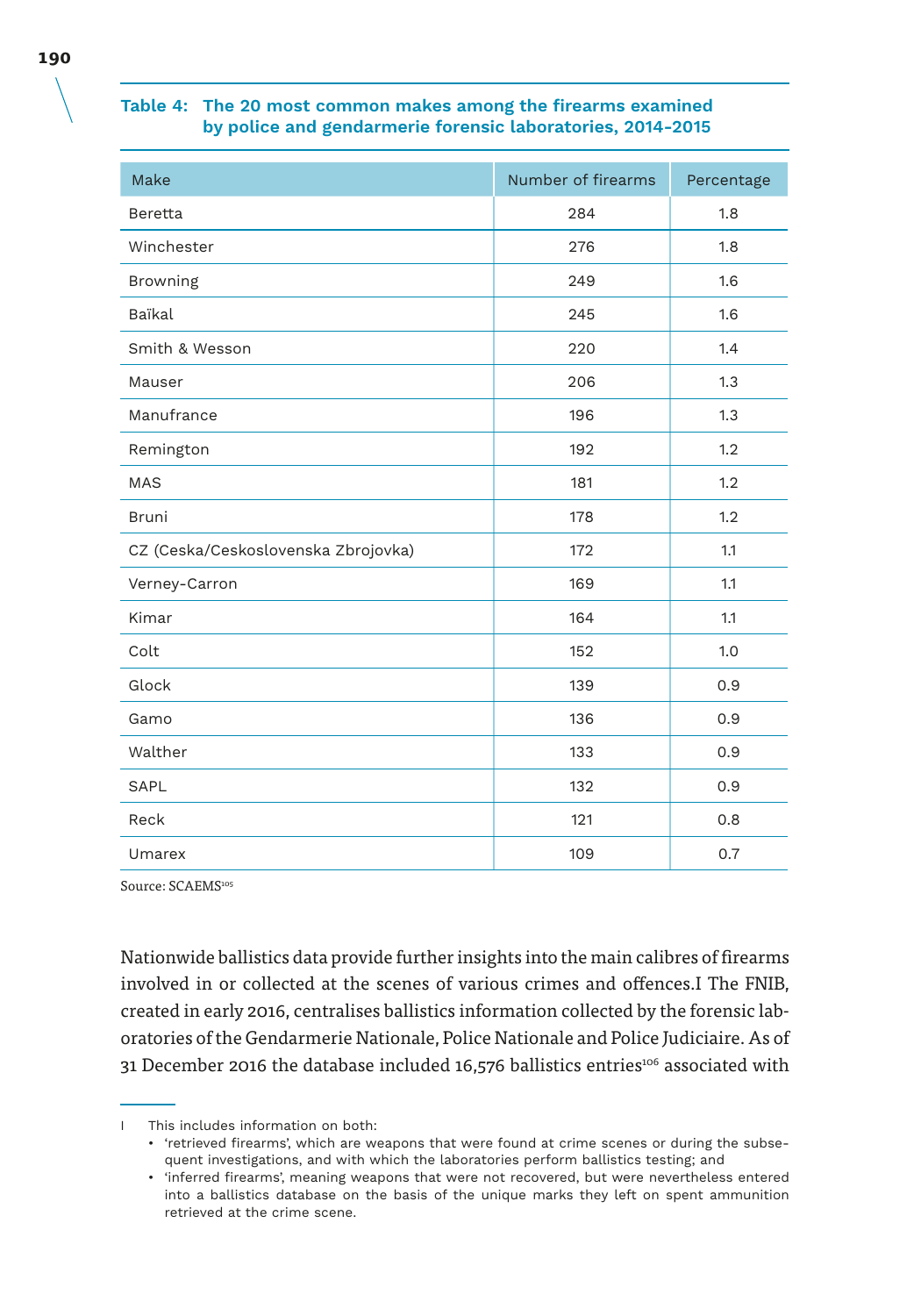**Table 4: The 20 most common makes among the firearms examined by police and gendarmerie forensic laboratories, 2014-2015**

| Make | Number of firearms | Percentage |
|---|---|---|
| Beretta | 284 | 1.8 |
| Winchester | 276 | 1.8 |
| Browning | 249 | 1.6 |
| Baïkal | 245 | 1.6 |
| Smith & Wesson | 220 | 1.4 |
| Mauser | 206 | 1.3 |
| Manufrance | 196 | 1.3 |
| Remington | 192 | 1.2 |
| MAS | 181 | 1.2 |
| Bruni | 178 | 1.2 |
| CZ (Ceska/Ceskoslovenska Zbrojovka) | 172 | 1.1 |
| Verney-Carron | 169 | 1.1 |
| Kimar | 164 | 1.1 |
| Colt | 152 | 1.0 |
| Glock | 139 | 0.9 |
| Gamo | 136 | 0.9 |
| Walther | 133 | 0.9 |
| SAPL | 132 | 0.9 |
| Reck | 121 | 0.8 |
| Umarex | 109 | 0.7 |

Source: SCAEMS[105]

Nationwide ballistics data provide further insights into the main calibres of firearms involved in or collected at the scenes of various crimes and offences.I The FNIB, created in early 2016, centralises ballistics information collected by the forensic laboratories of the Gendarmerie Nationale, Police Nationale and Police Judiciaire. As of 31 December 2016 the database included 16,576 ballistics entries[106] associated with

I This includes information on both:
- 'retrieved firearms', which are weapons that were found at crime scenes or during the subsequent investigations, and with which the laboratories perform ballistics testing; and
- 'inferred firearms', meaning weapons that were not recovered, but were nevertheless entered into a ballistics database on the basis of the unique marks they left on spent ammunition retrieved at the crime scene.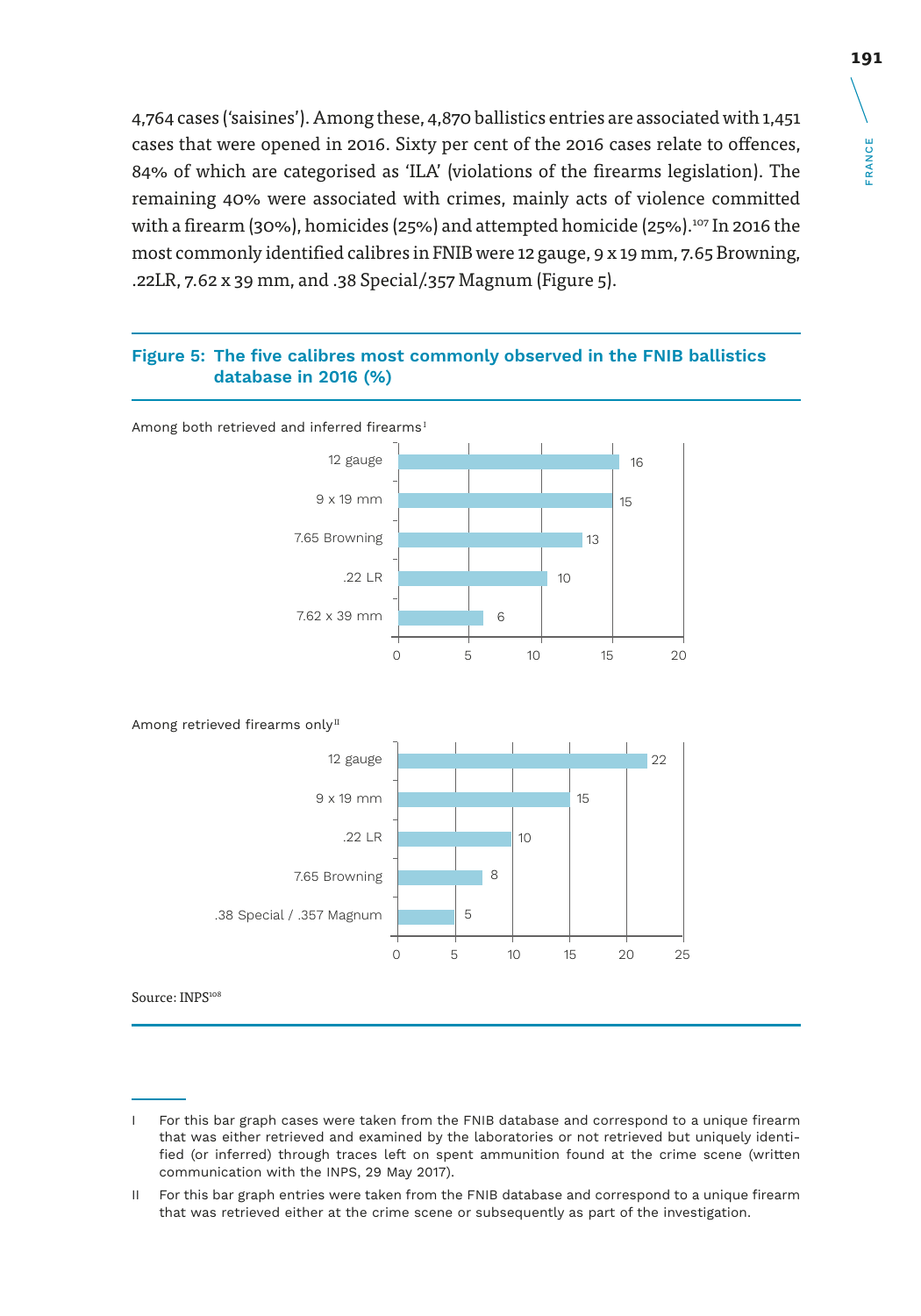4,764 cases ('saisines'). Among these, 4,870 ballistics entries are associated with 1,451 cases that were opened in 2016. Sixty per cent of the 2016 cases relate to offences, 84% of which are categorised as 'ILA' (violations of the firearms legislation). The remaining 40% were associated with crimes, mainly acts of violence committed with a firearm (30%), homicides (25%) and attempted homicide (25%).[107] In 2016 the most commonly identified calibres in FNIB were 12 gauge, 9 x 19 mm, 7.65 Browning, .22LR, 7.62 x 39 mm, and .38 Special/.357 Magnum (Figure 5).

**Figure 5: The five calibres most commonly observed in the FNIB ballistics database in 2016 (%)**

Among both retrieved and inferred firearms[I]

| Calibre | % |
|---|---|
| 12 gauge | 16 |
| 9 x 19 mm | 15 |
| 7.65 Browning | 13 |
| .22 LR | 10 |
| 7.62 x 39 mm | 6 |

Among retrieved firearms only[II]

| Calibre | % |
|---|---|
| 12 gauge | 22 |
| 9 x 19 mm | 15 |
| .22 LR | 10 |
| 7.65 Browning | 8 |
| .38 Special / .357 Magnum | 5 |

Source: INPS[108]

I For this bar graph cases were taken from the FNIB database and correspond to a unique firearm that was either retrieved and examined by the laboratories or not retrieved but uniquely identified (or inferred) through traces left on spent ammunition found at the crime scene (written communication with the INPS, 29 May 2017).

II For this bar graph entries were taken from the FNIB database and correspond to a unique firearm that was retrieved either at the crime scene or subsequently as part of the investigation.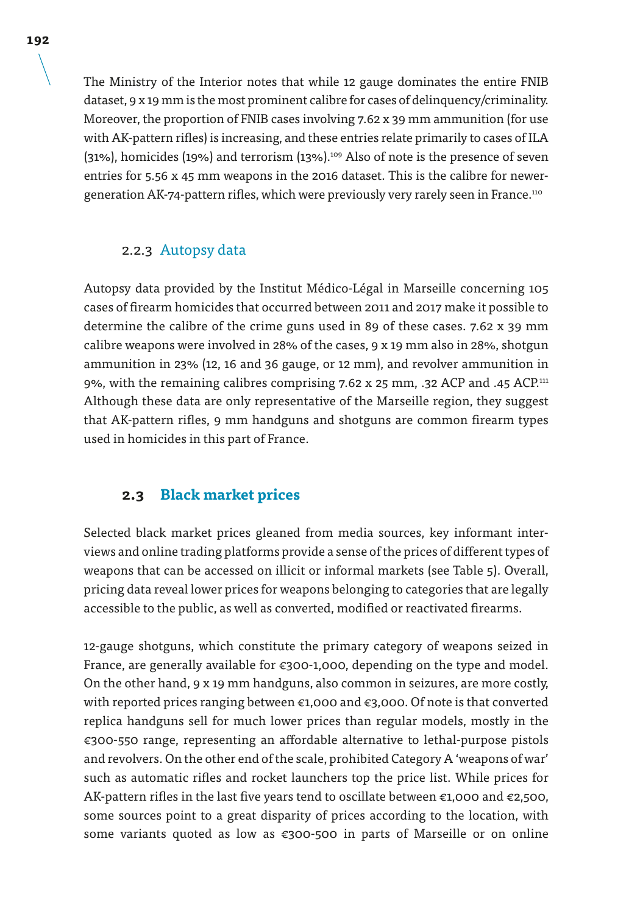The Ministry of the Interior notes that while 12 gauge dominates the entire FNIB dataset, 9 x 19 mm is the most prominent calibre for cases of delinquency/criminality. Moreover, the proportion of FNIB cases involving 7.62 x 39 mm ammunition (for use with AK-pattern rifles) is increasing, and these entries relate primarily to cases of ILA (31%), homicides (19%) and terrorism (13%).[109] Also of note is the presence of seven entries for 5.56 x 45 mm weapons in the 2016 dataset. This is the calibre for newer-generation AK-74-pattern rifles, which were previously very rarely seen in France.[110]

### 2.2.3 Autopsy data

Autopsy data provided by the Institut Médico-Légal in Marseille concerning 105 cases of firearm homicides that occurred between 2011 and 2017 make it possible to determine the calibre of the crime guns used in 89 of these cases. 7.62 x 39 mm calibre weapons were involved in 28% of the cases, 9 x 19 mm also in 28%, shotgun ammunition in 23% (12, 16 and 36 gauge, or 12 mm), and revolver ammunition in 9%, with the remaining calibres comprising 7.62 x 25 mm, .32 ACP and .45 ACP.[111] Although these data are only representative of the Marseille region, they suggest that AK-pattern rifles, 9 mm handguns and shotguns are common firearm types used in homicides in this part of France.

## 2.3 Black market prices

Selected black market prices gleaned from media sources, key informant interviews and online trading platforms provide a sense of the prices of different types of weapons that can be accessed on illicit or informal markets (see Table 5). Overall, pricing data reveal lower prices for weapons belonging to categories that are legally accessible to the public, as well as converted, modified or reactivated firearms.

12-gauge shotguns, which constitute the primary category of weapons seized in France, are generally available for €300-1,000, depending on the type and model. On the other hand, 9 x 19 mm handguns, also common in seizures, are more costly, with reported prices ranging between €1,000 and €3,000. Of note is that converted replica handguns sell for much lower prices than regular models, mostly in the €300-550 range, representing an affordable alternative to lethal-purpose pistols and revolvers. On the other end of the scale, prohibited Category A 'weapons of war' such as automatic rifles and rocket launchers top the price list. While prices for AK-pattern rifles in the last five years tend to oscillate between €1,000 and €2,500, some sources point to a great disparity of prices according to the location, with some variants quoted as low as €300-500 in parts of Marseille or on online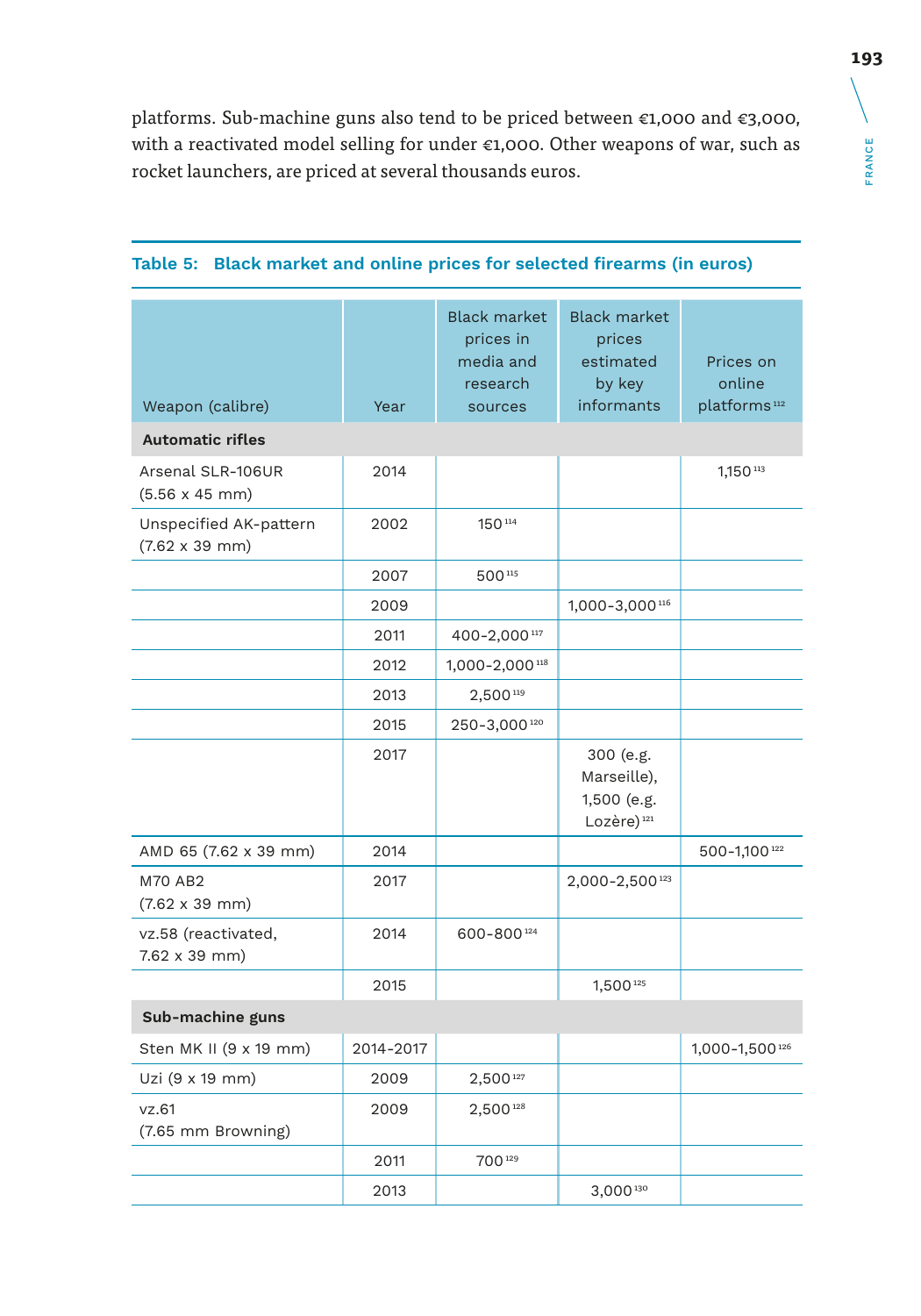platforms. Sub-machine guns also tend to be priced between €1,000 and €3,000, with a reactivated model selling for under €1,000. Other weapons of war, such as rocket launchers, are priced at several thousands euros.

**Table 5: Black market and online prices for selected firearms (in euros)**

| Weapon (calibre) | Year | Black market prices in media and research sources | Black market prices estimated by key informants | Prices on online platforms [112] |
|---|---|---|---|---|
| **Automatic rifles** | | | | |
| Arsenal SLR-106UR (5.56 x 45 mm) | 2014 | | | 1,150 [113] |
| Unspecified AK-pattern (7.62 x 39 mm) | 2002 | 150 [114] | | |
| | 2007 | 500 [115] | | |
| | 2009 | | 1,000–3,000 [116] | |
| | 2011 | 400–2,000 [117] | | |
| | 2012 | 1,000–2,000 [118] | | |
| | 2013 | 2,500 [119] | | |
| | 2015 | 250–3,000 [120] | | |
| | 2017 | | 300 (e.g. Marseille), 1,500 (e.g. Lozère) [121] | |
| AMD 65 (7.62 x 39 mm) | 2014 | | | 500–1,100 [122] |
| M70 AB2 (7.62 x 39 mm) | 2017 | | 2,000–2,500 [123] | |
| vz.58 (reactivated, 7.62 x 39 mm) | 2014 | 600–800 [124] | | |
| | 2015 | | 1,500 [125] | |
| **Sub-machine guns** | | | | |
| Sten MK II (9 x 19 mm) | 2014–2017 | | | 1,000–1,500 [126] |
| Uzi (9 x 19 mm) | 2009 | 2,500 [127] | | |
| vz.61 (7.65 mm Browning) | 2009 | 2,500 [128] | | |
| | 2011 | 700 [129] | | |
| | 2013 | | 3,000 [130] | |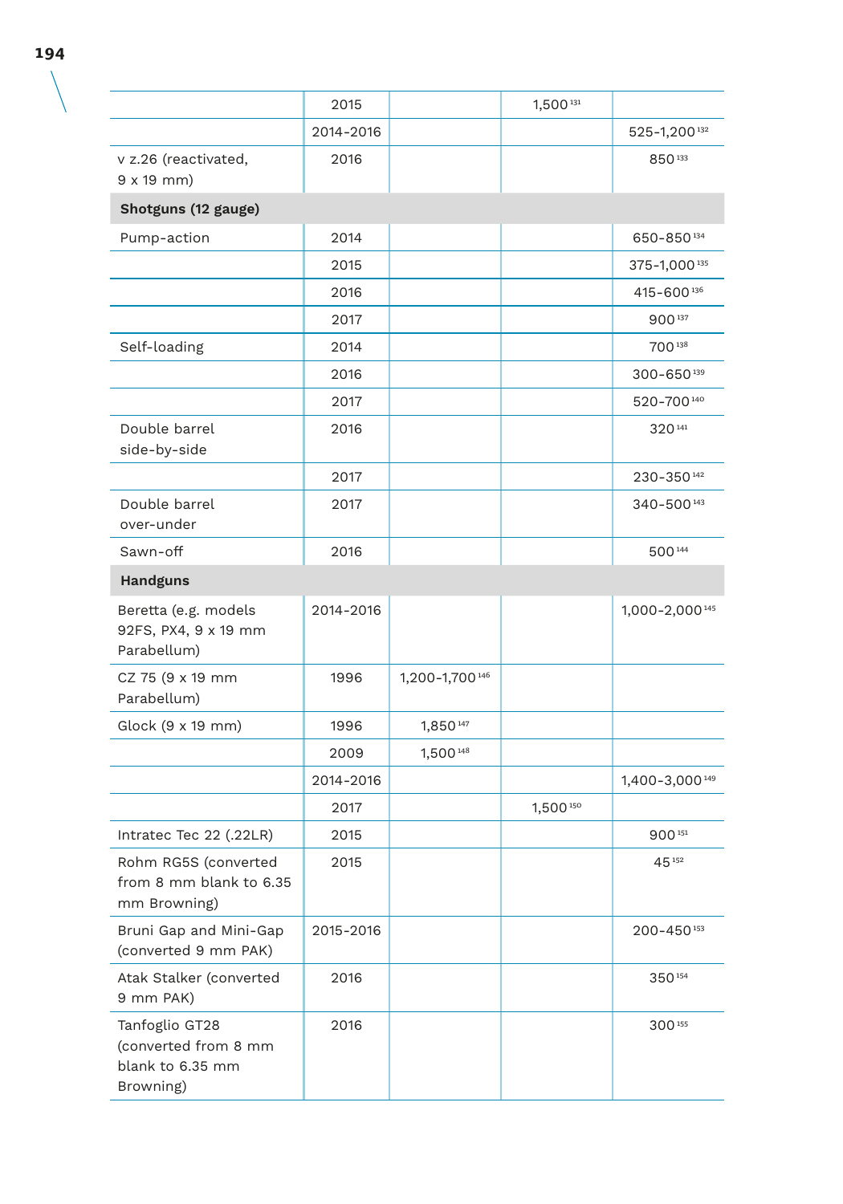| | | | | |
|---|---|---|---|---|
| | 2015 | | 1,500 [131] | |
| | 2014-2016 | | | 525-1,200 [132] |
| v z.26 (reactivated, 9 x 19 mm) | 2016 | | | 850 [133] |
| **Shotguns (12 gauge)** | | | | |
| Pump-action | 2014 | | | 650-850 [134] |
| | 2015 | | | 375-1,000 [135] |
| | 2016 | | | 415-600 [136] |
| | 2017 | | | 900 [137] |
| Self-loading | 2014 | | | 700 [138] |
| | 2016 | | | 300-650 [139] |
| | 2017 | | | 520-700 [140] |
| Double barrel side-by-side | 2016 | | | 320 [141] |
| | 2017 | | | 230-350 [142] |
| Double barrel over-under | 2017 | | | 340-500 [143] |
| Sawn-off | 2016 | | | 500 [144] |
| **Handguns** | | | | |
| Beretta (e.g. models 92FS, PX4, 9 x 19 mm Parabellum) | 2014-2016 | | | 1,000-2,000 [145] |
| CZ 75 (9 x 19 mm Parabellum) | 1996 | 1,200-1,700 [146] | | |
| Glock (9 x 19 mm) | 1996 | 1,850 [147] | | |
| | 2009 | 1,500 [148] | | |
| | 2014-2016 | | | 1,400-3,000 [149] |
| | 2017 | | 1,500 [150] | |
| Intratec Tec 22 (.22LR) | 2015 | | | 900 [151] |
| Rohm RG5S (converted from 8 mm blank to 6.35 mm Browning) | 2015 | | | 45 [152] |
| Bruni Gap and Mini-Gap (converted 9 mm PAK) | 2015-2016 | | | 200-450 [153] |
| Atak Stalker (converted 9 mm PAK) | 2016 | | | 350 [154] |
| Tanfoglio GT28 (converted from 8 mm blank to 6.35 mm Browning) | 2016 | | | 300 [155] |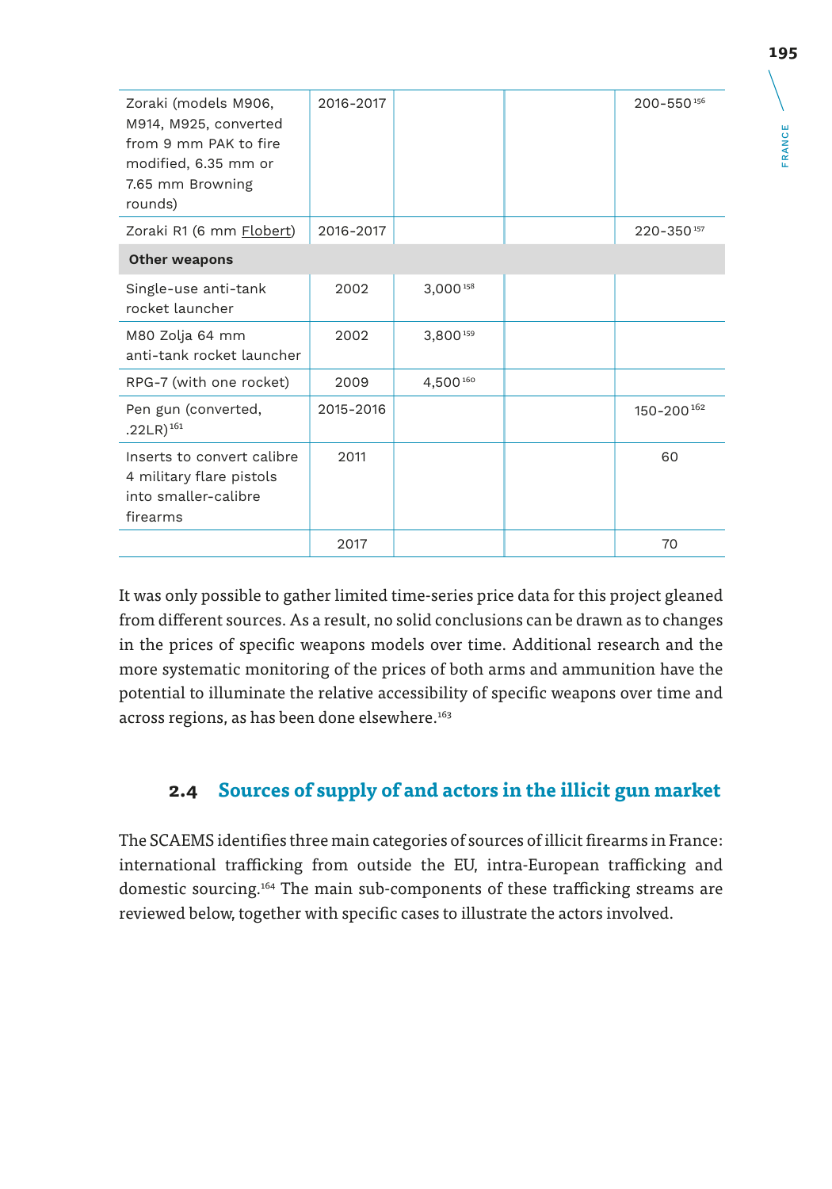| | | | | |
|---|---|---|---|---|
| Zoraki (models M906, M914, M925, converted from 9 mm PAK to fire modified, 6.35 mm or 7.65 mm Browning rounds) | 2016-2017 | | | 200-550[156] |
| Zoraki R1 (6 mm Flobert) | 2016-2017 | | | 220-350[157] |
| **Other weapons** | | | | |
| Single-use anti-tank rocket launcher | 2002 | 3,000[158] | | |
| M80 Zolja 64 mm anti-tank rocket launcher | 2002 | 3,800[159] | | |
| RPG-7 (with one rocket) | 2009 | 4,500[160] | | |
| Pen gun (converted, .22LR)[161] | 2015-2016 | | | 150-200[162] |
| Inserts to convert calibre 4 military flare pistols into smaller-calibre firearms | 2011 | | | 60 |
| | 2017 | | | 70 |

It was only possible to gather limited time-series price data for this project gleaned from different sources. As a result, no solid conclusions can be drawn as to changes in the prices of specific weapons models over time. Additional research and the more systematic monitoring of the prices of both arms and ammunition have the potential to illuminate the relative accessibility of specific weapons over time and across regions, as has been done elsewhere.[163]

## 2.4 Sources of supply of and actors in the illicit gun market

The SCAEMS identifies three main categories of sources of illicit firearms in France: international trafficking from outside the EU, intra-European trafficking and domestic sourcing.[164] The main sub-components of these trafficking streams are reviewed below, together with specific cases to illustrate the actors involved.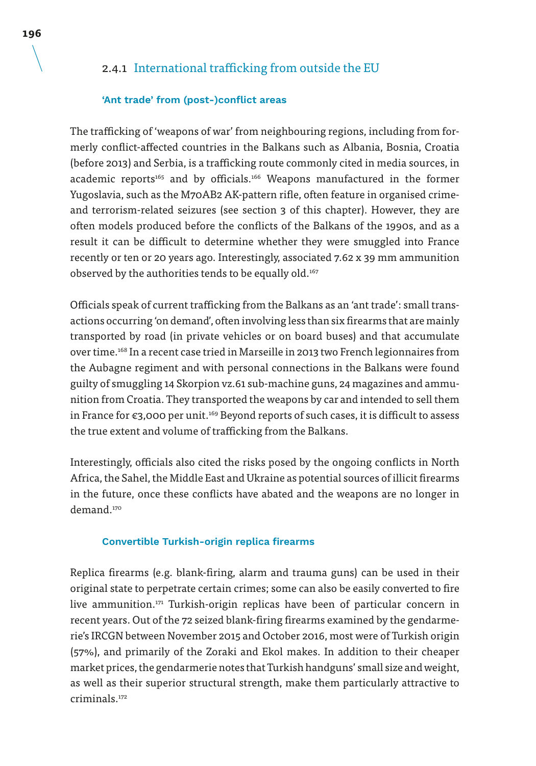### 2.4.1 International trafficking from outside the EU

#### 'Ant trade' from (post-)conflict areas

The trafficking of 'weapons of war' from neighbouring regions, including from formerly conflict-affected countries in the Balkans such as Albania, Bosnia, Croatia (before 2013) and Serbia, is a trafficking route commonly cited in media sources, in academic reports[165] and by officials.[166] Weapons manufactured in the former Yugoslavia, such as the M70AB2 AK-pattern rifle, often feature in organised crime- and terrorism-related seizures (see section 3 of this chapter). However, they are often models produced before the conflicts of the Balkans of the 1990s, and as a result it can be difficult to determine whether they were smuggled into France recently or ten or 20 years ago. Interestingly, associated 7.62 x 39 mm ammunition observed by the authorities tends to be equally old.[167]

Officials speak of current trafficking from the Balkans as an 'ant trade': small transactions occurring 'on demand', often involving less than six firearms that are mainly transported by road (in private vehicles or on board buses) and that accumulate over time.[168] In a recent case tried in Marseille in 2013 two French legionnaires from the Aubagne regiment and with personal connections in the Balkans were found guilty of smuggling 14 Skorpion vz.61 sub-machine guns, 24 magazines and ammunition from Croatia. They transported the weapons by car and intended to sell them in France for €3,000 per unit.[169] Beyond reports of such cases, it is difficult to assess the true extent and volume of trafficking from the Balkans.

Interestingly, officials also cited the risks posed by the ongoing conflicts in North Africa, the Sahel, the Middle East and Ukraine as potential sources of illicit firearms in the future, once these conflicts have abated and the weapons are no longer in demand.[170]

#### Convertible Turkish-origin replica firearms

Replica firearms (e.g. blank-firing, alarm and trauma guns) can be used in their original state to perpetrate certain crimes; some can also be easily converted to fire live ammunition.[171] Turkish-origin replicas have been of particular concern in recent years. Out of the 72 seized blank-firing firearms examined by the gendarmerie's IRCGN between November 2015 and October 2016, most were of Turkish origin (57%), and primarily of the Zoraki and Ekol makes. In addition to their cheaper market prices, the gendarmerie notes that Turkish handguns' small size and weight, as well as their superior structural strength, make them particularly attractive to criminals.[172]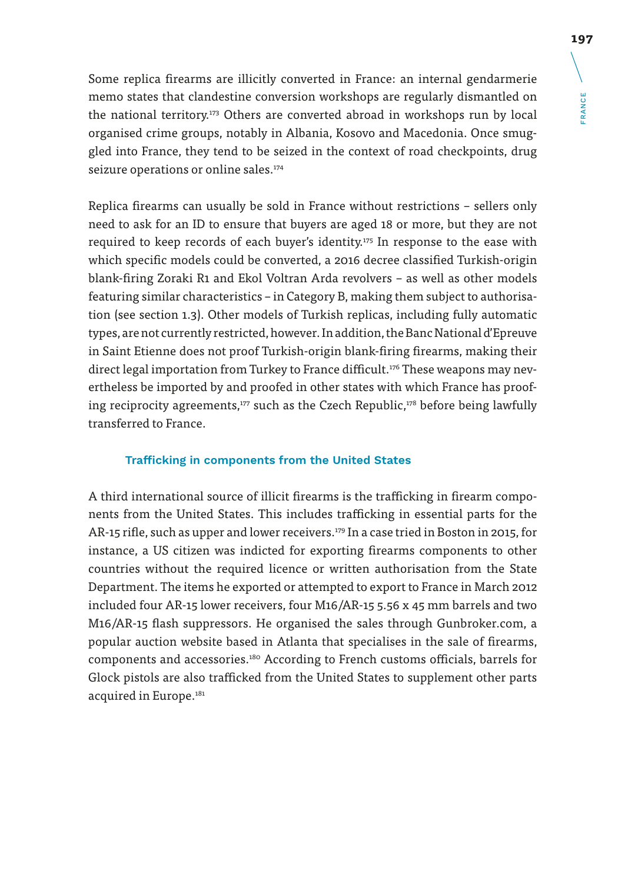Some replica firearms are illicitly converted in France: an internal gendarmerie memo states that clandestine conversion workshops are regularly dismantled on the national territory.[173] Others are converted abroad in workshops run by local organised crime groups, notably in Albania, Kosovo and Macedonia. Once smuggled into France, they tend to be seized in the context of road checkpoints, drug seizure operations or online sales.[174]

Replica firearms can usually be sold in France without restrictions – sellers only need to ask for an ID to ensure that buyers are aged 18 or more, but they are not required to keep records of each buyer's identity.[175] In response to the ease with which specific models could be converted, a 2016 decree classified Turkish-origin blank-firing Zoraki R1 and Ekol Voltran Arda revolvers – as well as other models featuring similar characteristics – in Category B, making them subject to authorisation (see section 1.3). Other models of Turkish replicas, including fully automatic types, are not currently restricted, however. In addition, the Banc National d'Epreuve in Saint Etienne does not proof Turkish-origin blank-firing firearms, making their direct legal importation from Turkey to France difficult.[176] These weapons may nevertheless be imported by and proofed in other states with which France has proofing reciprocity agreements,[177] such as the Czech Republic,[178] before being lawfully transferred to France.

### Trafficking in components from the United States

A third international source of illicit firearms is the trafficking in firearm components from the United States. This includes trafficking in essential parts for the AR-15 rifle, such as upper and lower receivers.[179] In a case tried in Boston in 2015, for instance, a US citizen was indicted for exporting firearms components to other countries without the required licence or written authorisation from the State Department. The items he exported or attempted to export to France in March 2012 included four AR-15 lower receivers, four M16/AR-15 5.56 x 45 mm barrels and two M16/AR-15 flash suppressors. He organised the sales through Gunbroker.com, a popular auction website based in Atlanta that specialises in the sale of firearms, components and accessories.[180] According to French customs officials, barrels for Glock pistols are also trafficked from the United States to supplement other parts acquired in Europe.[181]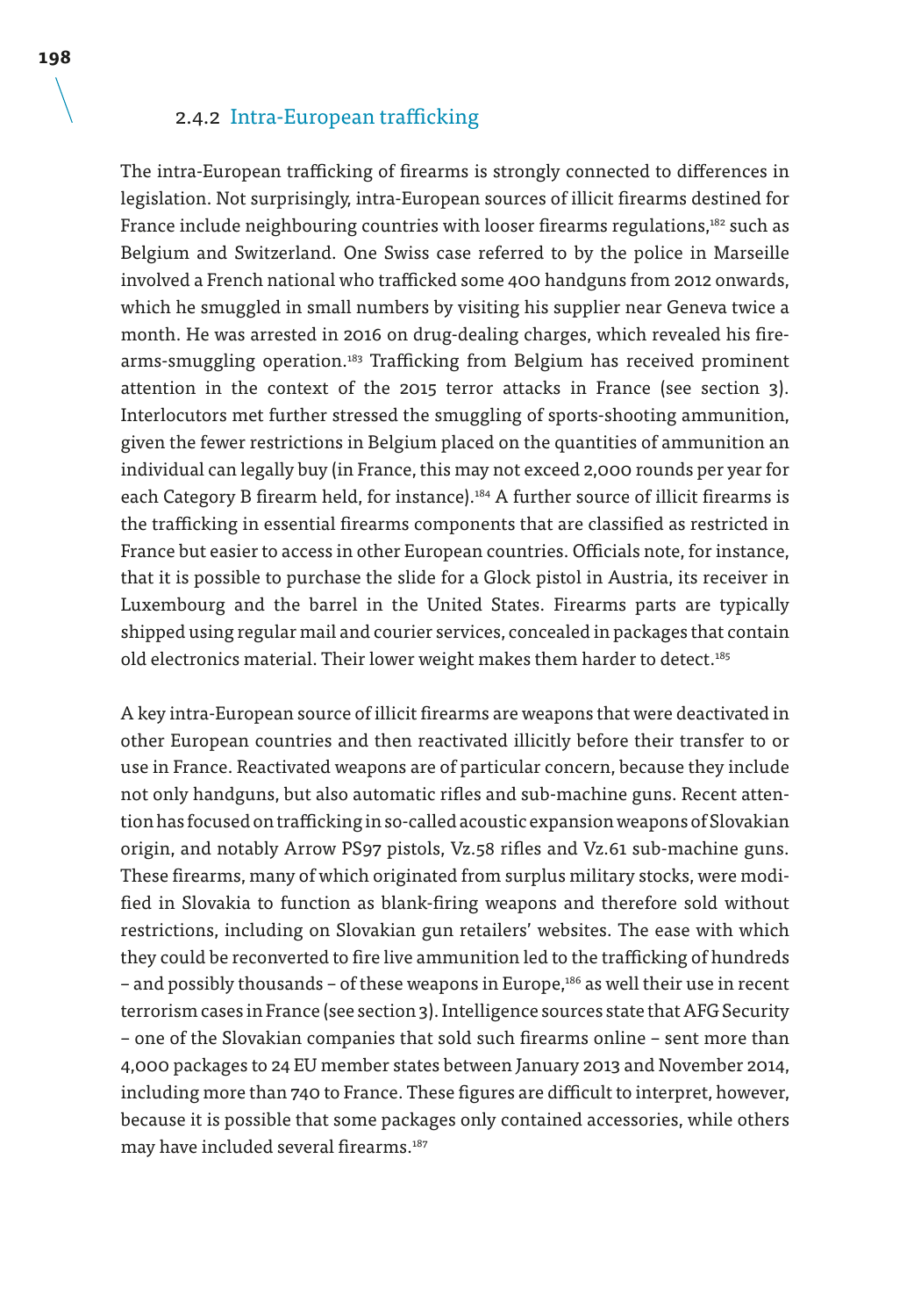### 2.4.2 Intra-European trafficking

The intra-European trafficking of firearms is strongly connected to differences in legislation. Not surprisingly, intra-European sources of illicit firearms destined for France include neighbouring countries with looser firearms regulations,[182] such as Belgium and Switzerland. One Swiss case referred to by the police in Marseille involved a French national who trafficked some 400 handguns from 2012 onwards, which he smuggled in small numbers by visiting his supplier near Geneva twice a month. He was arrested in 2016 on drug-dealing charges, which revealed his firearms-smuggling operation.[183] Trafficking from Belgium has received prominent attention in the context of the 2015 terror attacks in France (see section 3). Interlocutors met further stressed the smuggling of sports-shooting ammunition, given the fewer restrictions in Belgium placed on the quantities of ammunition an individual can legally buy (in France, this may not exceed 2,000 rounds per year for each Category B firearm held, for instance).[184] A further source of illicit firearms is the trafficking in essential firearms components that are classified as restricted in France but easier to access in other European countries. Officials note, for instance, that it is possible to purchase the slide for a Glock pistol in Austria, its receiver in Luxembourg and the barrel in the United States. Firearms parts are typically shipped using regular mail and courier services, concealed in packages that contain old electronics material. Their lower weight makes them harder to detect.[185]

A key intra-European source of illicit firearms are weapons that were deactivated in other European countries and then reactivated illicitly before their transfer to or use in France. Reactivated weapons are of particular concern, because they include not only handguns, but also automatic rifles and sub-machine guns. Recent attention has focused on trafficking in so-called acoustic expansion weapons of Slovakian origin, and notably Arrow PS97 pistols, Vz.58 rifles and Vz.61 sub-machine guns. These firearms, many of which originated from surplus military stocks, were modified in Slovakia to function as blank-firing weapons and therefore sold without restrictions, including on Slovakian gun retailers' websites. The ease with which they could be reconverted to fire live ammunition led to the trafficking of hundreds – and possibly thousands – of these weapons in Europe,[186] as well their use in recent terrorism cases in France (see section 3). Intelligence sources state that AFG Security – one of the Slovakian companies that sold such firearms online – sent more than 4,000 packages to 24 EU member states between January 2013 and November 2014, including more than 740 to France. These figures are difficult to interpret, however, because it is possible that some packages only contained accessories, while others may have included several firearms.[187]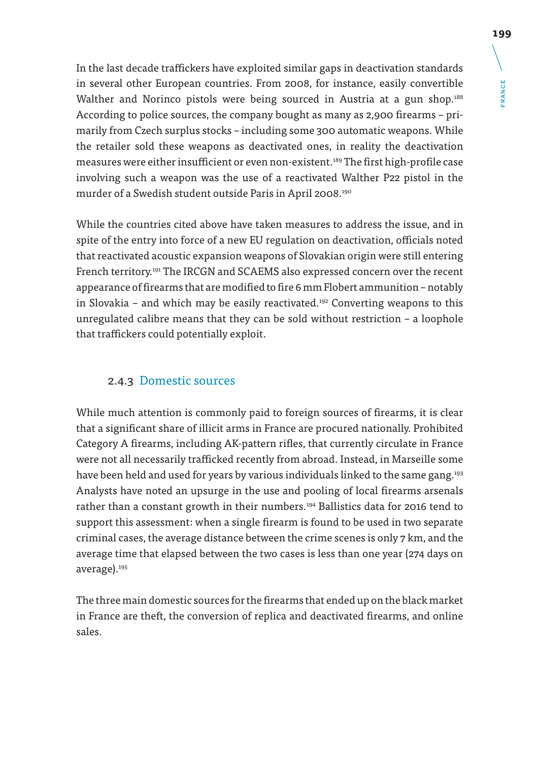In the last decade traffickers have exploited similar gaps in deactivation standards in several other European countries. From 2008, for instance, easily convertible Walther and Norinco pistols were being sourced in Austria at a gun shop.[188] According to police sources, the company bought as many as 2,900 firearms – primarily from Czech surplus stocks – including some 300 automatic weapons. While the retailer sold these weapons as deactivated ones, in reality the deactivation measures were either insufficient or even non-existent.[189] The first high-profile case involving such a weapon was the use of a reactivated Walther P22 pistol in the murder of a Swedish student outside Paris in April 2008.[190]

While the countries cited above have taken measures to address the issue, and in spite of the entry into force of a new EU regulation on deactivation, officials noted that reactivated acoustic expansion weapons of Slovakian origin were still entering French territory.[191] The IRCGN and SCAEMS also expressed concern over the recent appearance of firearms that are modified to fire 6 mm Flobert ammunition – notably in Slovakia – and which may be easily reactivated.[192] Converting weapons to this unregulated calibre means that they can be sold without restriction – a loophole that traffickers could potentially exploit.

### 2.4.3 Domestic sources

While much attention is commonly paid to foreign sources of firearms, it is clear that a significant share of illicit arms in France are procured nationally. Prohibited Category A firearms, including AK-pattern rifles, that currently circulate in France were not all necessarily trafficked recently from abroad. Instead, in Marseille some have been held and used for years by various individuals linked to the same gang.[193] Analysts have noted an upsurge in the use and pooling of local firearms arsenals rather than a constant growth in their numbers.[194] Ballistics data for 2016 tend to support this assessment: when a single firearm is found to be used in two separate criminal cases, the average distance between the crime scenes is only 7 km, and the average time that elapsed between the two cases is less than one year (274 days on average).[195]

The three main domestic sources for the firearms that ended up on the black market in France are theft, the conversion of replica and deactivated firearms, and online sales.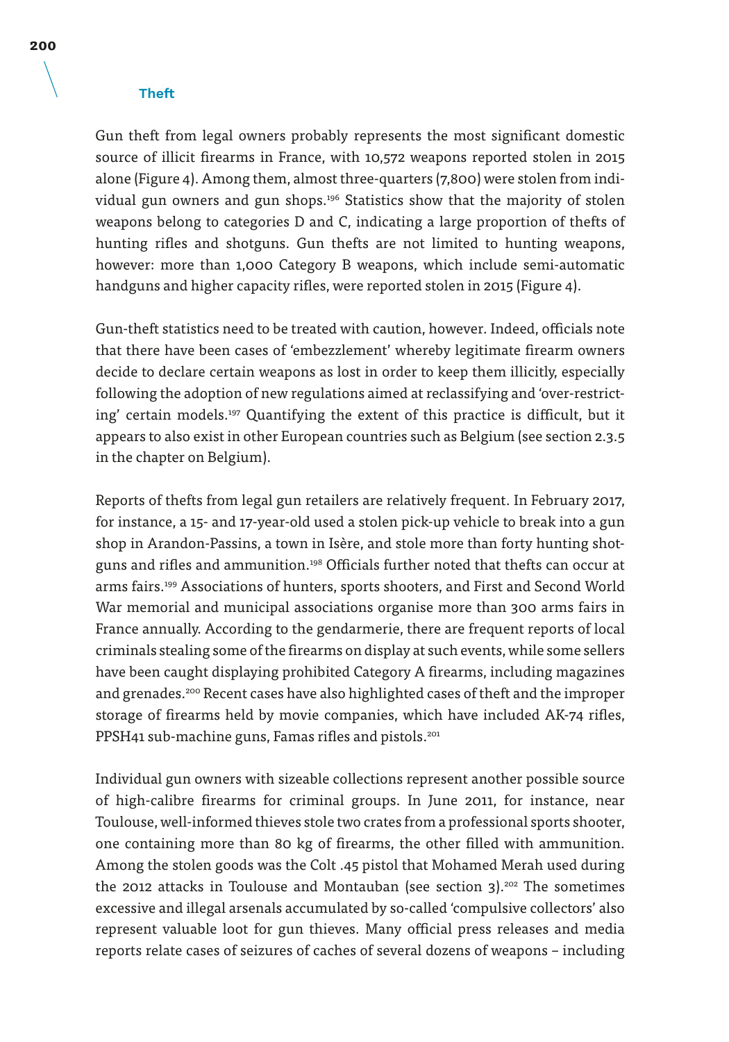### Theft

Gun theft from legal owners probably represents the most significant domestic source of illicit firearms in France, with 10,572 weapons reported stolen in 2015 alone (Figure 4). Among them, almost three-quarters (7,800) were stolen from individual gun owners and gun shops.[196] Statistics show that the majority of stolen weapons belong to categories D and C, indicating a large proportion of thefts of hunting rifles and shotguns. Gun thefts are not limited to hunting weapons, however: more than 1,000 Category B weapons, which include semi-automatic handguns and higher capacity rifles, were reported stolen in 2015 (Figure 4).

Gun-theft statistics need to be treated with caution, however. Indeed, officials note that there have been cases of 'embezzlement' whereby legitimate firearm owners decide to declare certain weapons as lost in order to keep them illicitly, especially following the adoption of new regulations aimed at reclassifying and 'over-restricting' certain models.[197] Quantifying the extent of this practice is difficult, but it appears to also exist in other European countries such as Belgium (see section 2.3.5 in the chapter on Belgium).

Reports of thefts from legal gun retailers are relatively frequent. In February 2017, for instance, a 15- and 17-year-old used a stolen pick-up vehicle to break into a gun shop in Arandon-Passins, a town in Isère, and stole more than forty hunting shotguns and rifles and ammunition.[198] Officials further noted that thefts can occur at arms fairs.[199] Associations of hunters, sports shooters, and First and Second World War memorial and municipal associations organise more than 300 arms fairs in France annually. According to the gendarmerie, there are frequent reports of local criminals stealing some of the firearms on display at such events, while some sellers have been caught displaying prohibited Category A firearms, including magazines and grenades.[200] Recent cases have also highlighted cases of theft and the improper storage of firearms held by movie companies, which have included AK-74 rifles, PPSH41 sub-machine guns, Famas rifles and pistols.[201]

Individual gun owners with sizeable collections represent another possible source of high-calibre firearms for criminal groups. In June 2011, for instance, near Toulouse, well-informed thieves stole two crates from a professional sports shooter, one containing more than 80 kg of firearms, the other filled with ammunition. Among the stolen goods was the Colt .45 pistol that Mohamed Merah used during the 2012 attacks in Toulouse and Montauban (see section 3).[202] The sometimes excessive and illegal arsenals accumulated by so-called 'compulsive collectors' also represent valuable loot for gun thieves. Many official press releases and media reports relate cases of seizures of caches of several dozens of weapons – including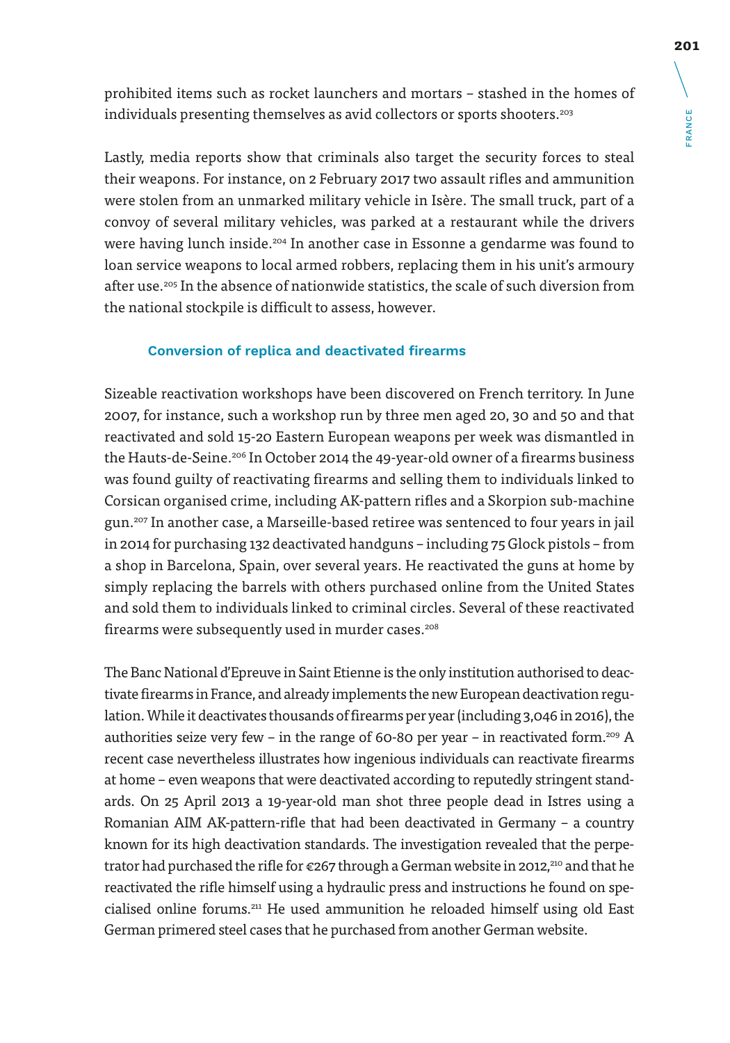prohibited items such as rocket launchers and mortars – stashed in the homes of individuals presenting themselves as avid collectors or sports shooters.[203]

Lastly, media reports show that criminals also target the security forces to steal their weapons. For instance, on 2 February 2017 two assault rifles and ammunition were stolen from an unmarked military vehicle in Isère. The small truck, part of a convoy of several military vehicles, was parked at a restaurant while the drivers were having lunch inside.[204] In another case in Essonne a gendarme was found to loan service weapons to local armed robbers, replacing them in his unit's armoury after use.[205] In the absence of nationwide statistics, the scale of such diversion from the national stockpile is difficult to assess, however.

### Conversion of replica and deactivated firearms

Sizeable reactivation workshops have been discovered on French territory. In June 2007, for instance, such a workshop run by three men aged 20, 30 and 50 and that reactivated and sold 15-20 Eastern European weapons per week was dismantled in the Hauts-de-Seine.[206] In October 2014 the 49-year-old owner of a firearms business was found guilty of reactivating firearms and selling them to individuals linked to Corsican organised crime, including AK-pattern rifles and a Skorpion sub-machine gun.[207] In another case, a Marseille-based retiree was sentenced to four years in jail in 2014 for purchasing 132 deactivated handguns – including 75 Glock pistols – from a shop in Barcelona, Spain, over several years. He reactivated the guns at home by simply replacing the barrels with others purchased online from the United States and sold them to individuals linked to criminal circles. Several of these reactivated firearms were subsequently used in murder cases.[208]

The Banc National d'Epreuve in Saint Etienne is the only institution authorised to deactivate firearms in France, and already implements the new European deactivation regulation. While it deactivates thousands of firearms per year (including 3,046 in 2016), the authorities seize very few – in the range of 60-80 per year – in reactivated form.[209] A recent case nevertheless illustrates how ingenious individuals can reactivate firearms at home – even weapons that were deactivated according to reputedly stringent standards. On 25 April 2013 a 19-year-old man shot three people dead in Istres using a Romanian AIM AK-pattern-rifle that had been deactivated in Germany – a country known for its high deactivation standards. The investigation revealed that the perpetrator had purchased the rifle for €267 through a German website in 2012,[210] and that he reactivated the rifle himself using a hydraulic press and instructions he found on specialised online forums.[211] He used ammunition he reloaded himself using old East German primered steel cases that he purchased from another German website.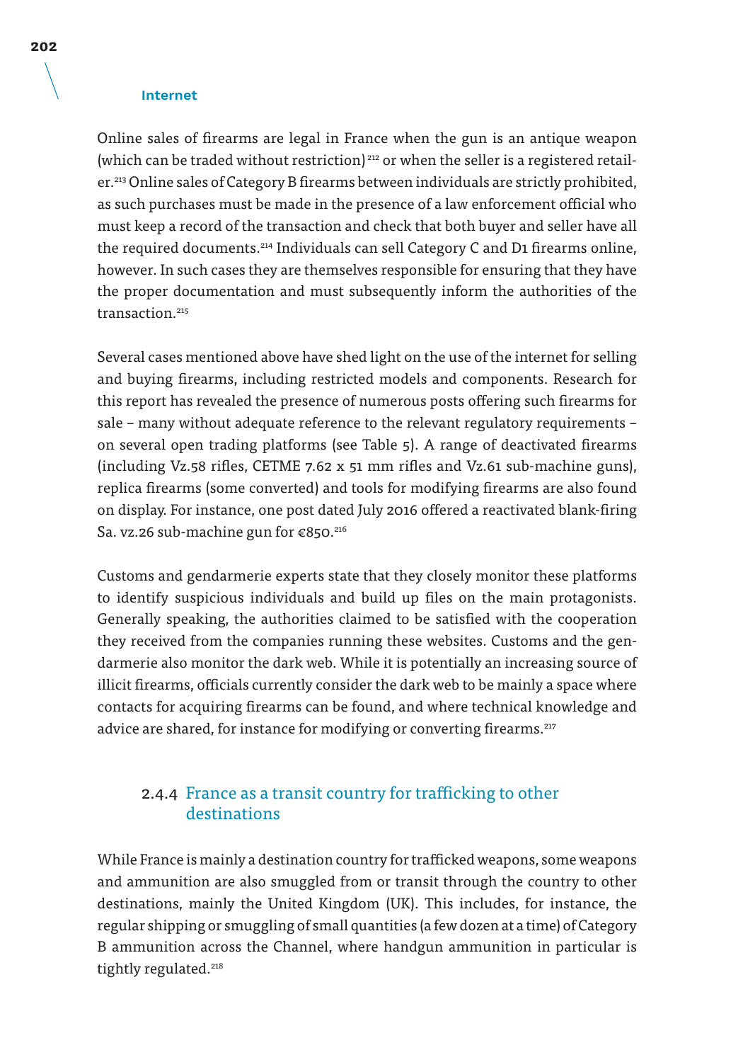#### Internet

Online sales of firearms are legal in France when the gun is an antique weapon (which can be traded without restriction)[212] or when the seller is a registered retailer.[213] Online sales of Category B firearms between individuals are strictly prohibited, as such purchases must be made in the presence of a law enforcement official who must keep a record of the transaction and check that both buyer and seller have all the required documents.[214] Individuals can sell Category C and D1 firearms online, however. In such cases they are themselves responsible for ensuring that they have the proper documentation and must subsequently inform the authorities of the transaction.[215]

Several cases mentioned above have shed light on the use of the internet for selling and buying firearms, including restricted models and components. Research for this report has revealed the presence of numerous posts offering such firearms for sale – many without adequate reference to the relevant regulatory requirements – on several open trading platforms (see Table 5). A range of deactivated firearms (including Vz.58 rifles, CETME 7.62 x 51 mm rifles and Vz.61 sub-machine guns), replica firearms (some converted) and tools for modifying firearms are also found on display. For instance, one post dated July 2016 offered a reactivated blank-firing Sa. vz.26 sub-machine gun for €850.[216]

Customs and gendarmerie experts state that they closely monitor these platforms to identify suspicious individuals and build up files on the main protagonists. Generally speaking, the authorities claimed to be satisfied with the cooperation they received from the companies running these websites. Customs and the gendarmerie also monitor the dark web. While it is potentially an increasing source of illicit firearms, officials currently consider the dark web to be mainly a space where contacts for acquiring firearms can be found, and where technical knowledge and advice are shared, for instance for modifying or converting firearms.[217]

### 2.4.4 France as a transit country for trafficking to other destinations

While France is mainly a destination country for trafficked weapons, some weapons and ammunition are also smuggled from or transit through the country to other destinations, mainly the United Kingdom (UK). This includes, for instance, the regular shipping or smuggling of small quantities (a few dozen at a time) of Category B ammunition across the Channel, where handgun ammunition in particular is tightly regulated.[218]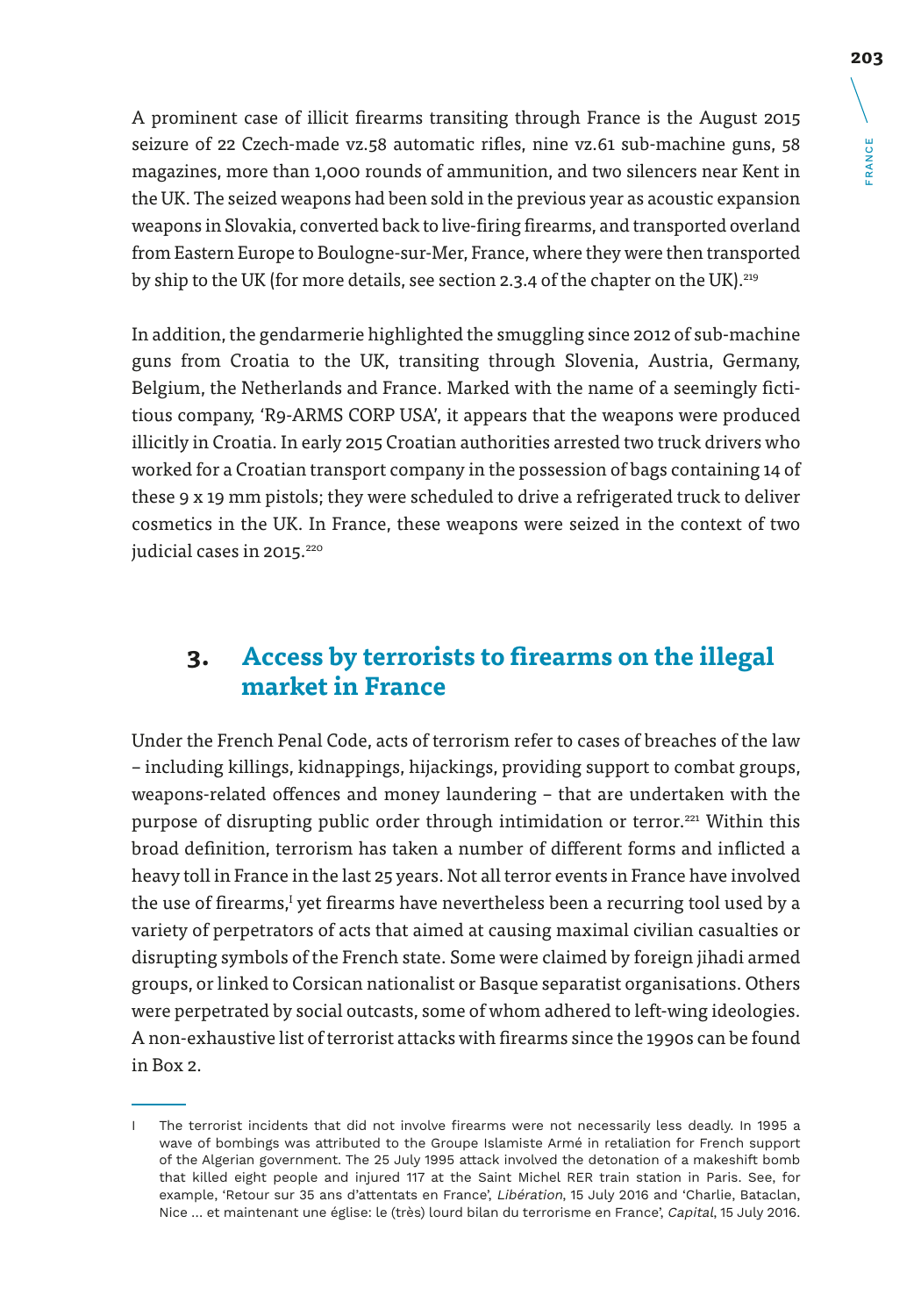A prominent case of illicit firearms transiting through France is the August 2015 seizure of 22 Czech-made vz.58 automatic rifles, nine vz.61 sub-machine guns, 58 magazines, more than 1,000 rounds of ammunition, and two silencers near Kent in the UK. The seized weapons had been sold in the previous year as acoustic expansion weapons in Slovakia, converted back to live-firing firearms, and transported overland from Eastern Europe to Boulogne-sur-Mer, France, where they were then transported by ship to the UK (for more details, see section 2.3.4 of the chapter on the UK).[219]

In addition, the gendarmerie highlighted the smuggling since 2012 of sub-machine guns from Croatia to the UK, transiting through Slovenia, Austria, Germany, Belgium, the Netherlands and France. Marked with the name of a seemingly fictitious company, 'R9-ARMS CORP USA', it appears that the weapons were produced illicitly in Croatia. In early 2015 Croatian authorities arrested two truck drivers who worked for a Croatian transport company in the possession of bags containing 14 of these 9 x 19 mm pistols; they were scheduled to drive a refrigerated truck to deliver cosmetics in the UK. In France, these weapons were seized in the context of two judicial cases in 2015.[220]

## 3. Access by terrorists to firearms on the illegal market in France

Under the French Penal Code, acts of terrorism refer to cases of breaches of the law – including killings, kidnappings, hijackings, providing support to combat groups, weapons-related offences and money laundering – that are undertaken with the purpose of disrupting public order through intimidation or terror.[221] Within this broad definition, terrorism has taken a number of different forms and inflicted a heavy toll in France in the last 25 years. Not all terror events in France have involved the use of firearms,[I] yet firearms have nevertheless been a recurring tool used by a variety of perpetrators of acts that aimed at causing maximal civilian casualties or disrupting symbols of the French state. Some were claimed by foreign jihadi armed groups, or linked to Corsican nationalist or Basque separatist organisations. Others were perpetrated by social outcasts, some of whom adhered to left-wing ideologies. A non-exhaustive list of terrorist attacks with firearms since the 1990s can be found in Box 2.

---

I The terrorist incidents that did not involve firearms were not necessarily less deadly. In 1995 a wave of bombings was attributed to the Groupe Islamiste Armé in retaliation for French support of the Algerian government. The 25 July 1995 attack involved the detonation of a makeshift bomb that killed eight people and injured 117 at the Saint Michel RER train station in Paris. See, for example, 'Retour sur 35 ans d'attentats en France', *Libération*, 15 July 2016 and 'Charlie, Bataclan, Nice ... et maintenant une église: le (très) lourd bilan du terrorisme en France', *Capital*, 15 July 2016.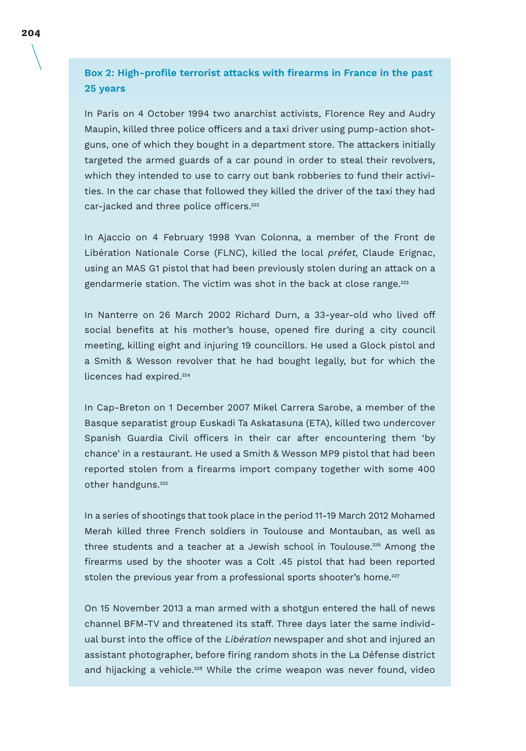**Box 2: High-profile terrorist attacks with firearms in France in the past 25 years**

In Paris on 4 October 1994 two anarchist activists, Florence Rey and Audry Maupin, killed three police officers and a taxi driver using pump-action shotguns, one of which they bought in a department store. The attackers initially targeted the armed guards of a car pound in order to steal their revolvers, which they intended to use to carry out bank robberies to fund their activities. In the car chase that followed they killed the driver of the taxi they had car-jacked and three police officers.[222]

In Ajaccio on 4 February 1998 Yvan Colonna, a member of the Front de Libération Nationale Corse (FLNC), killed the local *préfet*, Claude Erignac, using an MAS G1 pistol that had been previously stolen during an attack on a gendarmerie station. The victim was shot in the back at close range.[223]

In Nanterre on 26 March 2002 Richard Durn, a 33-year-old who lived off social benefits at his mother's house, opened fire during a city council meeting, killing eight and injuring 19 councillors. He used a Glock pistol and a Smith & Wesson revolver that he had bought legally, but for which the licences had expired.[224]

In Cap-Breton on 1 December 2007 Mikel Carrera Sarobe, a member of the Basque separatist group Euskadi Ta Askatasuna (ETA), killed two undercover Spanish Guardia Civil officers in their car after encountering them 'by chance' in a restaurant. He used a Smith & Wesson MP9 pistol that had been reported stolen from a firearms import company together with some 400 other handguns.[225]

In a series of shootings that took place in the period 11-19 March 2012 Mohamed Merah killed three French soldiers in Toulouse and Montauban, as well as three students and a teacher at a Jewish school in Toulouse.[226] Among the firearms used by the shooter was a Colt .45 pistol that had been reported stolen the previous year from a professional sports shooter's home.[227]

On 15 November 2013 a man armed with a shotgun entered the hall of news channel BFM-TV and threatened its staff. Three days later the same individual burst into the office of the *Libération* newspaper and shot and injured an assistant photographer, before firing random shots in the La Défense district and hijacking a vehicle.[228] While the crime weapon was never found, video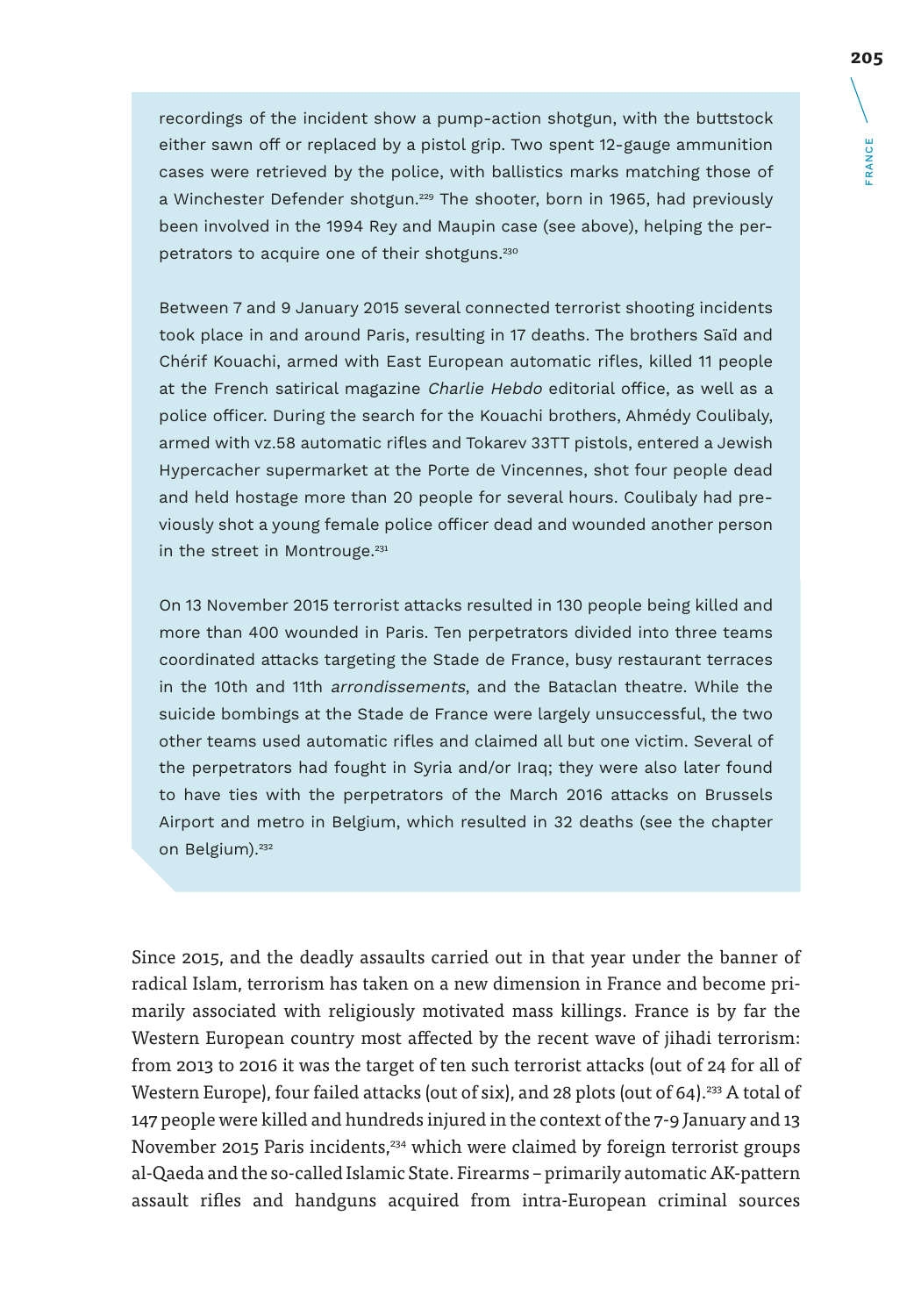recordings of the incident show a pump-action shotgun, with the buttstock either sawn off or replaced by a pistol grip. Two spent 12-gauge ammunition cases were retrieved by the police, with ballistics marks matching those of a Winchester Defender shotgun.[229] The shooter, born in 1965, had previously been involved in the 1994 Rey and Maupin case (see above), helping the perpetrators to acquire one of their shotguns.[230]

Between 7 and 9 January 2015 several connected terrorist shooting incidents took place in and around Paris, resulting in 17 deaths. The brothers Saïd and Chérif Kouachi, armed with East European automatic rifles, killed 11 people at the French satirical magazine *Charlie Hebdo* editorial office, as well as a police officer. During the search for the Kouachi brothers, Ahmédy Coulibaly, armed with vz.58 automatic rifles and Tokarev 33TT pistols, entered a Jewish Hypercacher supermarket at the Porte de Vincennes, shot four people dead and held hostage more than 20 people for several hours. Coulibaly had previously shot a young female police officer dead and wounded another person in the street in Montrouge.[231]

On 13 November 2015 terrorist attacks resulted in 130 people being killed and more than 400 wounded in Paris. Ten perpetrators divided into three teams coordinated attacks targeting the Stade de France, busy restaurant terraces in the 10th and 11th *arrondissements*, and the Bataclan theatre. While the suicide bombings at the Stade de France were largely unsuccessful, the two other teams used automatic rifles and claimed all but one victim. Several of the perpetrators had fought in Syria and/or Iraq; they were also later found to have ties with the perpetrators of the March 2016 attacks on Brussels Airport and metro in Belgium, which resulted in 32 deaths (see the chapter on Belgium).[232]

Since 2015, and the deadly assaults carried out in that year under the banner of radical Islam, terrorism has taken on a new dimension in France and become primarily associated with religiously motivated mass killings. France is by far the Western European country most affected by the recent wave of jihadi terrorism: from 2013 to 2016 it was the target of ten such terrorist attacks (out of 24 for all of Western Europe), four failed attacks (out of six), and 28 plots (out of 64).[233] A total of 147 people were killed and hundreds injured in the context of the 7-9 January and 13 November 2015 Paris incidents,[234] which were claimed by foreign terrorist groups al-Qaeda and the so-called Islamic State. Firearms – primarily automatic AK-pattern assault rifles and handguns acquired from intra-European criminal sources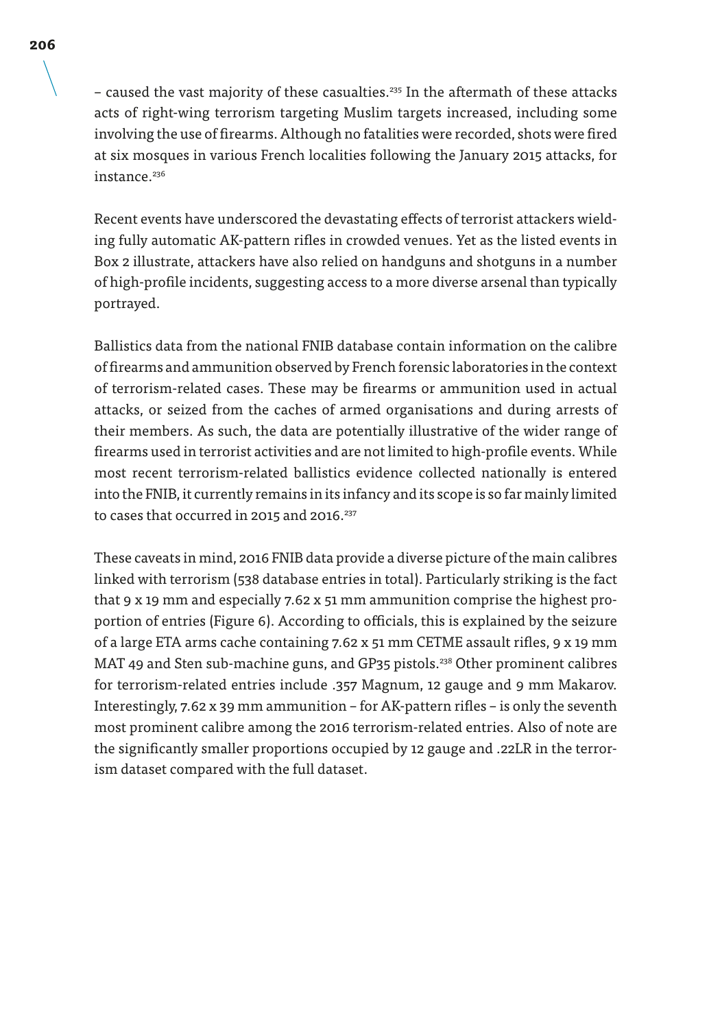– caused the vast majority of these casualties.[235] In the aftermath of these attacks acts of right-wing terrorism targeting Muslim targets increased, including some involving the use of firearms. Although no fatalities were recorded, shots were fired at six mosques in various French localities following the January 2015 attacks, for instance.[236]

Recent events have underscored the devastating effects of terrorist attackers wielding fully automatic AK-pattern rifles in crowded venues. Yet as the listed events in Box 2 illustrate, attackers have also relied on handguns and shotguns in a number of high-profile incidents, suggesting access to a more diverse arsenal than typically portrayed.

Ballistics data from the national FNIB database contain information on the calibre of firearms and ammunition observed by French forensic laboratories in the context of terrorism-related cases. These may be firearms or ammunition used in actual attacks, or seized from the caches of armed organisations and during arrests of their members. As such, the data are potentially illustrative of the wider range of firearms used in terrorist activities and are not limited to high-profile events. While most recent terrorism-related ballistics evidence collected nationally is entered into the FNIB, it currently remains in its infancy and its scope is so far mainly limited to cases that occurred in 2015 and 2016.[237]

These caveats in mind, 2016 FNIB data provide a diverse picture of the main calibres linked with terrorism (538 database entries in total). Particularly striking is the fact that 9 x 19 mm and especially 7.62 x 51 mm ammunition comprise the highest proportion of entries (Figure 6). According to officials, this is explained by the seizure of a large ETA arms cache containing 7.62 x 51 mm CETME assault rifles, 9 x 19 mm MAT 49 and Sten sub-machine guns, and GP35 pistols.[238] Other prominent calibres for terrorism-related entries include .357 Magnum, 12 gauge and 9 mm Makarov. Interestingly, 7.62 x 39 mm ammunition – for AK-pattern rifles – is only the seventh most prominent calibre among the 2016 terrorism-related entries. Also of note are the significantly smaller proportions occupied by 12 gauge and .22LR in the terrorism dataset compared with the full dataset.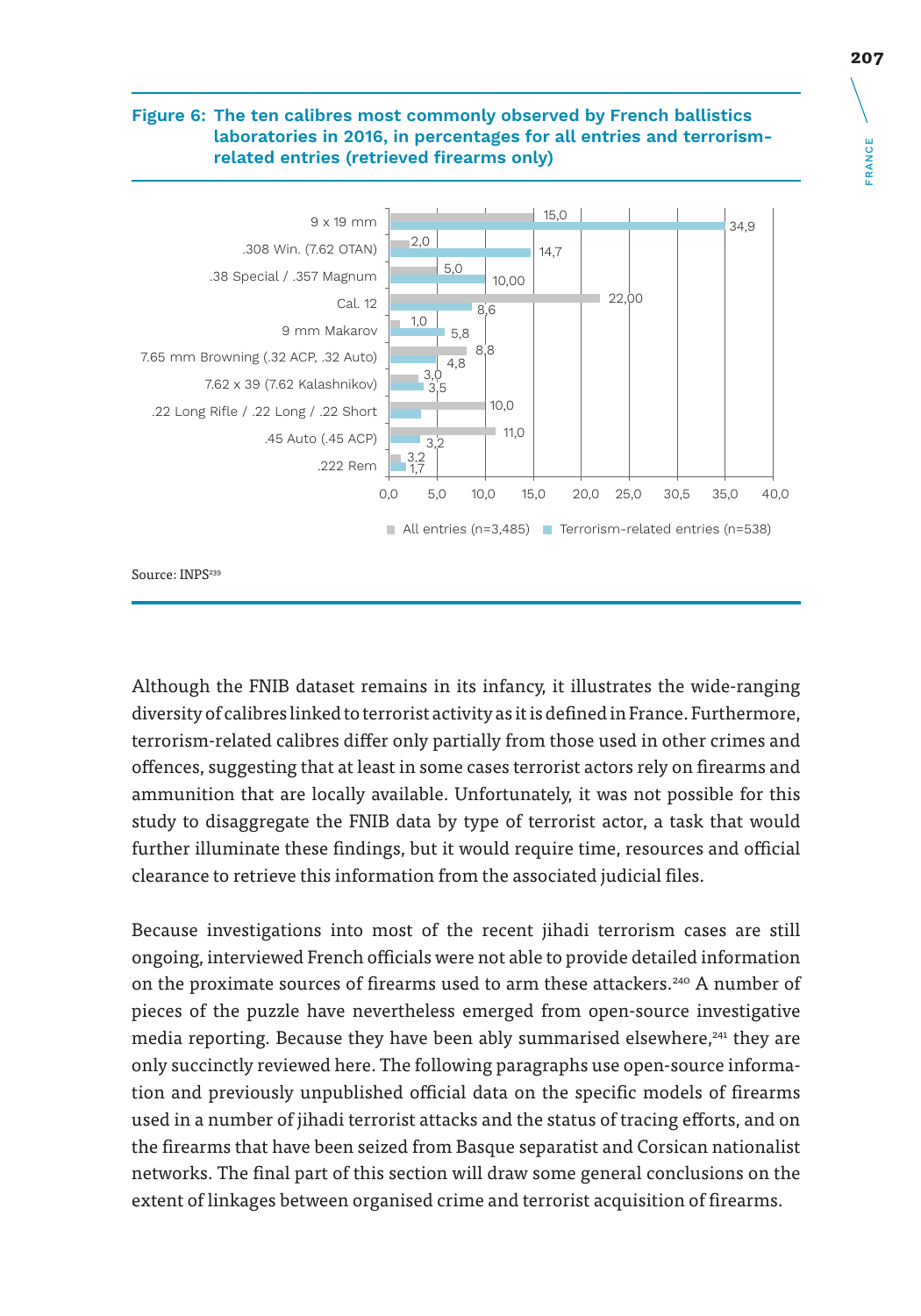**Figure 6: The ten calibres most commonly observed by French ballistics laboratories in 2016, in percentages for all entries and terrorism-related entries (retrieved firearms only)**

| Calibre | All entries (n=3,485) | Terrorism-related entries (n=538) |
|---|---|---|
| 9 x 19 mm | 15,0 | 34,9 |
| .308 Win. (7.62 OTAN) | 2,0 | 14,7 |
| .38 Special / .357 Magnum | 5,0 | 10,00 |
| Cal. 12 | 22,00 | 8,6 |
| 9 mm Makarov | 1,0 | 5,8 |
| 7.65 mm Browning (.32 ACP, .32 Auto) | 8,8 | 4,8 |
| 7.62 x 39 (7.62 Kalashnikov) | 3,0 | 3,5 |
| .22 Long Rifle / .22 Long / .22 Short | 10,0 | |
| .45 Auto (.45 ACP) | 11,0 | 3,2 |
| .222 Rem | 3,2 | 1,7 |

Source: INPS[239]

Although the FNIB dataset remains in its infancy, it illustrates the wide-ranging diversity of calibres linked to terrorist activity as it is defined in France. Furthermore, terrorism-related calibres differ only partially from those used in other crimes and offences, suggesting that at least in some cases terrorist actors rely on firearms and ammunition that are locally available. Unfortunately, it was not possible for this study to disaggregate the FNIB data by type of terrorist actor, a task that would further illuminate these findings, but it would require time, resources and official clearance to retrieve this information from the associated judicial files.

Because investigations into most of the recent jihadi terrorism cases are still ongoing, interviewed French officials were not able to provide detailed information on the proximate sources of firearms used to arm these attackers.[240] A number of pieces of the puzzle have nevertheless emerged from open-source investigative media reporting. Because they have been ably summarised elsewhere,[241] they are only succinctly reviewed here. The following paragraphs use open-source information and previously unpublished official data on the specific models of firearms used in a number of jihadi terrorist attacks and the status of tracing efforts, and on the firearms that have been seized from Basque separatist and Corsican nationalist networks. The final part of this section will draw some general conclusions on the extent of linkages between organised crime and terrorist acquisition of firearms.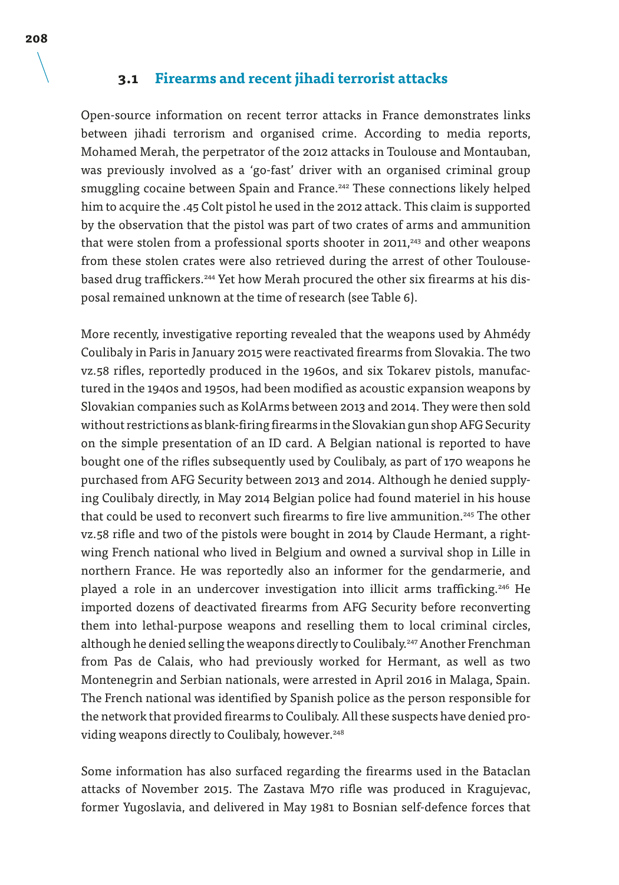## 3.1 Firearms and recent jihadi terrorist attacks

Open-source information on recent terror attacks in France demonstrates links between jihadi terrorism and organised crime. According to media reports, Mohamed Merah, the perpetrator of the 2012 attacks in Toulouse and Montauban, was previously involved as a 'go-fast' driver with an organised criminal group smuggling cocaine between Spain and France.[242] These connections likely helped him to acquire the .45 Colt pistol he used in the 2012 attack. This claim is supported by the observation that the pistol was part of two crates of arms and ammunition that were stolen from a professional sports shooter in 2011,[243] and other weapons from these stolen crates were also retrieved during the arrest of other Toulouse-based drug traffickers.[244] Yet how Merah procured the other six firearms at his disposal remained unknown at the time of research (see Table 6).

More recently, investigative reporting revealed that the weapons used by Ahmédy Coulibaly in Paris in January 2015 were reactivated firearms from Slovakia. The two vz.58 rifles, reportedly produced in the 1960s, and six Tokarev pistols, manufactured in the 1940s and 1950s, had been modified as acoustic expansion weapons by Slovakian companies such as KolArms between 2013 and 2014. They were then sold without restrictions as blank-firing firearms in the Slovakian gun shop AFG Security on the simple presentation of an ID card. A Belgian national is reported to have bought one of the rifles subsequently used by Coulibaly, as part of 170 weapons he purchased from AFG Security between 2013 and 2014. Although he denied supplying Coulibaly directly, in May 2014 Belgian police had found materiel in his house that could be used to reconvert such firearms to fire live ammunition.[245] The other vz.58 rifle and two of the pistols were bought in 2014 by Claude Hermant, a right-wing French national who lived in Belgium and owned a survival shop in Lille in northern France. He was reportedly also an informer for the gendarmerie, and played a role in an undercover investigation into illicit arms trafficking.[246] He imported dozens of deactivated firearms from AFG Security before reconverting them into lethal-purpose weapons and reselling them to local criminal circles, although he denied selling the weapons directly to Coulibaly.[247] Another Frenchman from Pas de Calais, who had previously worked for Hermant, as well as two Montenegrin and Serbian nationals, were arrested in April 2016 in Malaga, Spain. The French national was identified by Spanish police as the person responsible for the network that provided firearms to Coulibaly. All these suspects have denied providing weapons directly to Coulibaly, however.[248]

Some information has also surfaced regarding the firearms used in the Bataclan attacks of November 2015. The Zastava M70 rifle was produced in Kragujevac, former Yugoslavia, and delivered in May 1981 to Bosnian self-defence forces that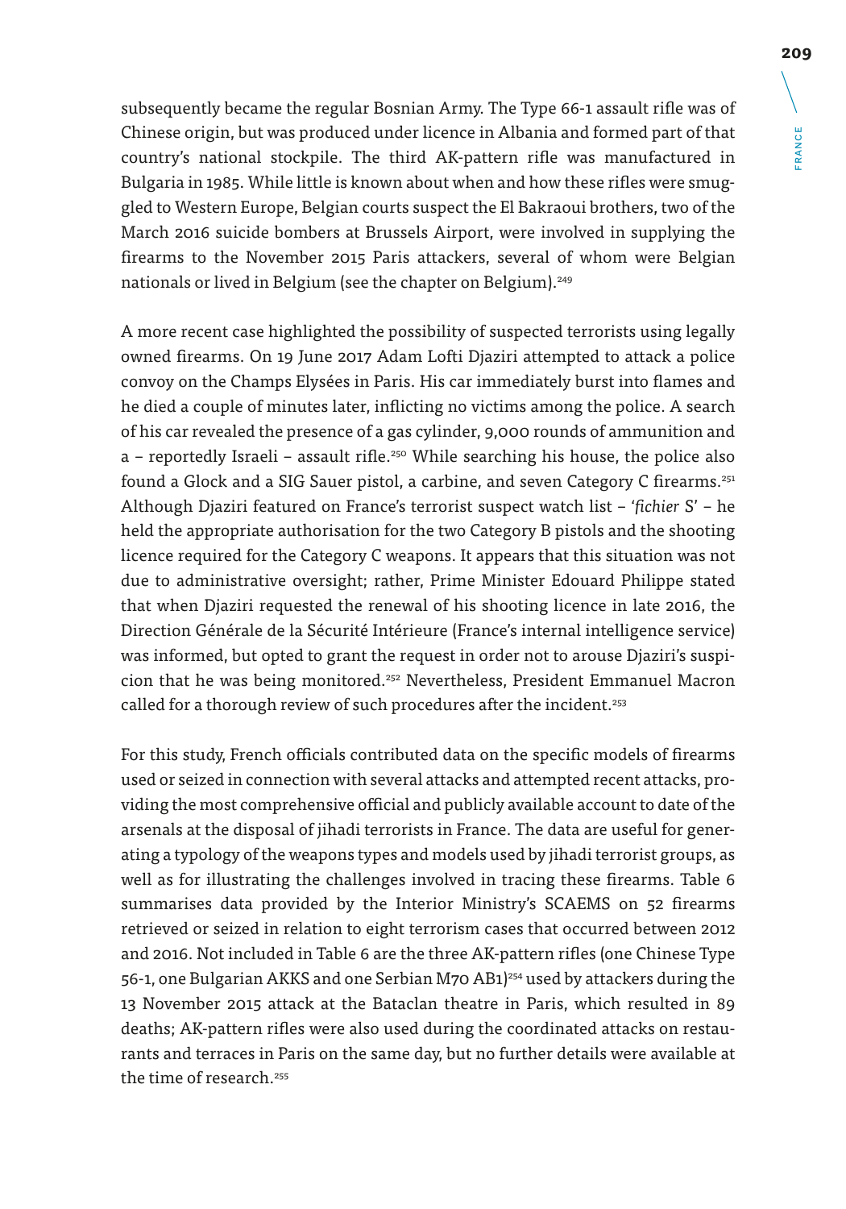subsequently became the regular Bosnian Army. The Type 66-1 assault rifle was of Chinese origin, but was produced under licence in Albania and formed part of that country's national stockpile. The third AK-pattern rifle was manufactured in Bulgaria in 1985. While little is known about when and how these rifles were smuggled to Western Europe, Belgian courts suspect the El Bakraoui brothers, two of the March 2016 suicide bombers at Brussels Airport, were involved in supplying the firearms to the November 2015 Paris attackers, several of whom were Belgian nationals or lived in Belgium (see the chapter on Belgium).[249]

A more recent case highlighted the possibility of suspected terrorists using legally owned firearms. On 19 June 2017 Adam Lofti Djaziri attempted to attack a police convoy on the Champs Elysées in Paris. His car immediately burst into flames and he died a couple of minutes later, inflicting no victims among the police. A search of his car revealed the presence of a gas cylinder, 9,000 rounds of ammunition and a – reportedly Israeli – assault rifle.[250] While searching his house, the police also found a Glock and a SIG Sauer pistol, a carbine, and seven Category C firearms.[251] Although Djaziri featured on France's terrorist suspect watch list – '*fichier* S' – he held the appropriate authorisation for the two Category B pistols and the shooting licence required for the Category C weapons. It appears that this situation was not due to administrative oversight; rather, Prime Minister Edouard Philippe stated that when Djaziri requested the renewal of his shooting licence in late 2016, the Direction Générale de la Sécurité Intérieure (France's internal intelligence service) was informed, but opted to grant the request in order not to arouse Djaziri's suspicion that he was being monitored.[252] Nevertheless, President Emmanuel Macron called for a thorough review of such procedures after the incident.[253]

For this study, French officials contributed data on the specific models of firearms used or seized in connection with several attacks and attempted recent attacks, providing the most comprehensive official and publicly available account to date of the arsenals at the disposal of jihadi terrorists in France. The data are useful for generating a typology of the weapons types and models used by jihadi terrorist groups, as well as for illustrating the challenges involved in tracing these firearms. Table 6 summarises data provided by the Interior Ministry's SCAEMS on 52 firearms retrieved or seized in relation to eight terrorism cases that occurred between 2012 and 2016. Not included in Table 6 are the three AK-pattern rifles (one Chinese Type 56-1, one Bulgarian AKKS and one Serbian M70 AB1)[254] used by attackers during the 13 November 2015 attack at the Bataclan theatre in Paris, which resulted in 89 deaths; AK-pattern rifles were also used during the coordinated attacks on restaurants and terraces in Paris on the same day, but no further details were available at the time of research.[255]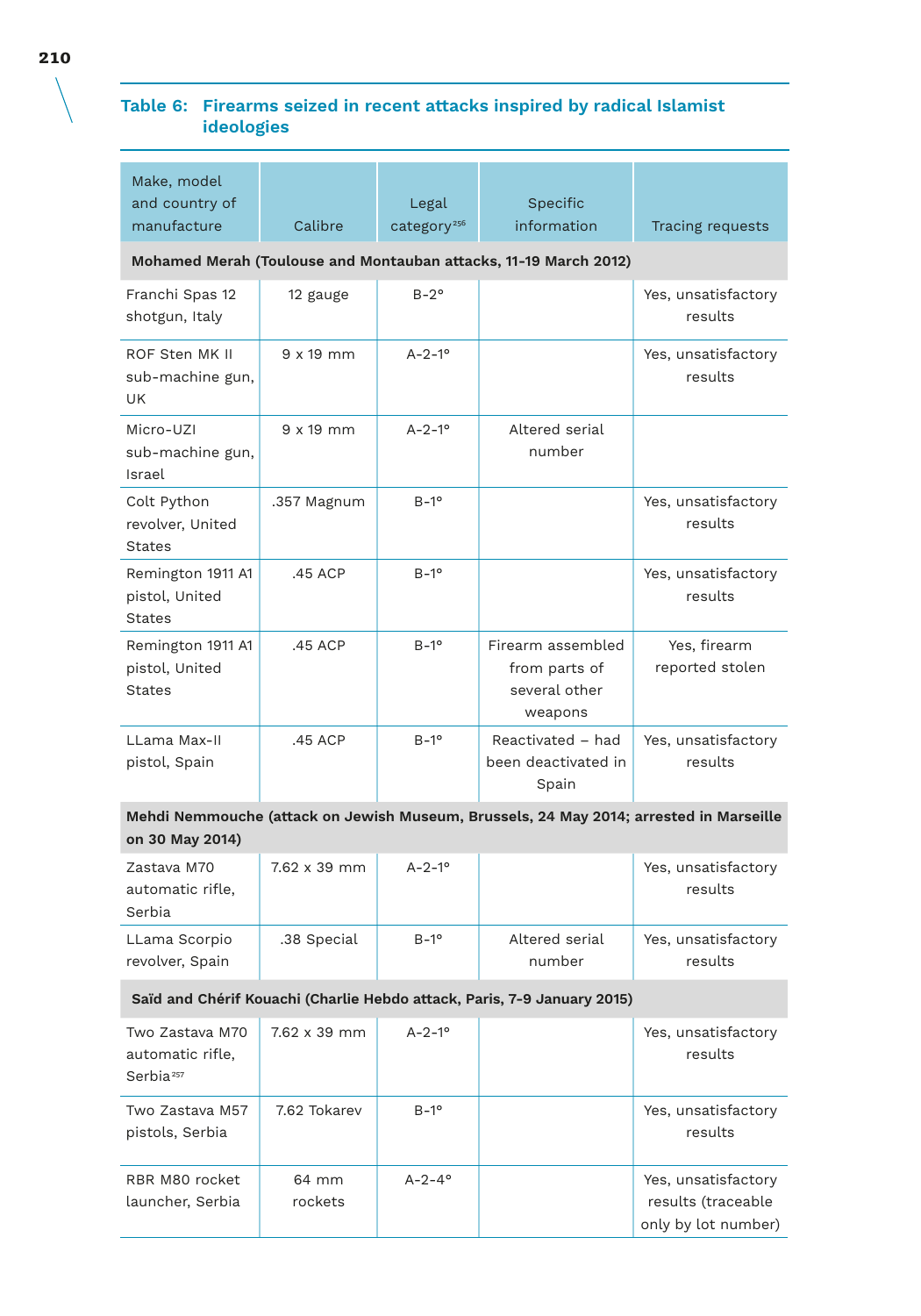### Table 6: Firearms seized in recent attacks inspired by radical Islamist ideologies

| Make, model and country of manufacture | Calibre | Legal category[256] | Specific information | Tracing requests |
|---|---|---|---|---|
| **Mohamed Merah (Toulouse and Montauban attacks, 11-19 March 2012)** | | | | |
| Franchi Spas 12 shotgun, Italy | 12 gauge | B-2° | | Yes, unsatisfactory results |
| ROF Sten MK II sub-machine gun, UK | 9 x 19 mm | A-2-1° | | Yes, unsatisfactory results |
| Micro-UZI sub-machine gun, Israel | 9 x 19 mm | A-2-1° | Altered serial number | |
| Colt Python revolver, United States | .357 Magnum | B-1° | | Yes, unsatisfactory results |
| Remington 1911 A1 pistol, United States | .45 ACP | B-1° | | Yes, unsatisfactory results |
| Remington 1911 A1 pistol, United States | .45 ACP | B-1° | Firearm assembled from parts of several other weapons | Yes, firearm reported stolen |
| LLama Max-II pistol, Spain | .45 ACP | B-1° | Reactivated – had been deactivated in Spain | Yes, unsatisfactory results |
| **Mehdi Nemmouche (attack on Jewish Museum, Brussels, 24 May 2014; arrested in Marseille on 30 May 2014)** | | | | |
| Zastava M70 automatic rifle, Serbia | 7.62 x 39 mm | A-2-1° | | Yes, unsatisfactory results |
| LLama Scorpio revolver, Spain | .38 Special | B-1° | Altered serial number | Yes, unsatisfactory results |
| **Saïd and Chérif Kouachi (Charlie Hebdo attack, Paris, 7-9 January 2015)** | | | | |
| Two Zastava M70 automatic rifle, Serbia[257] | 7.62 x 39 mm | A-2-1° | | Yes, unsatisfactory results |
| Two Zastava M57 pistols, Serbia | 7.62 Tokarev | B-1° | | Yes, unsatisfactory results |
| RBR M80 rocket launcher, Serbia | 64 mm rockets | A-2-4° | | Yes, unsatisfactory results (traceable only by lot number) |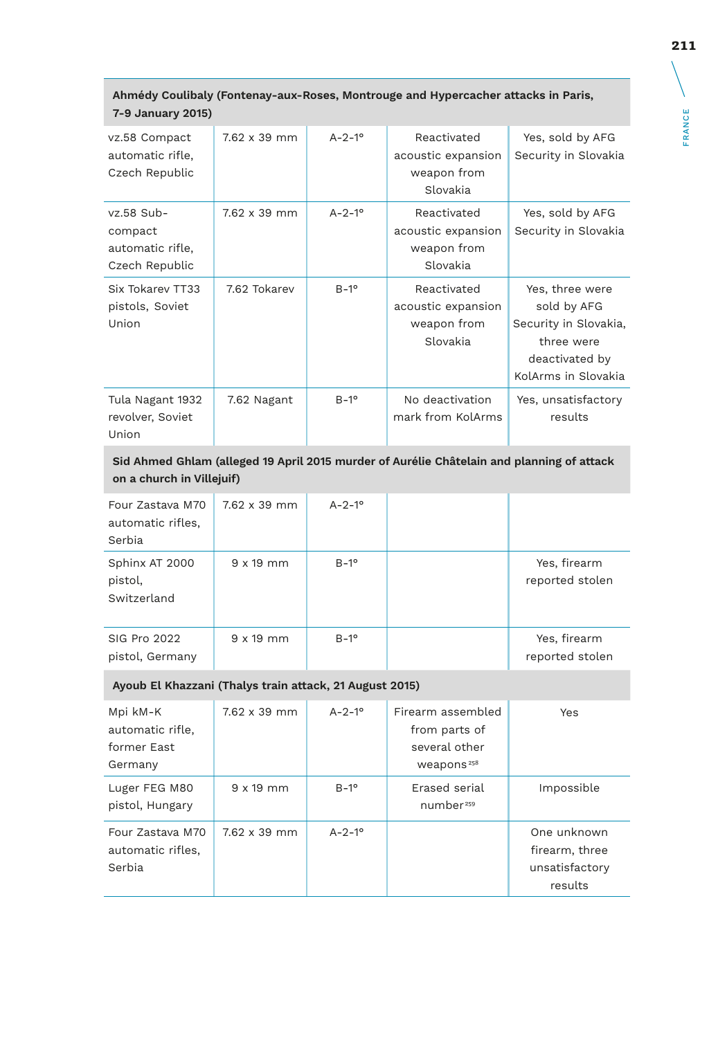| Ahmédy Coulibaly (Fontenay-aux-Roses, Montrouge and Hypercacher attacks in Paris, 7-9 January 2015) | | | | |
|---|---|---|---|---|
| vz.58 Compact automatic rifle, Czech Republic | 7.62 x 39 mm | A-2-1° | Reactivated acoustic expansion weapon from Slovakia | Yes, sold by AFG Security in Slovakia |
| vz.58 Sub-compact automatic rifle, Czech Republic | 7.62 x 39 mm | A-2-1° | Reactivated acoustic expansion weapon from Slovakia | Yes, sold by AFG Security in Slovakia |
| Six Tokarev TT33 pistols, Soviet Union | 7.62 Tokarev | B-1° | Reactivated acoustic expansion weapon from Slovakia | Yes, three were sold by AFG Security in Slovakia, three were deactivated by KolArms in Slovakia |
| Tula Nagant 1932 revolver, Soviet Union | 7.62 Nagant | B-1° | No deactivation mark from KolArms | Yes, unsatisfactory results |
| **Sid Ahmed Ghlam (alleged 19 April 2015 murder of Aurélie Châtelain and planning of attack on a church in Villejuif)** | | | | |
| Four Zastava M70 automatic rifles, Serbia | 7.62 x 39 mm | A-2-1° | | |
| Sphinx AT 2000 pistol, Switzerland | 9 x 19 mm | B-1° | | Yes, firearm reported stolen |
| SIG Pro 2022 pistol, Germany | 9 x 19 mm | B-1° | | Yes, firearm reported stolen |
| **Ayoub El Khazzani (Thalys train attack, 21 August 2015)** | | | | |
| Mpi kM-K automatic rifle, former East Germany | 7.62 x 39 mm | A-2-1° | Firearm assembled from parts of several other weapons[258] | Yes |
| Luger FEG M80 pistol, Hungary | 9 x 19 mm | B-1° | Erased serial number[259] | Impossible |
| Four Zastava M70 automatic rifles, Serbia | 7.62 x 39 mm | A-2-1° | | One unknown firearm, three unsatisfactory results |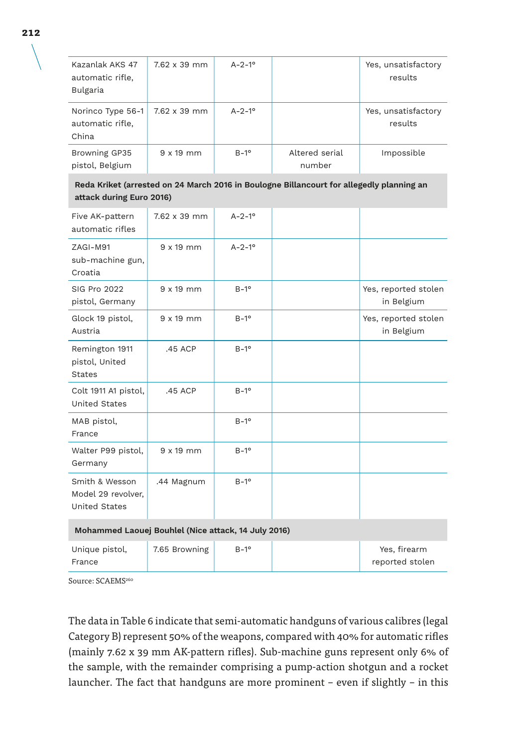| | | | | |
|---|---|---|---|---|
| Kazanlak AKS 47 automatic rifle, Bulgaria | 7.62 x 39 mm | A-2-1° | | Yes, unsatisfactory results |
| Norinco Type 56-1 automatic rifle, China | 7.62 x 39 mm | A-2-1° | | Yes, unsatisfactory results |
| Browning GP35 pistol, Belgium | 9 x 19 mm | B-1° | Altered serial number | Impossible |
| **Reda Kriket (arrested on 24 March 2016 in Boulogne Billancourt for allegedly planning an attack during Euro 2016)** | | | | |
| Five AK-pattern automatic rifles | 7.62 x 39 mm | A-2-1° | | |
| ZAGI-M91 sub-machine gun, Croatia | 9 x 19 mm | A-2-1° | | |
| SIG Pro 2022 pistol, Germany | 9 x 19 mm | B-1° | | Yes, reported stolen in Belgium |
| Glock 19 pistol, Austria | 9 x 19 mm | B-1° | | Yes, reported stolen in Belgium |
| Remington 1911 pistol, United States | .45 ACP | B-1° | | |
| Colt 1911 A1 pistol, United States | .45 ACP | B-1° | | |
| MAB pistol, France | | B-1° | | |
| Walter P99 pistol, Germany | 9 x 19 mm | B-1° | | |
| Smith & Wesson Model 29 revolver, United States | .44 Magnum | B-1° | | |
| **Mohammed Laouej Bouhlel (Nice attack, 14 July 2016)** | | | | |
| Unique pistol, France | 7.65 Browning | B-1° | | Yes, firearm reported stolen |

Source: SCAEMS[260]

The data in Table 6 indicate that semi-automatic handguns of various calibres (legal Category B) represent 50% of the weapons, compared with 40% for automatic rifles (mainly 7.62 x 39 mm AK-pattern rifles). Sub-machine guns represent only 6% of the sample, with the remainder comprising a pump-action shotgun and a rocket launcher. The fact that handguns are more prominent – even if slightly – in this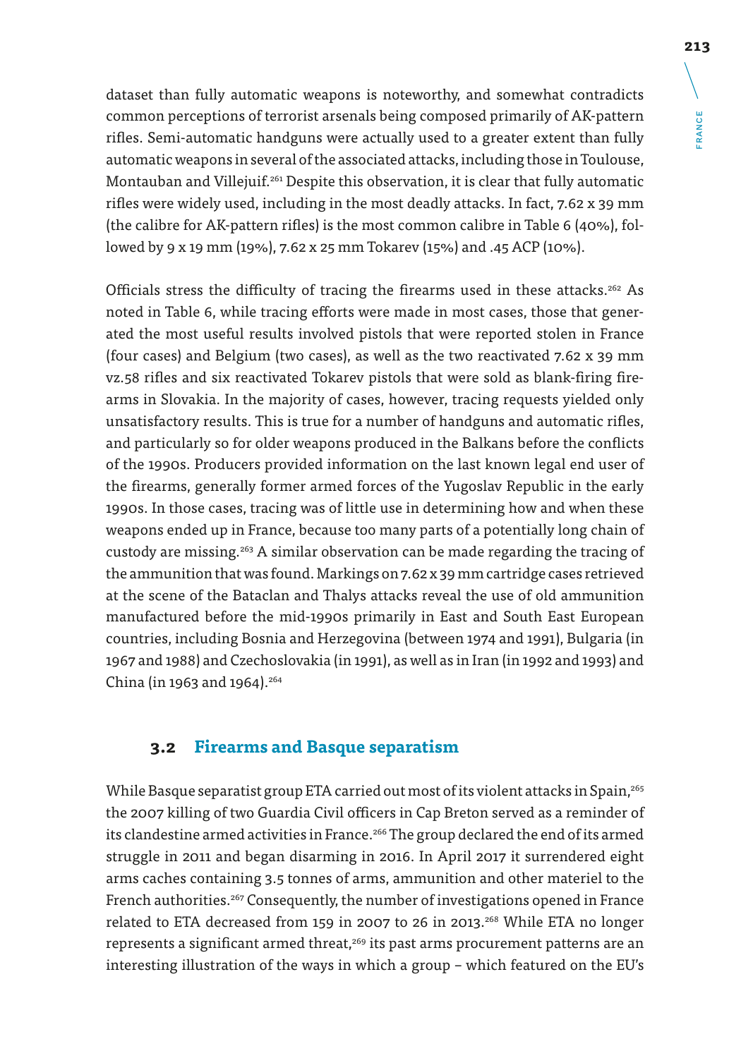dataset than fully automatic weapons is noteworthy, and somewhat contradicts common perceptions of terrorist arsenals being composed primarily of AK-pattern rifles. Semi-automatic handguns were actually used to a greater extent than fully automatic weapons in several of the associated attacks, including those in Toulouse, Montauban and Villejuif.[261] Despite this observation, it is clear that fully automatic rifles were widely used, including in the most deadly attacks. In fact, 7.62 x 39 mm (the calibre for AK-pattern rifles) is the most common calibre in Table 6 (40%), followed by 9 x 19 mm (19%), 7.62 x 25 mm Tokarev (15%) and .45 ACP (10%).

Officials stress the difficulty of tracing the firearms used in these attacks.[262] As noted in Table 6, while tracing efforts were made in most cases, those that generated the most useful results involved pistols that were reported stolen in France (four cases) and Belgium (two cases), as well as the two reactivated 7.62 x 39 mm vz.58 rifles and six reactivated Tokarev pistols that were sold as blank-firing firearms in Slovakia. In the majority of cases, however, tracing requests yielded only unsatisfactory results. This is true for a number of handguns and automatic rifles, and particularly so for older weapons produced in the Balkans before the conflicts of the 1990s. Producers provided information on the last known legal end user of the firearms, generally former armed forces of the Yugoslav Republic in the early 1990s. In those cases, tracing was of little use in determining how and when these weapons ended up in France, because too many parts of a potentially long chain of custody are missing.[263] A similar observation can be made regarding the tracing of the ammunition that was found. Markings on 7.62 x 39 mm cartridge cases retrieved at the scene of the Bataclan and Thalys attacks reveal the use of old ammunition manufactured before the mid-1990s primarily in East and South East European countries, including Bosnia and Herzegovina (between 1974 and 1991), Bulgaria (in 1967 and 1988) and Czechoslovakia (in 1991), as well as in Iran (in 1992 and 1993) and China (in 1963 and 1964).[264]

## 3.2 Firearms and Basque separatism

While Basque separatist group ETA carried out most of its violent attacks in Spain,[265] the 2007 killing of two Guardia Civil officers in Cap Breton served as a reminder of its clandestine armed activities in France.[266] The group declared the end of its armed struggle in 2011 and began disarming in 2016. In April 2017 it surrendered eight arms caches containing 3.5 tonnes of arms, ammunition and other materiel to the French authorities.[267] Consequently, the number of investigations opened in France related to ETA decreased from 159 in 2007 to 26 in 2013.[268] While ETA no longer represents a significant armed threat,[269] its past arms procurement patterns are an interesting illustration of the ways in which a group – which featured on the EU's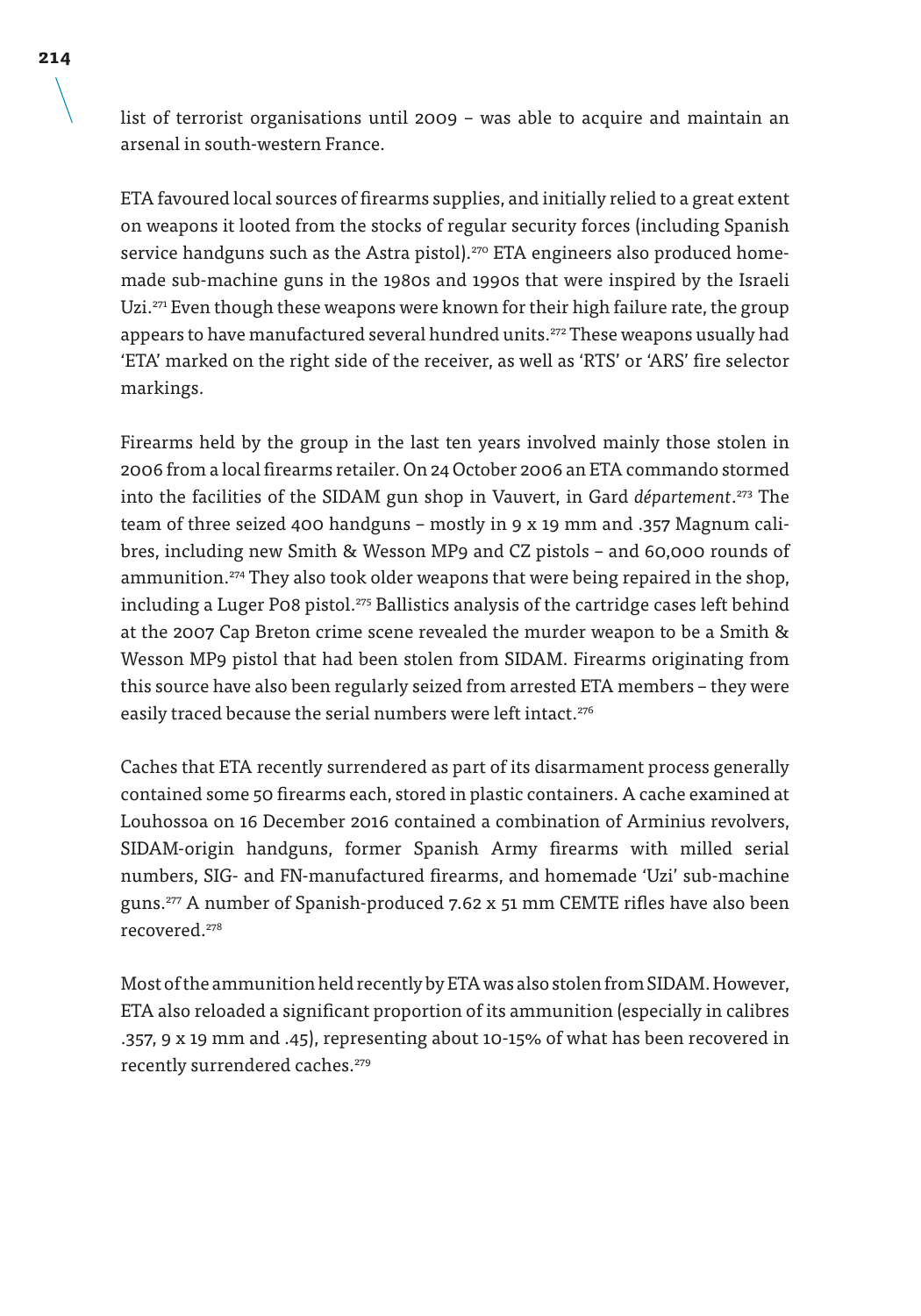list of terrorist organisations until 2009 – was able to acquire and maintain an arsenal in south-western France.

ETA favoured local sources of firearms supplies, and initially relied to a great extent on weapons it looted from the stocks of regular security forces (including Spanish service handguns such as the Astra pistol).[270] ETA engineers also produced home-made sub-machine guns in the 1980s and 1990s that were inspired by the Israeli Uzi.[271] Even though these weapons were known for their high failure rate, the group appears to have manufactured several hundred units.[272] These weapons usually had 'ETA' marked on the right side of the receiver, as well as 'RTS' or 'ARS' fire selector markings.

Firearms held by the group in the last ten years involved mainly those stolen in 2006 from a local firearms retailer. On 24 October 2006 an ETA commando stormed into the facilities of the SIDAM gun shop in Vauvert, in Gard *département*.[273] The team of three seized 400 handguns – mostly in 9 x 19 mm and .357 Magnum calibres, including new Smith & Wesson MP9 and CZ pistols – and 60,000 rounds of ammunition.[274] They also took older weapons that were being repaired in the shop, including a Luger P08 pistol.[275] Ballistics analysis of the cartridge cases left behind at the 2007 Cap Breton crime scene revealed the murder weapon to be a Smith & Wesson MP9 pistol that had been stolen from SIDAM. Firearms originating from this source have also been regularly seized from arrested ETA members – they were easily traced because the serial numbers were left intact.[276]

Caches that ETA recently surrendered as part of its disarmament process generally contained some 50 firearms each, stored in plastic containers. A cache examined at Louhossoa on 16 December 2016 contained a combination of Arminius revolvers, SIDAM-origin handguns, former Spanish Army firearms with milled serial numbers, SIG- and FN-manufactured firearms, and homemade 'Uzi' sub-machine guns.[277] A number of Spanish-produced 7.62 x 51 mm CEMTE rifles have also been recovered.[278]

Most of the ammunition held recently by ETA was also stolen from SIDAM. However, ETA also reloaded a significant proportion of its ammunition (especially in calibres .357, 9 x 19 mm and .45), representing about 10-15% of what has been recovered in recently surrendered caches.[279]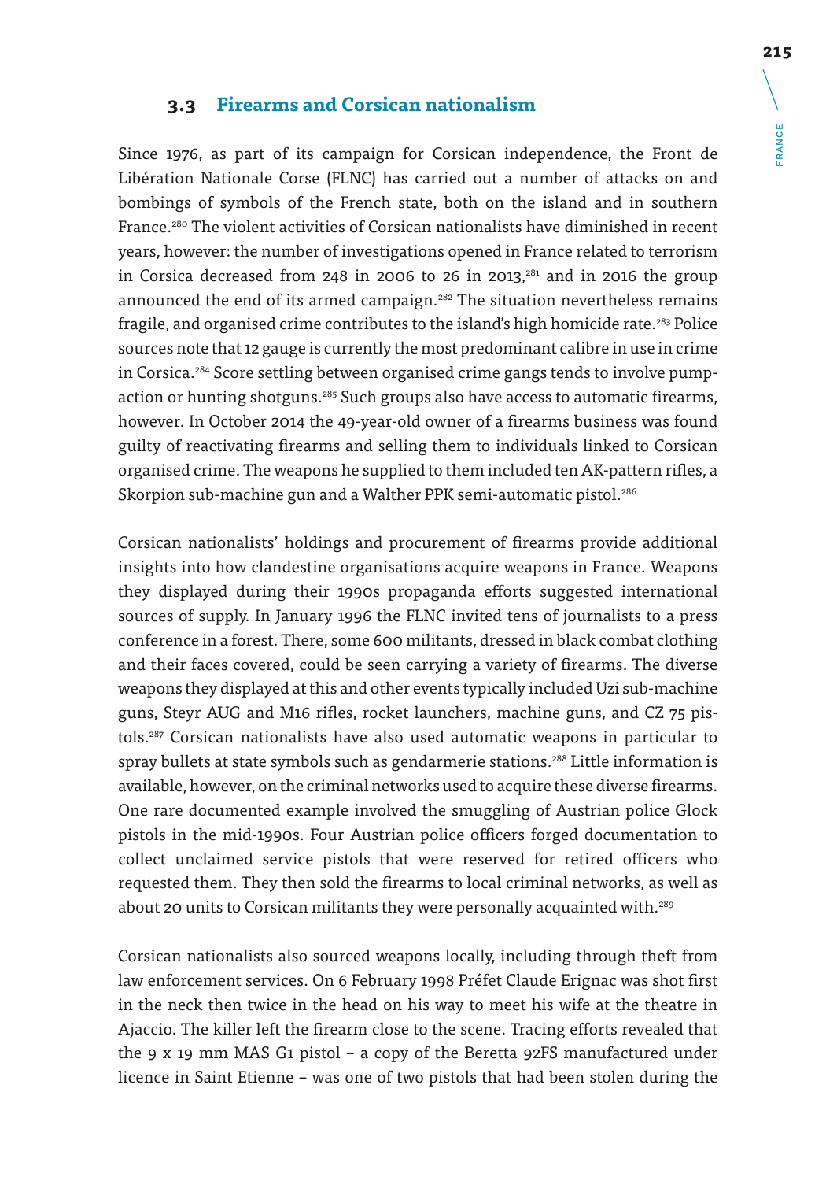### 3.3 Firearms and Corsican nationalism

Since 1976, as part of its campaign for Corsican independence, the Front de Libération Nationale Corse (FLNC) has carried out a number of attacks on and bombings of symbols of the French state, both on the island and in southern France.[280] The violent activities of Corsican nationalists have diminished in recent years, however: the number of investigations opened in France related to terrorism in Corsica decreased from 248 in 2006 to 26 in 2013,[281] and in 2016 the group announced the end of its armed campaign.[282] The situation nevertheless remains fragile, and organised crime contributes to the island's high homicide rate.[283] Police sources note that 12 gauge is currently the most predominant calibre in use in crime in Corsica.[284] Score settling between organised crime gangs tends to involve pump-action or hunting shotguns.[285] Such groups also have access to automatic firearms, however. In October 2014 the 49-year-old owner of a firearms business was found guilty of reactivating firearms and selling them to individuals linked to Corsican organised crime. The weapons he supplied to them included ten AK-pattern rifles, a Skorpion sub-machine gun and a Walther PPK semi-automatic pistol.[286]

Corsican nationalists' holdings and procurement of firearms provide additional insights into how clandestine organisations acquire weapons in France. Weapons they displayed during their 1990s propaganda efforts suggested international sources of supply. In January 1996 the FLNC invited tens of journalists to a press conference in a forest. There, some 600 militants, dressed in black combat clothing and their faces covered, could be seen carrying a variety of firearms. The diverse weapons they displayed at this and other events typically included Uzi sub-machine guns, Steyr AUG and M16 rifles, rocket launchers, machine guns, and CZ 75 pistols.[287] Corsican nationalists have also used automatic weapons in particular to spray bullets at state symbols such as gendarmerie stations.[288] Little information is available, however, on the criminal networks used to acquire these diverse firearms. One rare documented example involved the smuggling of Austrian police Glock pistols in the mid-1990s. Four Austrian police officers forged documentation to collect unclaimed service pistols that were reserved for retired officers who requested them. They then sold the firearms to local criminal networks, as well as about 20 units to Corsican militants they were personally acquainted with.[289]

Corsican nationalists also sourced weapons locally, including through theft from law enforcement services. On 6 February 1998 Préfet Claude Erignac was shot first in the neck then twice in the head on his way to meet his wife at the theatre in Ajaccio. The killer left the firearm close to the scene. Tracing efforts revealed that the 9 x 19 mm MAS G1 pistol – a copy of the Beretta 92FS manufactured under licence in Saint Etienne – was one of two pistols that had been stolen during the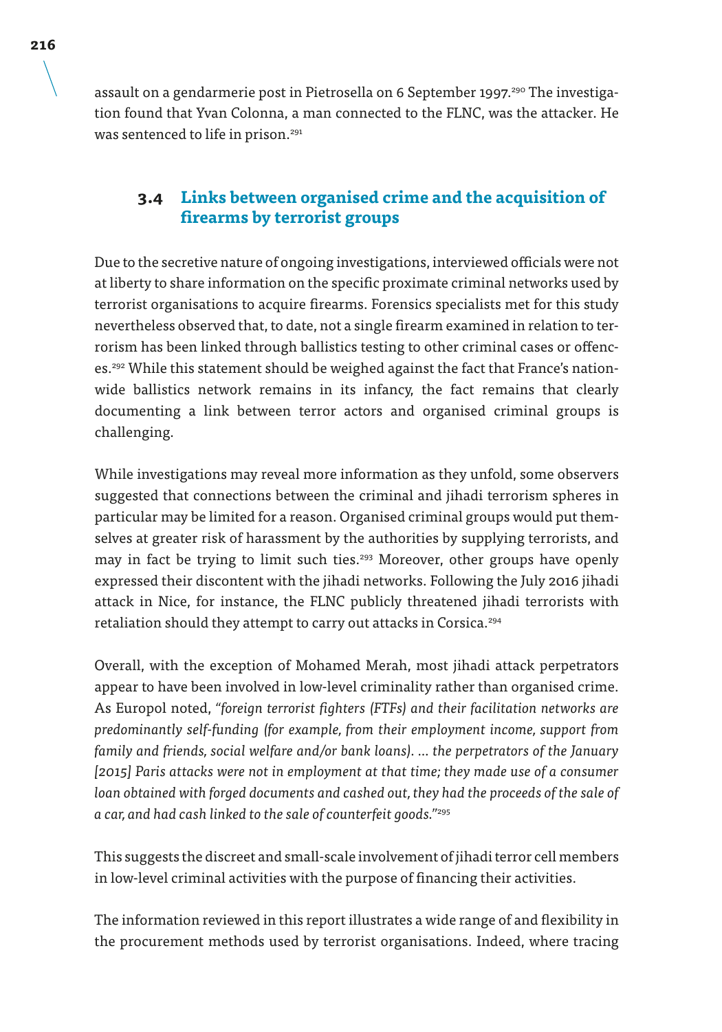assault on a gendarmerie post in Pietrosella on 6 September 1997.[290] The investigation found that Yvan Colonna, a man connected to the FLNC, was the attacker. He was sentenced to life in prison.[291]

### 3.4 Links between organised crime and the acquisition of firearms by terrorist groups

Due to the secretive nature of ongoing investigations, interviewed officials were not at liberty to share information on the specific proximate criminal networks used by terrorist organisations to acquire firearms. Forensics specialists met for this study nevertheless observed that, to date, not a single firearm examined in relation to terrorism has been linked through ballistics testing to other criminal cases or offences.[292] While this statement should be weighed against the fact that France's nationwide ballistics network remains in its infancy, the fact remains that clearly documenting a link between terror actors and organised criminal groups is challenging.

While investigations may reveal more information as they unfold, some observers suggested that connections between the criminal and jihadi terrorism spheres in particular may be limited for a reason. Organised criminal groups would put themselves at greater risk of harassment by the authorities by supplying terrorists, and may in fact be trying to limit such ties.[293] Moreover, other groups have openly expressed their discontent with the jihadi networks. Following the July 2016 jihadi attack in Nice, for instance, the FLNC publicly threatened jihadi terrorists with retaliation should they attempt to carry out attacks in Corsica.[294]

Overall, with the exception of Mohamed Merah, most jihadi attack perpetrators appear to have been involved in low-level criminality rather than organised crime. As Europol noted, *"foreign terrorist fighters (FTFs) and their facilitation networks are predominantly self-funding (for example, from their employment income, support from family and friends, social welfare and/or bank loans). … the perpetrators of the January [2015] Paris attacks were not in employment at that time; they made use of a consumer loan obtained with forged documents and cashed out, they had the proceeds of the sale of a car, and had cash linked to the sale of counterfeit goods."*[295]

This suggests the discreet and small-scale involvement of jihadi terror cell members in low-level criminal activities with the purpose of financing their activities.

The information reviewed in this report illustrates a wide range of and flexibility in the procurement methods used by terrorist organisations. Indeed, where tracing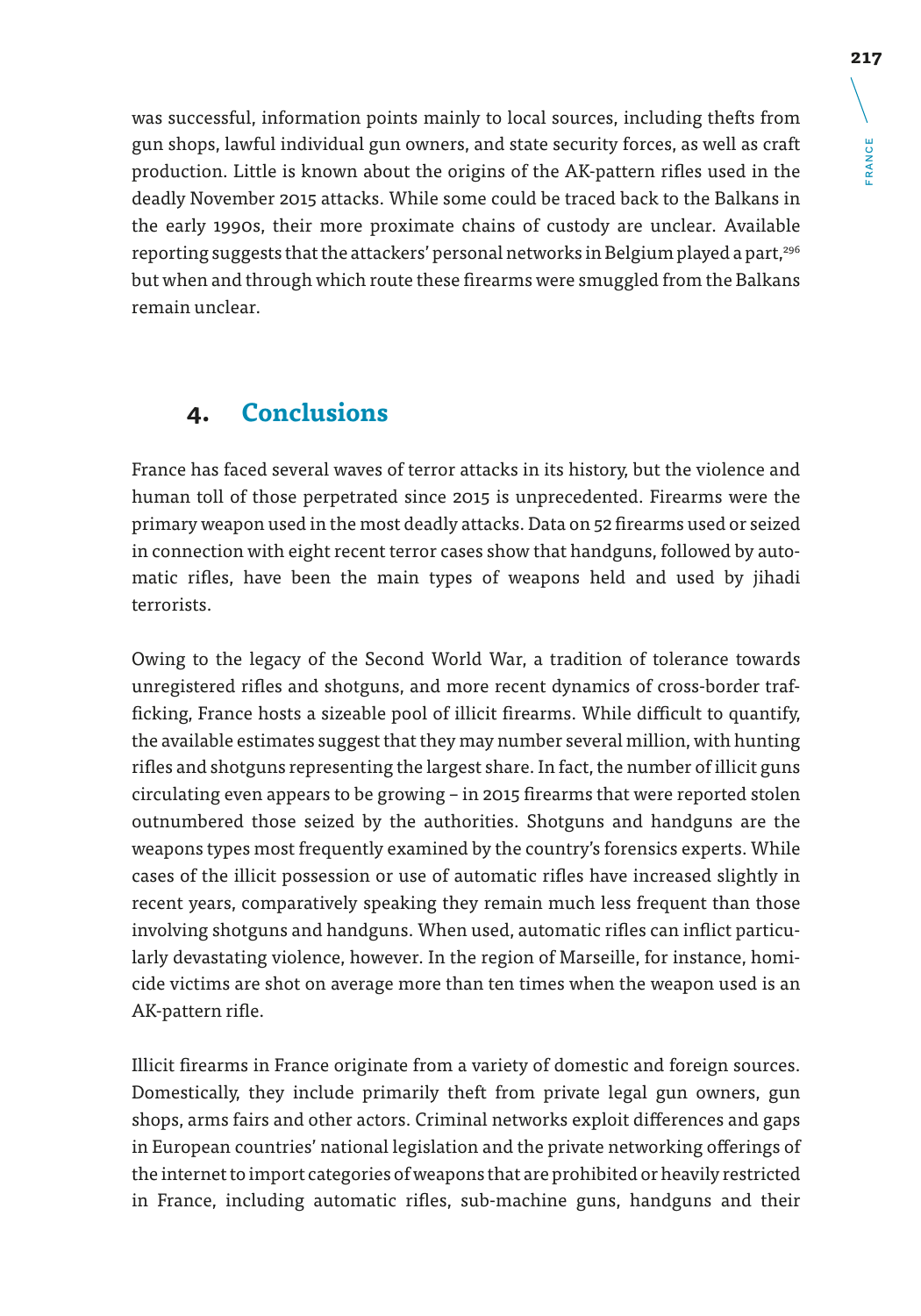was successful, information points mainly to local sources, including thefts from gun shops, lawful individual gun owners, and state security forces, as well as craft production. Little is known about the origins of the AK-pattern rifles used in the deadly November 2015 attacks. While some could be traced back to the Balkans in the early 1990s, their more proximate chains of custody are unclear. Available reporting suggests that the attackers' personal networks in Belgium played a part,[296] but when and through which route these firearms were smuggled from the Balkans remain unclear.

## 4. Conclusions

France has faced several waves of terror attacks in its history, but the violence and human toll of those perpetrated since 2015 is unprecedented. Firearms were the primary weapon used in the most deadly attacks. Data on 52 firearms used or seized in connection with eight recent terror cases show that handguns, followed by automatic rifles, have been the main types of weapons held and used by jihadi terrorists.

Owing to the legacy of the Second World War, a tradition of tolerance towards unregistered rifles and shotguns, and more recent dynamics of cross-border trafficking, France hosts a sizeable pool of illicit firearms. While difficult to quantify, the available estimates suggest that they may number several million, with hunting rifles and shotguns representing the largest share. In fact, the number of illicit guns circulating even appears to be growing – in 2015 firearms that were reported stolen outnumbered those seized by the authorities. Shotguns and handguns are the weapons types most frequently examined by the country's forensics experts. While cases of the illicit possession or use of automatic rifles have increased slightly in recent years, comparatively speaking they remain much less frequent than those involving shotguns and handguns. When used, automatic rifles can inflict particularly devastating violence, however. In the region of Marseille, for instance, homicide victims are shot on average more than ten times when the weapon used is an AK-pattern rifle.

Illicit firearms in France originate from a variety of domestic and foreign sources. Domestically, they include primarily theft from private legal gun owners, gun shops, arms fairs and other actors. Criminal networks exploit differences and gaps in European countries' national legislation and the private networking offerings of the internet to import categories of weapons that are prohibited or heavily restricted in France, including automatic rifles, sub-machine guns, handguns and their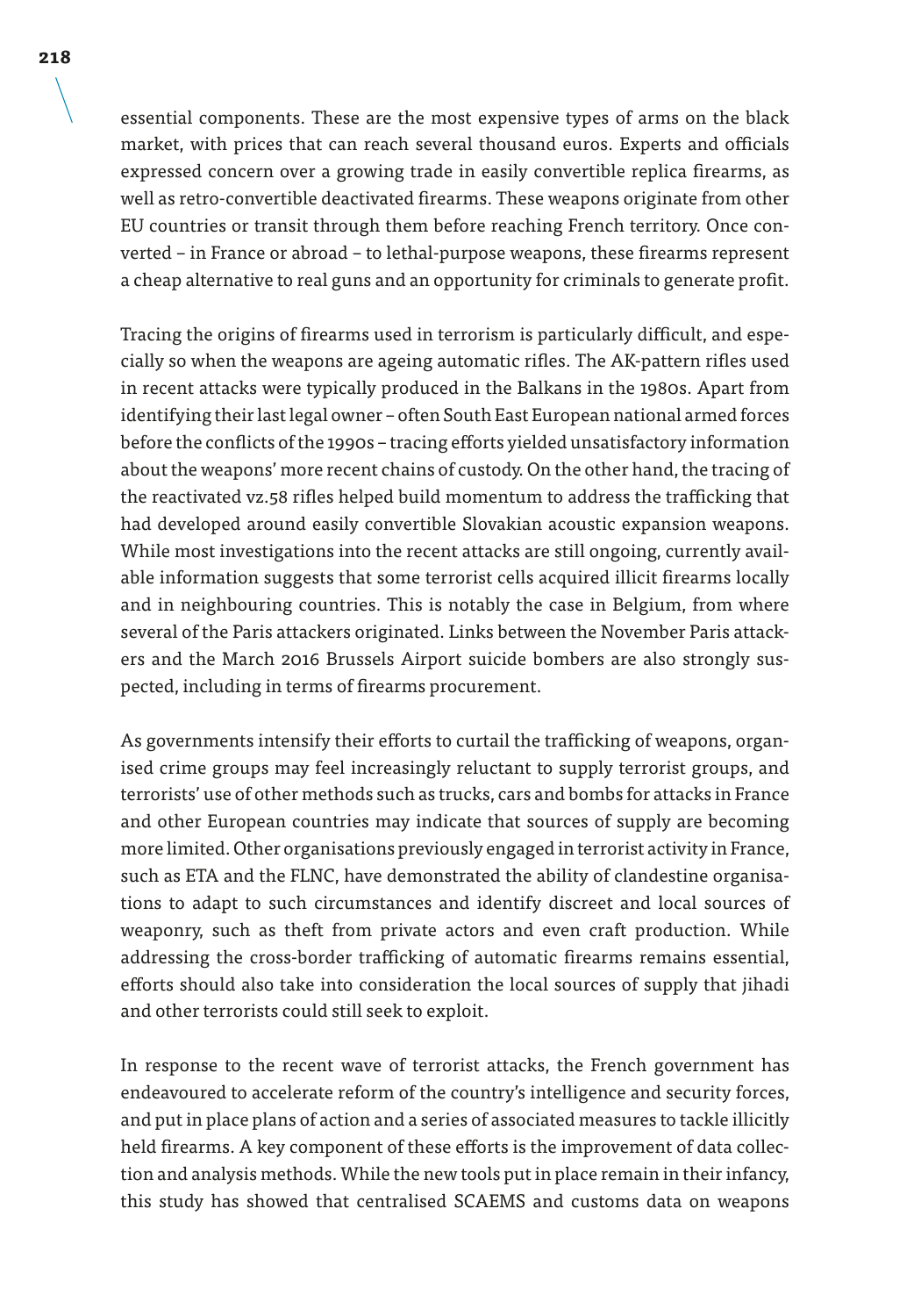essential components. These are the most expensive types of arms on the black market, with prices that can reach several thousand euros. Experts and officials expressed concern over a growing trade in easily convertible replica firearms, as well as retro-convertible deactivated firearms. These weapons originate from other EU countries or transit through them before reaching French territory. Once converted – in France or abroad – to lethal-purpose weapons, these firearms represent a cheap alternative to real guns and an opportunity for criminals to generate profit.

Tracing the origins of firearms used in terrorism is particularly difficult, and especially so when the weapons are ageing automatic rifles. The AK-pattern rifles used in recent attacks were typically produced in the Balkans in the 1980s. Apart from identifying their last legal owner – often South East European national armed forces before the conflicts of the 1990s – tracing efforts yielded unsatisfactory information about the weapons' more recent chains of custody. On the other hand, the tracing of the reactivated vz.58 rifles helped build momentum to address the trafficking that had developed around easily convertible Slovakian acoustic expansion weapons. While most investigations into the recent attacks are still ongoing, currently available information suggests that some terrorist cells acquired illicit firearms locally and in neighbouring countries. This is notably the case in Belgium, from where several of the Paris attackers originated. Links between the November Paris attackers and the March 2016 Brussels Airport suicide bombers are also strongly suspected, including in terms of firearms procurement.

As governments intensify their efforts to curtail the trafficking of weapons, organised crime groups may feel increasingly reluctant to supply terrorist groups, and terrorists' use of other methods such as trucks, cars and bombs for attacks in France and other European countries may indicate that sources of supply are becoming more limited. Other organisations previously engaged in terrorist activity in France, such as ETA and the FLNC, have demonstrated the ability of clandestine organisations to adapt to such circumstances and identify discreet and local sources of weaponry, such as theft from private actors and even craft production. While addressing the cross-border trafficking of automatic firearms remains essential, efforts should also take into consideration the local sources of supply that jihadi and other terrorists could still seek to exploit.

In response to the recent wave of terrorist attacks, the French government has endeavoured to accelerate reform of the country's intelligence and security forces, and put in place plans of action and a series of associated measures to tackle illicitly held firearms. A key component of these efforts is the improvement of data collection and analysis methods. While the new tools put in place remain in their infancy, this study has showed that centralised SCAEMS and customs data on weapons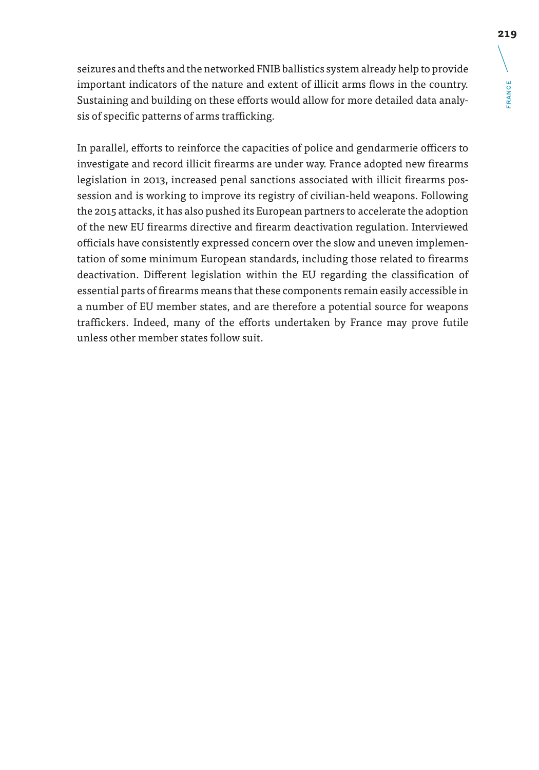seizures and thefts and the networked FNIB ballistics system already help to provide important indicators of the nature and extent of illicit arms flows in the country. Sustaining and building on these efforts would allow for more detailed data analysis of specific patterns of arms trafficking.

In parallel, efforts to reinforce the capacities of police and gendarmerie officers to investigate and record illicit firearms are under way. France adopted new firearms legislation in 2013, increased penal sanctions associated with illicit firearms possession and is working to improve its registry of civilian-held weapons. Following the 2015 attacks, it has also pushed its European partners to accelerate the adoption of the new EU firearms directive and firearm deactivation regulation. Interviewed officials have consistently expressed concern over the slow and uneven implementation of some minimum European standards, including those related to firearms deactivation. Different legislation within the EU regarding the classification of essential parts of firearms means that these components remain easily accessible in a number of EU member states, and are therefore a potential source for weapons traffickers. Indeed, many of the efforts undertaken by France may prove futile unless other member states follow suit.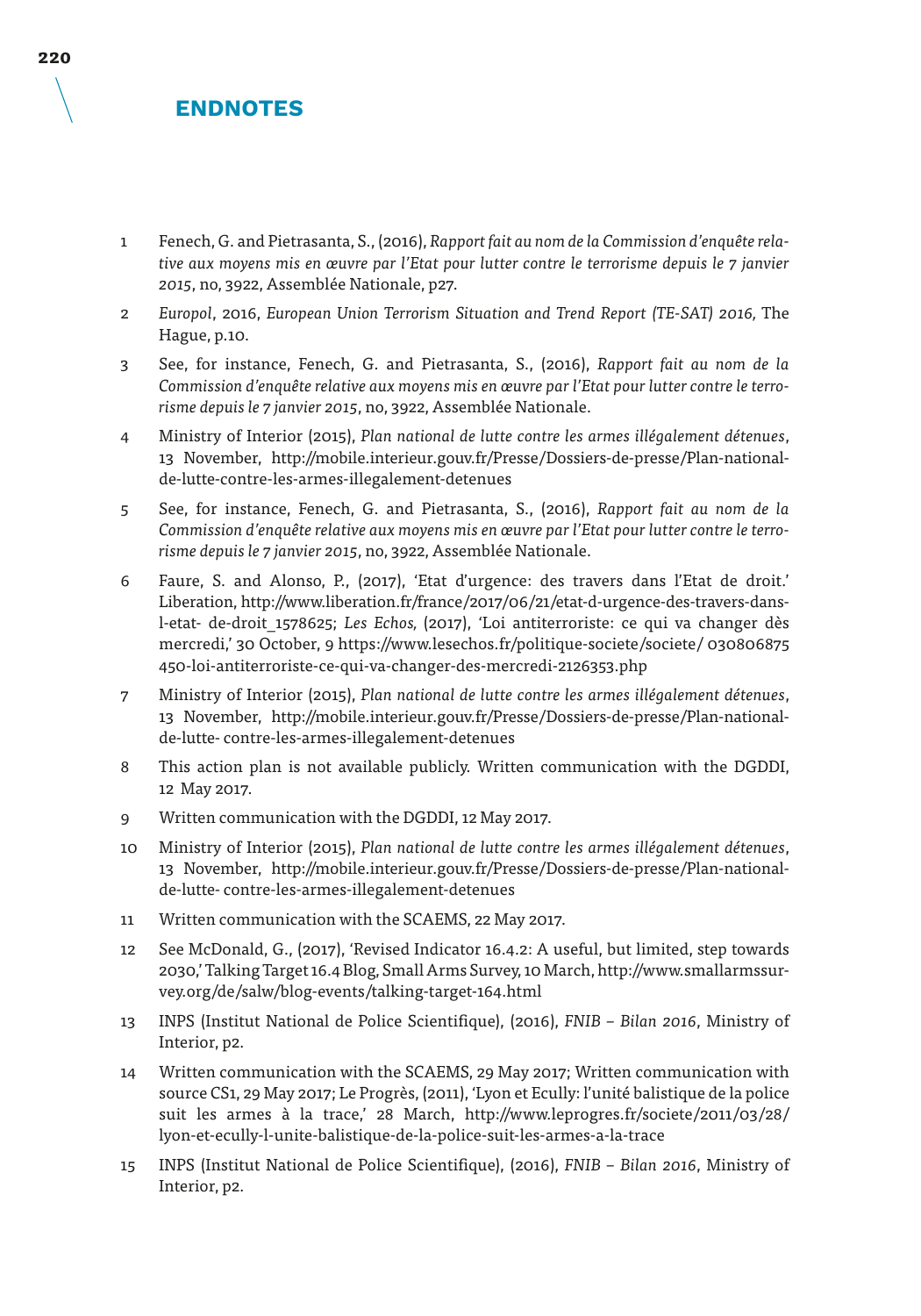## ENDNOTES

1. Fenech, G. and Pietrasanta, S., (2016), *Rapport fait au nom de la Commission d'enquête relative aux moyens mis en œuvre par l'Etat pour lutter contre le terrorisme depuis le 7 janvier 2015*, no, 3922, Assemblée Nationale, p27.
2. *Europol*, 2016, *European Union Terrorism Situation and Trend Report (TE-SAT) 2016,* The Hague, p.10.
3. See, for instance, Fenech, G. and Pietrasanta, S., (2016), *Rapport fait au nom de la Commission d'enquête relative aux moyens mis en œuvre par l'Etat pour lutter contre le terrorisme depuis le 7 janvier 2015*, no, 3922, Assemblée Nationale.
4. Ministry of Interior (2015), *Plan national de lutte contre les armes illégalement détenues*, 13 November, http://mobile.interieur.gouv.fr/Presse/Dossiers-de-presse/Plan-national-de-lutte-contre-les-armes-illegalement-detenues
5. See, for instance, Fenech, G. and Pietrasanta, S., (2016), *Rapport fait au nom de la Commission d'enquête relative aux moyens mis en œuvre par l'Etat pour lutter contre le terrorisme depuis le 7 janvier 2015*, no, 3922, Assemblée Nationale.
6. Faure, S. and Alonso, P., (2017), 'Etat d'urgence: des travers dans l'Etat de droit.' Liberation, http://www.liberation.fr/france/2017/06/21/etat-d-urgence-des-travers-dans-l-etat- de-droit_1578625; *Les Echos,* (2017), 'Loi antiterroriste: ce qui va changer dès mercredi,' 30 October, 9 https://www.lesechos.fr/politique-societe/societe/ 030806875 450-loi-antiterroriste-ce-qui-va-changer-des-mercredi-2126353.php
7. Ministry of Interior (2015), *Plan national de lutte contre les armes illégalement détenues*, 13 November, http://mobile.interieur.gouv.fr/Presse/Dossiers-de-presse/Plan-national-de-lutte- contre-les-armes-illegalement-detenues
8. This action plan is not available publicly. Written communication with the DGDDI, 12 May 2017.
9. Written communication with the DGDDI, 12 May 2017.
10. Ministry of Interior (2015), *Plan national de lutte contre les armes illégalement détenues*, 13 November, http://mobile.interieur.gouv.fr/Presse/Dossiers-de-presse/Plan-national-de-lutte- contre-les-armes-illegalement-detenues
11. Written communication with the SCAEMS, 22 May 2017.
12. See McDonald, G., (2017), 'Revised Indicator 16.4.2: A useful, but limited, step towards 2030,' Talking Target 16.4 Blog, Small Arms Survey, 10 March, http://www.smallarmssurvey.org/de/salw/blog-events/talking-target-164.html
13. INPS (Institut National de Police Scientifique), (2016), *FNIB – Bilan 2016*, Ministry of Interior, p2.
14. Written communication with the SCAEMS, 29 May 2017; Written communication with source CS1, 29 May 2017; Le Progrès, (2011), 'Lyon et Ecully: l'unité balistique de la police suit les armes à la trace,' 28 March, http://www.leprogres.fr/societe/2011/03/28/lyon-et-ecully-l-unite-balistique-de-la-police-suit-les-armes-a-la-trace
15. INPS (Institut National de Police Scientifique), (2016), *FNIB – Bilan 2016*, Ministry of Interior, p2.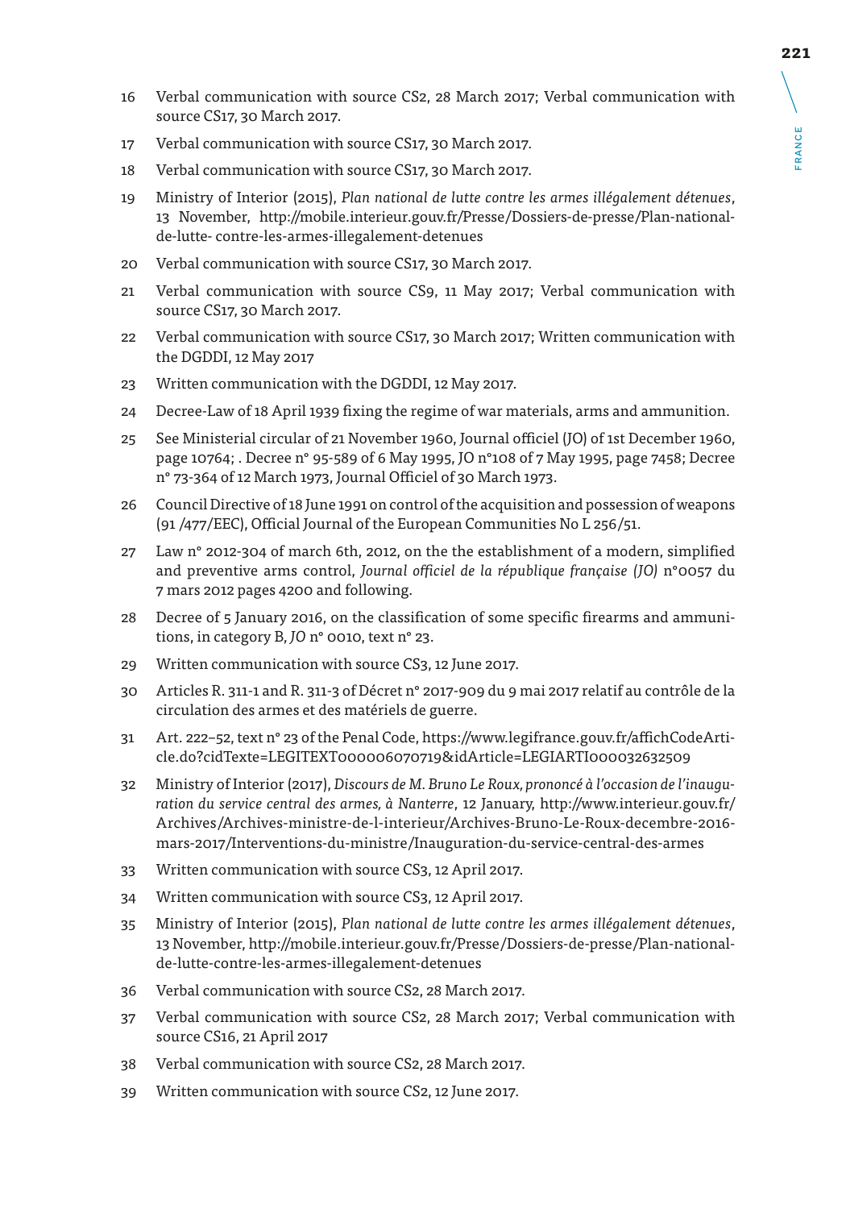16 Verbal communication with source CS2, 28 March 2017; Verbal communication with source CS17, 30 March 2017.

17 Verbal communication with source CS17, 30 March 2017.

18 Verbal communication with source CS17, 30 March 2017.

19 Ministry of Interior (2015), *Plan national de lutte contre les armes illégalement détenues*, 13 November, http://mobile.interieur.gouv.fr/Presse/Dossiers-de-presse/Plan-national-de-lutte- contre-les-armes-illegalement-detenues

20 Verbal communication with source CS17, 30 March 2017.

21 Verbal communication with source CS9, 11 May 2017; Verbal communication with source CS17, 30 March 2017.

22 Verbal communication with source CS17, 30 March 2017; Written communication with the DGDDI, 12 May 2017

23 Written communication with the DGDDI, 12 May 2017.

24 Decree-Law of 18 April 1939 fixing the regime of war materials, arms and ammunition.

25 See Ministerial circular of 21 November 1960, Journal officiel (JO) of 1st December 1960, page 10764; . Decree n° 95-589 of 6 May 1995, JO n°108 of 7 May 1995, page 7458; Decree n° 73-364 of 12 March 1973, Journal Officiel of 30 March 1973.

26 Council Directive of 18 June 1991 on control of the acquisition and possession of weapons (91 /477/EEC), Official Journal of the European Communities No L 256/51.

27 Law n° 2012-304 of march 6th, 2012, on the the establishment of a modern, simplified and preventive arms control, *Journal officiel de la république française (JO)* n°0057 du 7 mars 2012 pages 4200 and following.

28 Decree of 5 January 2016, on the classification of some specific firearms and ammunitions, in category B, *JO* n° 0010, text n° 23.

29 Written communication with source CS3, 12 June 2017.

30 Articles R. 311-1 and R. 311-3 of Décret n° 2017-909 du 9 mai 2017 relatif au contrôle de la circulation des armes et des matériels de guerre.

31 Art. 222–52, text n° 23 of the Penal Code, https://www.legifrance.gouv.fr/affichCodeArticle.do?cidTexte=LEGITEXT000006070719&idArticle=LEGIARTI000032632509

32 Ministry of Interior (2017), *Discours de M. Bruno Le Roux, prononcé à l'occasion de l'inauguration du service central des armes, à Nanterre*, 12 January, http://www.interieur.gouv.fr/Archives/Archives-ministre-de-l-interieur/Archives-Bruno-Le-Roux-decembre-2016-mars-2017/Interventions-du-ministre/Inauguration-du-service-central-des-armes

33 Written communication with source CS3, 12 April 2017.

34 Written communication with source CS3, 12 April 2017.

35 Ministry of Interior (2015), *Plan national de lutte contre les armes illégalement détenues*, 13 November, http://mobile.interieur.gouv.fr/Presse/Dossiers-de-presse/Plan-national-de-lutte-contre-les-armes-illegalement-detenues

36 Verbal communication with source CS2, 28 March 2017.

37 Verbal communication with source CS2, 28 March 2017; Verbal communication with source CS16, 21 April 2017

38 Verbal communication with source CS2, 28 March 2017.

39 Written communication with source CS2, 12 June 2017.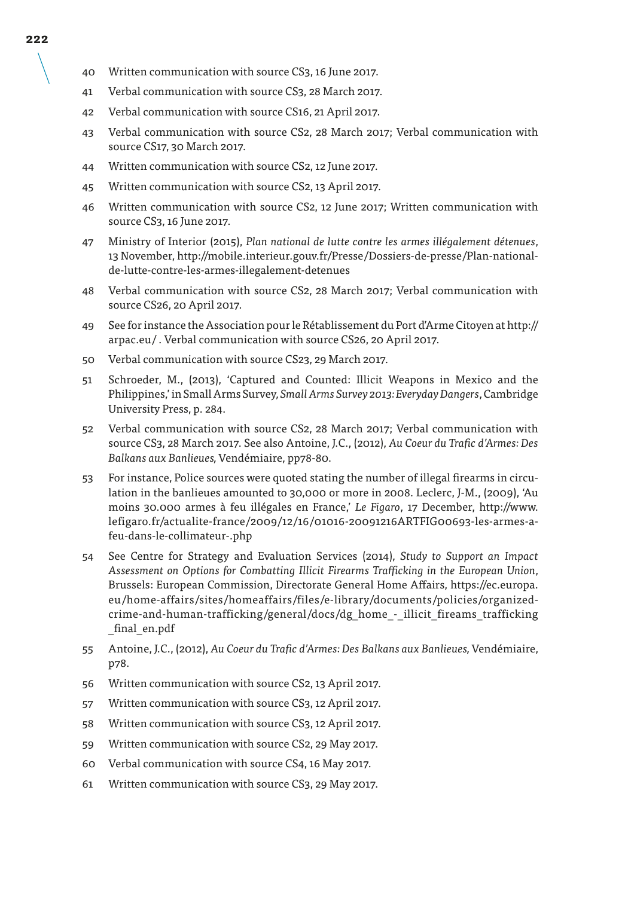40 Written communication with source CS3, 16 June 2017.

41 Verbal communication with source CS3, 28 March 2017.

42 Verbal communication with source CS16, 21 April 2017.

43 Verbal communication with source CS2, 28 March 2017; Verbal communication with source CS17, 30 March 2017.

44 Written communication with source CS2, 12 June 2017.

45 Written communication with source CS2, 13 April 2017.

46 Written communication with source CS2, 12 June 2017; Written communication with source CS3, 16 June 2017.

47 Ministry of Interior (2015), *Plan national de lutte contre les armes illégalement détenues*, 13 November, http://mobile.interieur.gouv.fr/Presse/Dossiers-de-presse/Plan-national-de-lutte-contre-les-armes-illegalement-detenues

48 Verbal communication with source CS2, 28 March 2017; Verbal communication with source CS26, 20 April 2017.

49 See for instance the Association pour le Rétablissement du Port d'Arme Citoyen at http://arpac.eu/ . Verbal communication with source CS26, 20 April 2017.

50 Verbal communication with source CS23, 29 March 2017.

51 Schroeder, M., (2013), 'Captured and Counted: Illicit Weapons in Mexico and the Philippines,' in Small Arms Survey, *Small Arms Survey 2013: Everyday Dangers*, Cambridge University Press, p. 284.

52 Verbal communication with source CS2, 28 March 2017; Verbal communication with source CS3, 28 March 2017. See also Antoine, J.C., (2012), *Au Coeur du Trafic d'Armes: Des Balkans aux Banlieues,* Vendémiaire, pp78-80.

53 For instance, Police sources were quoted stating the number of illegal firearms in circulation in the banlieues amounted to 30,000 or more in 2008. Leclerc, J-M., (2009), 'Au moins 30.000 armes à feu illégales en France,' *Le Figaro*, 17 December, http://www.lefigaro.fr/actualite-france/2009/12/16/01016-20091216ARTFIG00693-les-armes-a-feu-dans-le-collimateur-.php

54 See Centre for Strategy and Evaluation Services (2014), *Study to Support an Impact Assessment on Options for Combatting Illicit Firearms Trafficking in the European Union*, Brussels: European Commission, Directorate General Home Affairs, https://ec.europa.eu/home-affairs/sites/homeaffairs/files/e-library/documents/policies/organized-crime-and-human-trafficking/general/docs/dg_home_-_illicit_fireams_trafficking_final_en.pdf

55 Antoine, J.C., (2012), *Au Coeur du Trafic d'Armes: Des Balkans aux Banlieues,* Vendémiaire, p78.

56 Written communication with source CS2, 13 April 2017.

57 Written communication with source CS3, 12 April 2017.

58 Written communication with source CS3, 12 April 2017.

59 Written communication with source CS2, 29 May 2017.

60 Verbal communication with source CS4, 16 May 2017.

61 Written communication with source CS3, 29 May 2017.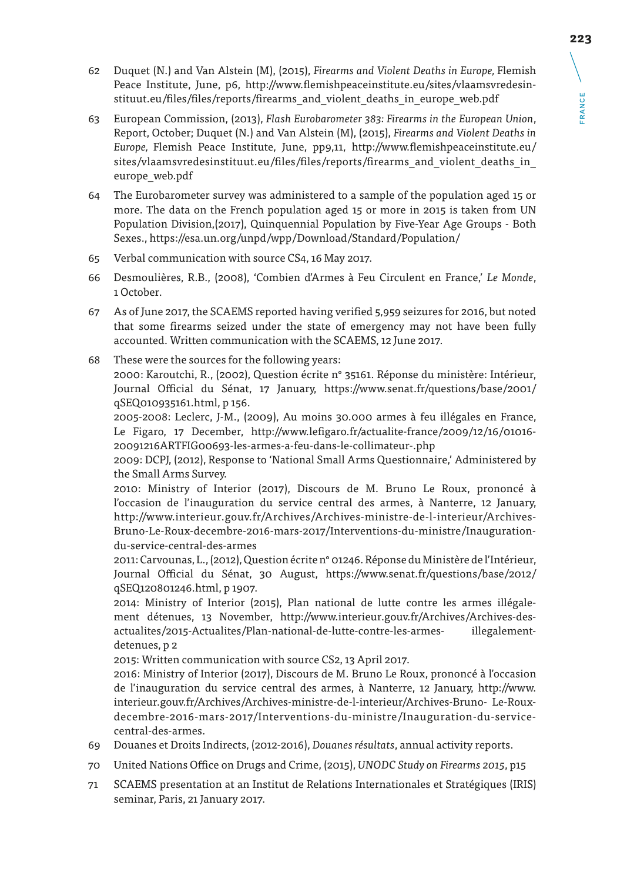62 Duquet (N.) and Van Alstein (M), (2015), *Firearms and Violent Deaths in Europe*, Flemish Peace Institute, June, p6, http://www.flemishpeaceinstitute.eu/sites/vlaamsvredesinstituut.eu/files/files/reports/firearms_and_violent_deaths_in_europe_web.pdf

63 European Commission, (2013), *Flash Eurobarometer 383: Firearms in the European Union*, Report, October; Duquet (N.) and Van Alstein (M), (2015), *Firearms and Violent Deaths in Europe*, Flemish Peace Institute, June, pp9,11, http://www.flemishpeaceinstitute.eu/sites/vlaamsvredesinstituut.eu/files/files/reports/firearms_and_violent_deaths_in_europe_web.pdf

64 The Eurobarometer survey was administered to a sample of the population aged 15 or more. The data on the French population aged 15 or more in 2015 is taken from UN Population Division,(2017), Quinquennial Population by Five-Year Age Groups - Both Sexes., https://esa.un.org/unpd/wpp/Download/Standard/Population/

65 Verbal communication with source CS4, 16 May 2017.

66 Desmoulières, R.B., (2008), 'Combien d'Armes à Feu Circulent en France,' *Le Monde*, 1 October.

67 As of June 2017, the SCAEMS reported having verified 5,959 seizures for 2016, but noted that some firearms seized under the state of emergency may not have been fully accounted. Written communication with the SCAEMS, 12 June 2017.

68 These were the sources for the following years:
2000: Karoutchi, R., (2002), Question écrite n° 35161. Réponse du ministère: Intérieur, Journal Official du Sénat, 17 January, https://www.senat.fr/questions/base/2001/qSEQ010935161.html, p 156.
2005-2008: Leclerc, J-M., (2009), Au moins 30.000 armes à feu illégales en France, Le Figaro, 17 December, http://www.lefigaro.fr/actualite-france/2009/12/16/01016-20091216ARTFIG00693-les-armes-a-feu-dans-le-collimateur-.php
2009: DCPJ, (2012), Response to 'National Small Arms Questionnaire,' Administered by the Small Arms Survey.
2010: Ministry of Interior (2017), Discours de M. Bruno Le Roux, prononcé à l'occasion de l'inauguration du service central des armes, à Nanterre, 12 January, http://www.interieur.gouv.fr/Archives/Archives-ministre-de-l-interieur/Archives-Bruno-Le-Roux-decembre-2016-mars-2017/Interventions-du-ministre/Inauguration-du-service-central-des-armes
2011: Carvounas, L., (2012), Question écrite n° 01246. Réponse du Ministère de l'Intérieur, Journal Official du Sénat, 30 August, https://www.senat.fr/questions/base/2012/qSEQ120801246.html, p 1907.
2014: Ministry of Interior (2015), Plan national de lutte contre les armes illégalement détenues, 13 November, http://www.interieur.gouv.fr/Archives/Archives-des-actualites/2015-Actualites/Plan-national-de-lutte-contre-les-armes-illegalement-detenues, p 2
2015: Written communication with source CS2, 13 April 2017.
2016: Ministry of Interior (2017), Discours de M. Bruno Le Roux, prononcé à l'occasion de l'inauguration du service central des armes, à Nanterre, 12 January, http://www.interieur.gouv.fr/Archives/Archives-ministre-de-l-interieur/Archives-Bruno-Le-Roux-decembre-2016-mars-2017/Interventions-du-ministre/Inauguration-du-service-central-des-armes.

69 Douanes et Droits Indirects, (2012-2016), *Douanes résultats*, annual activity reports.

70 United Nations Office on Drugs and Crime, (2015), *UNODC Study on Firearms 2015*, p15

71 SCAEMS presentation at an Institut de Relations Internationales et Stratégiques (IRIS) seminar, Paris, 21 January 2017.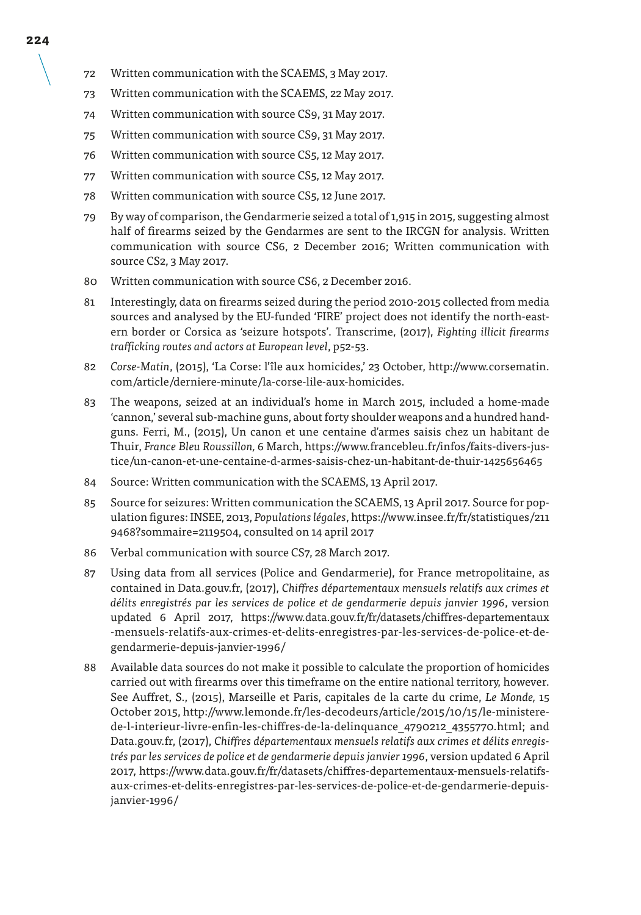72 Written communication with the SCAEMS, 3 May 2017.

73 Written communication with the SCAEMS, 22 May 2017.

74 Written communication with source CS9, 31 May 2017.

75 Written communication with source CS9, 31 May 2017.

76 Written communication with source CS5, 12 May 2017.

77 Written communication with source CS5, 12 May 2017.

78 Written communication with source CS5, 12 June 2017.

79 By way of comparison, the Gendarmerie seized a total of 1,915 in 2015, suggesting almost half of firearms seized by the Gendarmes are sent to the IRCGN for analysis. Written communication with source CS6, 2 December 2016; Written communication with source CS2, 3 May 2017.

80 Written communication with source CS6, 2 December 2016.

81 Interestingly, data on firearms seized during the period 2010-2015 collected from media sources and analysed by the EU-funded 'FIRE' project does not identify the north-eastern border or Corsica as 'seizure hotspots'. Transcrime, (2017), *Fighting illicit firearms trafficking routes and actors at European level*, p52-53.

82 *Corse-Matin*, (2015), 'La Corse: l'île aux homicides,' 23 October, http://www.corsematin.com/article/derniere-minute/la-corse-lile-aux-homicides.

83 The weapons, seized at an individual's home in March 2015, included a home-made 'cannon,' several sub-machine guns, about forty shoulder weapons and a hundred handguns. Ferri, M., (2015), Un canon et une centaine d'armes saisis chez un habitant de Thuir, *France Bleu Roussillon,* 6 March, https://www.francebleu.fr/infos/faits-divers-justice/un-canon-et-une-centaine-d-armes-saisis-chez-un-habitant-de-thuir-1425656465

84 Source: Written communication with the SCAEMS, 13 April 2017.

85 Source for seizures: Written communication the SCAEMS, 13 April 2017. Source for population figures: INSEE, 2013, *Populations légales*, https://www.insee.fr/fr/statistiques/2119468?sommaire=2119504, consulted on 14 april 2017

86 Verbal communication with source CS7, 28 March 2017.

87 Using data from all services (Police and Gendarmerie), for France metropolitaine, as contained in Data.gouv.fr, (2017), *Chiffres départementaux mensuels relatifs aux crimes et délits enregistrés par les services de police et de gendarmerie depuis janvier 1996*, version updated 6 April 2017, https://www.data.gouv.fr/fr/datasets/chiffres-departementaux-mensuels-relatifs-aux-crimes-et-delits-enregistres-par-les-services-de-police-et-de-gendarmerie-depuis-janvier-1996/

88 Available data sources do not make it possible to calculate the proportion of homicides carried out with firearms over this timeframe on the entire national territory, however. See Auffret, S., (2015), Marseille et Paris, capitales de la carte du crime, *Le Monde,* 15 October 2015, http://www.lemonde.fr/les-decodeurs/article/2015/10/15/le-ministere-de-l-interieur-livre-enfin-les-chiffres-de-la-delinquance_4790212_4355770.html; and Data.gouv.fr, (2017), *Chiffres départementaux mensuels relatifs aux crimes et délits enregistrés par les services de police et de gendarmerie depuis janvier 1996*, version updated 6 April 2017, https://www.data.gouv.fr/fr/datasets/chiffres-departementaux-mensuels-relatifs-aux-crimes-et-delits-enregistres-par-les-services-de-police-et-de-gendarmerie-depuis-janvier-1996/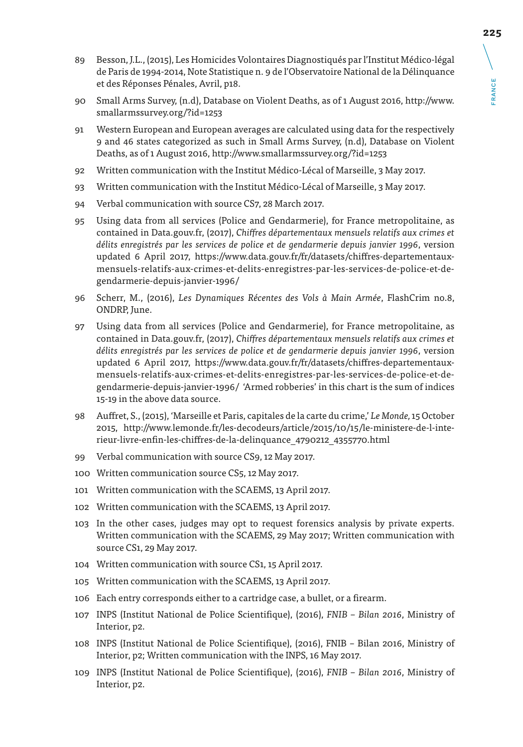89 Besson, J.L., (2015), Les Homicides Volontaires Diagnostiqués par l'Institut Médico-légal de Paris de 1994-2014, Note Statistique n. 9 de l'Observatoire National de la Délinquance et des Réponses Pénales, Avril, p18.

90 Small Arms Survey, (n.d), Database on Violent Deaths, as of 1 August 2016, http://www.smallarmssurvey.org/?id=1253

91 Western European and European averages are calculated using data for the respectively 9 and 46 states categorized as such in Small Arms Survey, (n.d), Database on Violent Deaths, as of 1 August 2016, http://www.smallarmssurvey.org/?id=1253

92 Written communication with the Institut Médico-Lécal of Marseille, 3 May 2017.

93 Written communication with the Institut Médico-Lécal of Marseille, 3 May 2017.

94 Verbal communication with source CS7, 28 March 2017.

95 Using data from all services (Police and Gendarmerie), for France metropolitaine, as contained in Data.gouv.fr, (2017), *Chiffres départementaux mensuels relatifs aux crimes et délits enregistrés par les services de police et de gendarmerie depuis janvier 1996*, version updated 6 April 2017, https://www.data.gouv.fr/fr/datasets/chiffres-departementaux-mensuels-relatifs-aux-crimes-et-delits-enregistres-par-les-services-de-police-et-de-gendarmerie-depuis-janvier-1996/

96 Scherr, M., (2016), *Les Dynamiques Récentes des Vols à Main Armée*, FlashCrim no.8, ONDRP, June.

97 Using data from all services (Police and Gendarmerie), for France metropolitaine, as contained in Data.gouv.fr, (2017), *Chiffres départementaux mensuels relatifs aux crimes et délits enregistrés par les services de police et de gendarmerie depuis janvier 1996*, version updated 6 April 2017, https://www.data.gouv.fr/fr/datasets/chiffres-departementaux-mensuels-relatifs-aux-crimes-et-delits-enregistres-par-les-services-de-police-et-de-gendarmerie-depuis-janvier-1996/ 'Armed robberies' in this chart is the sum of indices 15-19 in the above data source.

98 Auffret, S., (2015), 'Marseille et Paris, capitales de la carte du crime,' *Le Monde,* 15 October 2015, http://www.lemonde.fr/les-decodeurs/article/2015/10/15/le-ministere-de-l-interieur-livre-enfin-les-chiffres-de-la-delinquance_4790212_4355770.html

99 Verbal communication with source CS9, 12 May 2017.

100 Written communication source CS5, 12 May 2017.

101 Written communication with the SCAEMS, 13 April 2017.

102 Written communication with the SCAEMS, 13 April 2017.

103 In the other cases, judges may opt to request forensics analysis by private experts. Written communication with the SCAEMS, 29 May 2017; Written communication with source CS1, 29 May 2017.

104 Written communication with source CS1, 15 April 2017.

105 Written communication with the SCAEMS, 13 April 2017.

106 Each entry corresponds either to a cartridge case, a bullet, or a firearm.

107 INPS (Institut National de Police Scientifique), (2016), *FNIB – Bilan 2016*, Ministry of Interior, p2.

108 INPS (Institut National de Police Scientifique), (2016), FNIB – Bilan 2016, Ministry of Interior, p2; Written communication with the INPS, 16 May 2017.

109 INPS (Institut National de Police Scientifique), (2016), *FNIB – Bilan 2016*, Ministry of Interior, p2.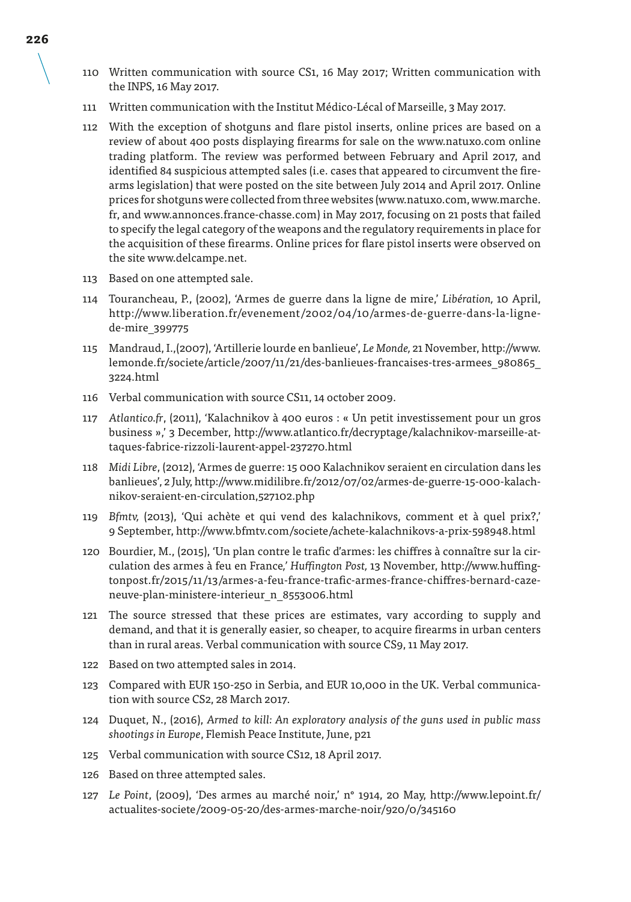110 Written communication with source CS1, 16 May 2017; Written communication with the INPS, 16 May 2017.

111 Written communication with the Institut Médico-Lécal of Marseille, 3 May 2017.

112 With the exception of shotguns and flare pistol inserts, online prices are based on a review of about 400 posts displaying firearms for sale on the www.natuxo.com online trading platform. The review was performed between February and April 2017, and identified 84 suspicious attempted sales (i.e. cases that appeared to circumvent the firearms legislation) that were posted on the site between July 2014 and April 2017. Online prices for shotguns were collected from three websites (www.natuxo.com, www.marche.fr, and www.annonces.france-chasse.com) in May 2017, focusing on 21 posts that failed to specify the legal category of the weapons and the regulatory requirements in place for the acquisition of these firearms. Online prices for flare pistol inserts were observed on the site www.delcampe.net.

113 Based on one attempted sale.

114 Tourancheau, P., (2002), 'Armes de guerre dans la ligne de mire,' *Libération,* 10 April, http://www.liberation.fr/evenement/2002/04/10/armes-de-guerre-dans-la-ligne-de-mire_399775

115 Mandraud, I.,(2007), 'Artillerie lourde en banlieue', *Le Monde,* 21 November, http://www.lemonde.fr/societe/article/2007/11/21/des-banlieues-francaises-tres-armees_980865_3224.html

116 Verbal communication with source CS11, 14 october 2009.

117 *Atlantico.fr*, (2011), 'Kalachnikov à 400 euros : « Un petit investissement pour un gros business »,' 3 December, http://www.atlantico.fr/decryptage/kalachnikov-marseille-attaques-fabrice-rizzoli-laurent-appel-237270.html

118 *Midi Libre*, (2012), 'Armes de guerre: 15 000 Kalachnikov seraient en circulation dans les banlieues', 2 July, http://www.midilibre.fr/2012/07/02/armes-de-guerre-15-000-kalachnikov-seraient-en-circulation,527102.php

119 *Bfmtv,* (2013), 'Qui achète et qui vend des kalachnikovs, comment et à quel prix?,' 9 September, http://www.bfmtv.com/societe/achete-kalachnikovs-a-prix-598948.html

120 Bourdier, M., (2015), 'Un plan contre le trafic d'armes: les chiffres à connaître sur la circulation des armes à feu en France,' *Huffington Post,* 13 November, http://www.huffingtonpost.fr/2015/11/13/armes-a-feu-france-trafic-armes-france-chiffres-bernard-cazeneuve-plan-ministere-interieur_n_8553006.html

121 The source stressed that these prices are estimates, vary according to supply and demand, and that it is generally easier, so cheaper, to acquire firearms in urban centers than in rural areas. Verbal communication with source CS9, 11 May 2017.

122 Based on two attempted sales in 2014.

123 Compared with EUR 150-250 in Serbia, and EUR 10,000 in the UK. Verbal communication with source CS2, 28 March 2017.

124 Duquet, N., (2016), *Armed to kill: An exploratory analysis of the guns used in public mass shootings in Europe*, Flemish Peace Institute, June, p21

125 Verbal communication with source CS12, 18 April 2017.

126 Based on three attempted sales.

127 *Le Point*, (2009), 'Des armes au marché noir,' n° 1914, 20 May, http://www.lepoint.fr/actualites-societe/2009-05-20/des-armes-marche-noir/920/0/345160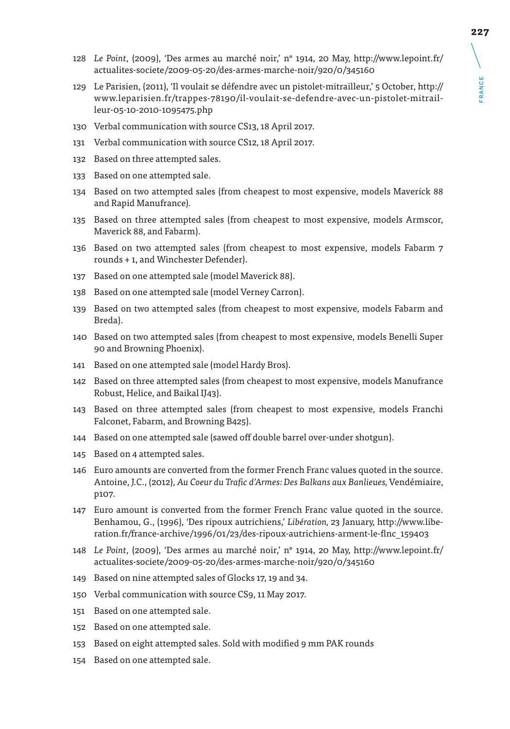128 *Le Point*, (2009), 'Des armes au marché noir,' n° 1914, 20 May, http://www.lepoint.fr/actualites-societe/2009-05-20/des-armes-marche-noir/920/0/345160

129 Le Parisien, (2011), 'Il voulait se défendre avec un pistolet-mitrailleur,' 5 October, http://www.leparisien.fr/trappes-78190/il-voulait-se-defendre-avec-un-pistolet-mitrailleur-05-10-2010-1095475.php

130 Verbal communication with source CS13, 18 April 2017.

131 Verbal communication with source CS12, 18 April 2017.

132 Based on three attempted sales.

133 Based on one attempted sale.

134 Based on two attempted sales (from cheapest to most expensive, models Maverick 88 and Rapid Manufrance).

135 Based on three attempted sales (from cheapest to most expensive, models Armscor, Maverick 88, and Fabarm).

136 Based on two attempted sales (from cheapest to most expensive, models Fabarm 7 rounds + 1, and Winchester Defender).

137 Based on one attempted sale (model Maverick 88).

138 Based on one attempted sale (model Verney Carron).

139 Based on two attempted sales (from cheapest to most expensive, models Fabarm and Breda).

140 Based on two attempted sales (from cheapest to most expensive, models Benelli Super 90 and Browning Phoenix).

141 Based on one attempted sale (model Hardy Bros).

142 Based on three attempted sales (from cheapest to most expensive, models Manufrance Robust, Helice, and Baikal IJ43).

143 Based on three attempted sales (from cheapest to most expensive, models Franchi Falconet, Fabarm, and Browning B425).

144 Based on one attempted sale (sawed off double barrel over-under shotgun).

145 Based on 4 attempted sales.

146 Euro amounts are converted from the former French Franc values quoted in the source. Antoine, J.C., (2012), *Au Coeur du Trafic d'Armes: Des Balkans aux Banlieues,* Vendémiaire, p107.

147 Euro amount is converted from the former French Franc value quoted in the source. Benhamou, G., (1996), 'Des ripoux autrichiens,' *Libération,* 23 January, http://www.liberation.fr/france-archive/1996/01/23/des-ripoux-autrichiens-arment-le-flnc_159403

148 *Le Point*, (2009), 'Des armes au marché noir,' n° 1914, 20 May, http://www.lepoint.fr/actualites-societe/2009-05-20/des-armes-marche-noir/920/0/345160

149 Based on nine attempted sales of Glocks 17, 19 and 34.

150 Verbal communication with source CS9, 11 May 2017.

151 Based on one attempted sale.

152 Based on one attempted sale.

153 Based on eight attempted sales. Sold with modified 9 mm PAK rounds

154 Based on one attempted sale.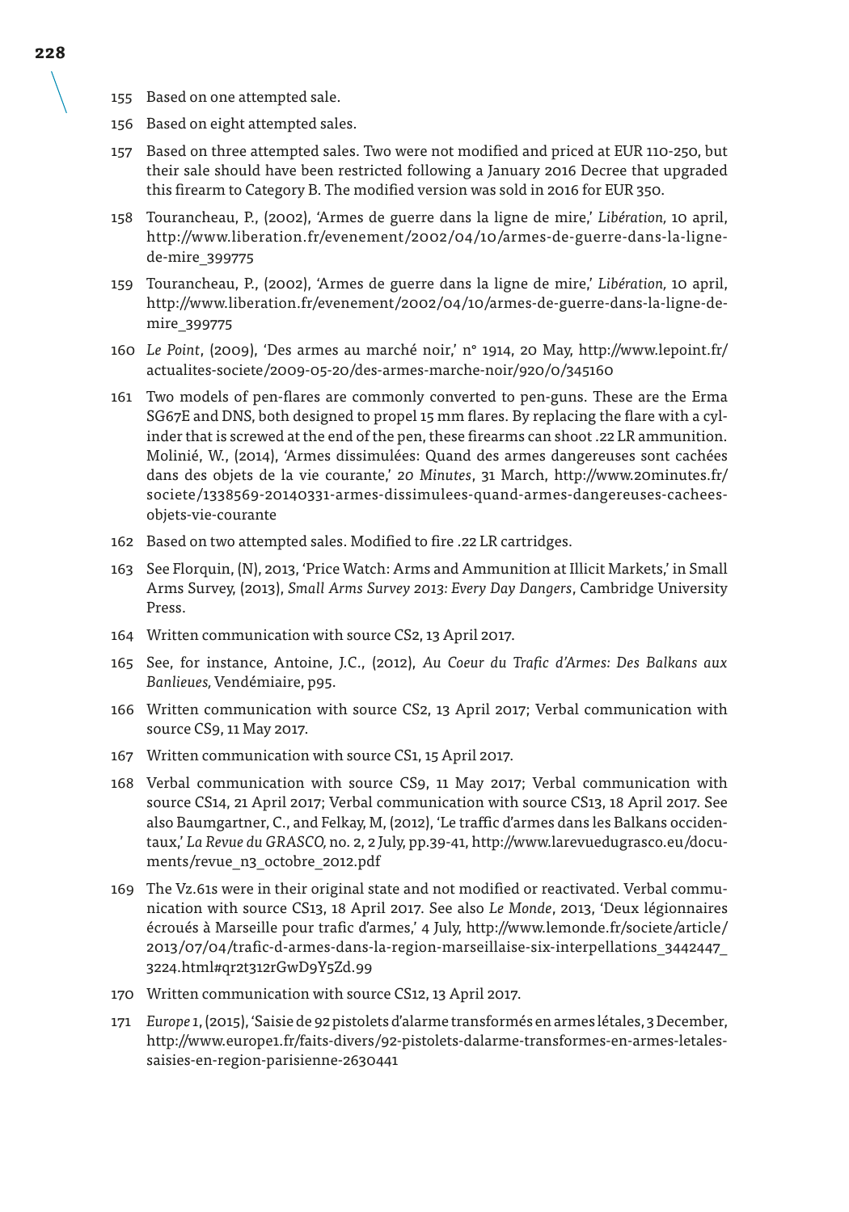155 Based on one attempted sale.

156 Based on eight attempted sales.

157 Based on three attempted sales. Two were not modified and priced at EUR 110-250, but their sale should have been restricted following a January 2016 Decree that upgraded this firearm to Category B. The modified version was sold in 2016 for EUR 350.

158 Tourancheau, P., (2002), 'Armes de guerre dans la ligne de mire,' *Libération,* 10 april, http://www.liberation.fr/evenement/2002/04/10/armes-de-guerre-dans-la-ligne-de-mire_399775

159 Tourancheau, P., (2002), 'Armes de guerre dans la ligne de mire,' *Libération,* 10 april, http://www.liberation.fr/evenement/2002/04/10/armes-de-guerre-dans-la-ligne-de-mire_399775

160 *Le Point*, (2009), 'Des armes au marché noir,' n° 1914, 20 May, http://www.lepoint.fr/actualites-societe/2009-05-20/des-armes-marche-noir/920/0/345160

161 Two models of pen-flares are commonly converted to pen-guns. These are the Erma SG67E and DNS, both designed to propel 15 mm flares. By replacing the flare with a cylinder that is screwed at the end of the pen, these firearms can shoot .22 LR ammunition. Molinié, W., (2014), 'Armes dissimulées: Quand des armes dangereuses sont cachées dans des objets de la vie courante,' *20 Minutes*, 31 March, http://www.20minutes.fr/societe/1338569-20140331-armes-dissimulees-quand-armes-dangereuses-cachees-objets-vie-courante

162 Based on two attempted sales. Modified to fire .22 LR cartridges.

163 See Florquin, (N), 2013, 'Price Watch: Arms and Ammunition at Illicit Markets,' in Small Arms Survey, (2013), *Small Arms Survey 2013: Every Day Dangers*, Cambridge University Press.

164 Written communication with source CS2, 13 April 2017.

165 See, for instance, Antoine, J.C., (2012), *Au Coeur du Trafic d'Armes: Des Balkans aux Banlieues,* Vendémiaire, p95.

166 Written communication with source CS2, 13 April 2017; Verbal communication with source CS9, 11 May 2017.

167 Written communication with source CS1, 15 April 2017.

168 Verbal communication with source CS9, 11 May 2017; Verbal communication with source CS14, 21 April 2017; Verbal communication with source CS13, 18 April 2017. See also Baumgartner, C., and Felkay, M, (2012), 'Le traffic d'armes dans les Balkans occidentaux,' *La Revue du GRASCO,* no. 2, 2 July, pp.39-41, http://www.larevuedugrasco.eu/documents/revue_n3_octobre_2012.pdf

169 The Vz.61s were in their original state and not modified or reactivated. Verbal communication with source CS13, 18 April 2017. See also *Le Monde*, 2013, 'Deux légionnaires écroués à Marseille pour trafic d'armes,' 4 July, http://www.lemonde.fr/societe/article/2013/07/04/trafic-d-armes-dans-la-region-marseillaise-six-interpellations_3442447_3224.html#qr2t312rGwD9Y5Zd.99

170 Written communication with source CS12, 13 April 2017.

171 *Europe 1*, (2015), 'Saisie de 92 pistolets d'alarme transformés en armes létales, 3 December, http://www.europe1.fr/faits-divers/92-pistolets-dalarme-transformes-en-armes-letales-saisies-en-region-parisienne-2630441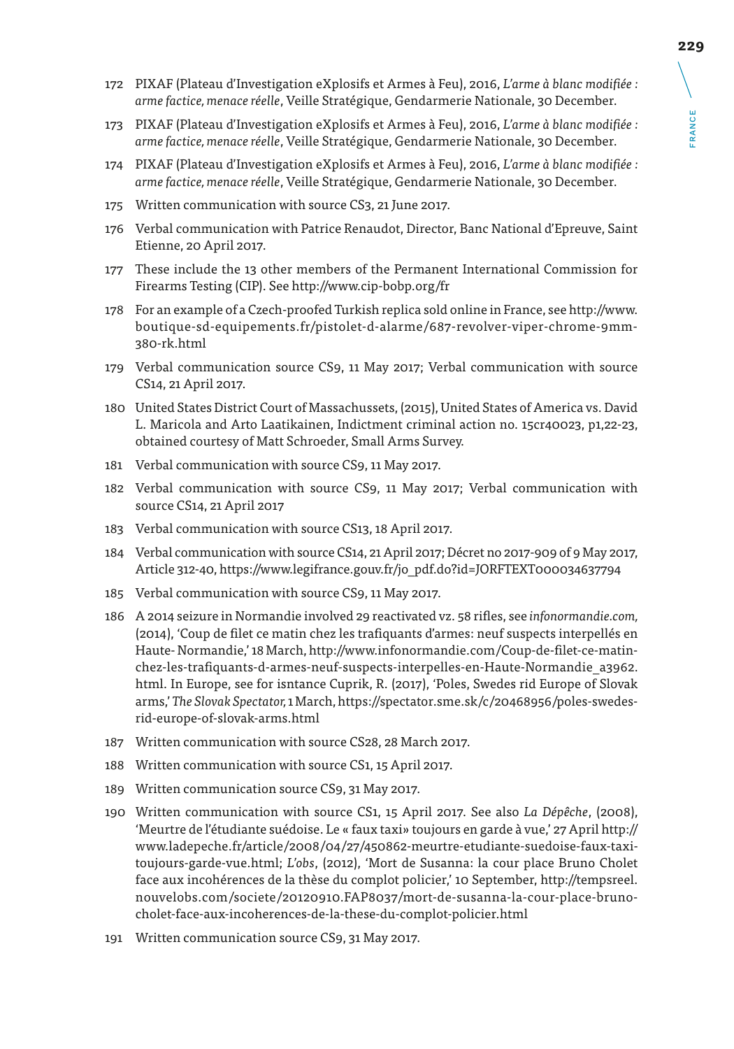172 PIXAF (Plateau d'Investigation eXplosifs et Armes à Feu), 2016, *L'arme à blanc modifiée : arme factice, menace réelle*, Veille Stratégique, Gendarmerie Nationale, 30 December.

173 PIXAF (Plateau d'Investigation eXplosifs et Armes à Feu), 2016, *L'arme à blanc modifiée : arme factice, menace réelle*, Veille Stratégique, Gendarmerie Nationale, 30 December.

174 PIXAF (Plateau d'Investigation eXplosifs et Armes à Feu), 2016, *L'arme à blanc modifiée : arme factice, menace réelle*, Veille Stratégique, Gendarmerie Nationale, 30 December.

175 Written communication with source CS3, 21 June 2017.

176 Verbal communication with Patrice Renaudot, Director, Banc National d'Epreuve, Saint Etienne, 20 April 2017.

177 These include the 13 other members of the Permanent International Commission for Firearms Testing (CIP). See http://www.cip-bobp.org/fr

178 For an example of a Czech-proofed Turkish replica sold online in France, see http://www.boutique-sd-equipements.fr/pistolet-d-alarme/687-revolver-viper-chrome-9mm-380-rk.html

179 Verbal communication source CS9, 11 May 2017; Verbal communication with source CS14, 21 April 2017.

180 United States District Court of Massachussets, (2015), United States of America vs. David L. Maricola and Arto Laatikainen, Indictment criminal action no. 15cr40023, p1,22-23, obtained courtesy of Matt Schroeder, Small Arms Survey.

181 Verbal communication with source CS9, 11 May 2017.

182 Verbal communication with source CS9, 11 May 2017; Verbal communication with source CS14, 21 April 2017

183 Verbal communication with source CS13, 18 April 2017.

184 Verbal communication with source CS14, 21 April 2017; Décret no 2017-909 of 9 May 2017, Article 312-40, https://www.legifrance.gouv.fr/jo_pdf.do?id=JORFTEXT000034637794

185 Verbal communication with source CS9, 11 May 2017.

186 A 2014 seizure in Normandie involved 29 reactivated vz. 58 rifles, see *infonormandie.com,* (2014), 'Coup de filet ce matin chez les trafiquants d'armes: neuf suspects interpellés en Haute- Normandie,' 18 March, http://www.infonormandie.com/Coup-de-filet-ce-matin-chez-les-trafiquants-d-armes-neuf-suspects-interpelles-en-Haute-Normandie_a3962.html. In Europe, see for isntance Cuprik, R. (2017), 'Poles, Swedes rid Europe of Slovak arms,' *The Slovak Spectator,* 1 March, https://spectator.sme.sk/c/20468956/poles-swedes-rid-europe-of-slovak-arms.html

187 Written communication with source CS28, 28 March 2017.

188 Written communication with source CS1, 15 April 2017.

189 Written communication source CS9, 31 May 2017.

190 Written communication with source CS1, 15 April 2017. See also *La Dépêche*, (2008), 'Meurtre de l'étudiante suédoise. Le « faux taxi» toujours en garde à vue,' 27 April http://www.ladepeche.fr/article/2008/04/27/450862-meurtre-etudiante-suedoise-faux-taxi-toujours-garde-vue.html; *L'obs*, (2012), 'Mort de Susanna: la cour place Bruno Cholet face aux incohérences de la thèse du complot policier,' 10 September, http://tempsreel.nouvelobs.com/societe/20120910.FAP8037/mort-de-susanna-la-cour-place-bruno-cholet-face-aux-incoherences-de-la-these-du-complot-policier.html

191 Written communication source CS9, 31 May 2017.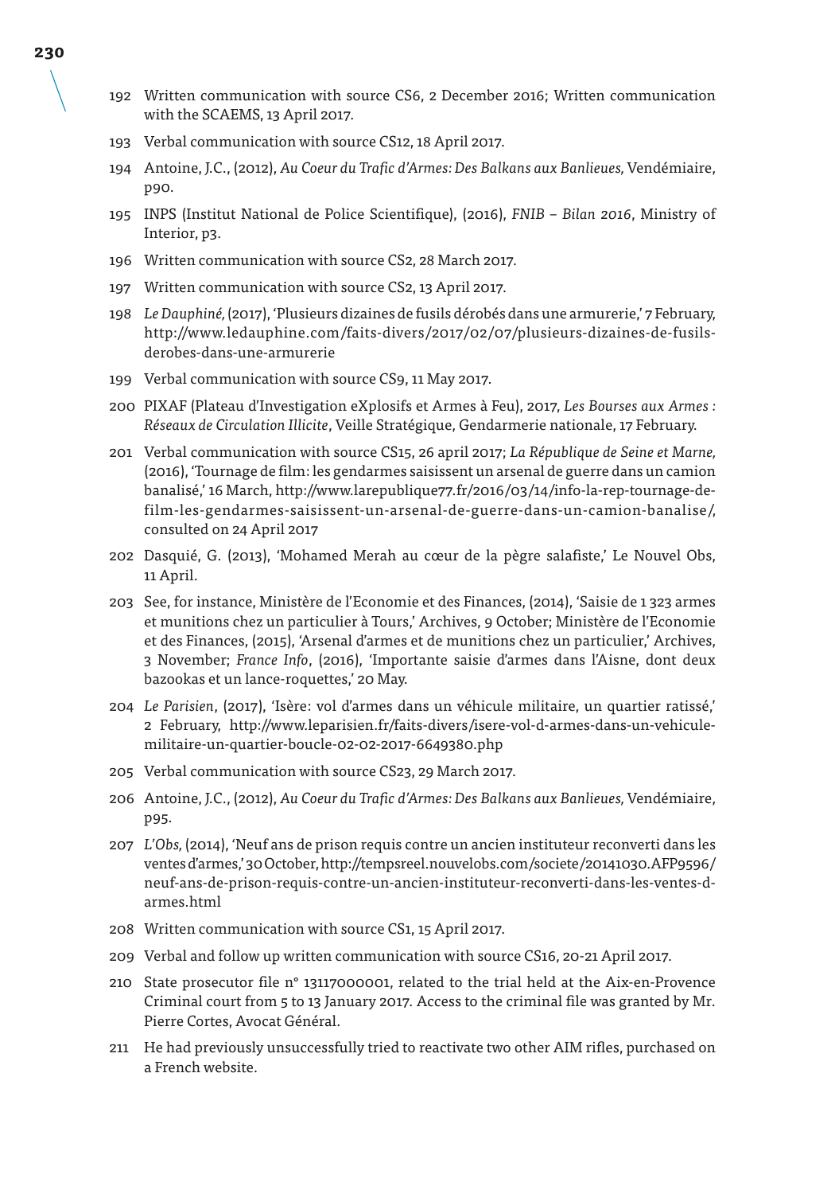192 Written communication with source CS6, 2 December 2016; Written communication with the SCAEMS, 13 April 2017.

193 Verbal communication with source CS12, 18 April 2017.

194 Antoine, J.C., (2012), *Au Coeur du Trafic d'Armes: Des Balkans aux Banlieues,* Vendémiaire, p90.

195 INPS (Institut National de Police Scientifique), (2016), *FNIB – Bilan 2016*, Ministry of Interior, p3.

196 Written communication with source CS2, 28 March 2017.

197 Written communication with source CS2, 13 April 2017.

198 *Le Dauphiné,* (2017), 'Plusieurs dizaines de fusils dérobés dans une armurerie,' 7 February, http://www.ledauphine.com/faits-divers/2017/02/07/plusieurs-dizaines-de-fusils-derobes-dans-une-armurerie

199 Verbal communication with source CS9, 11 May 2017.

200 PIXAF (Plateau d'Investigation eXplosifs et Armes à Feu), 2017, *Les Bourses aux Armes : Réseaux de Circulation Illicite*, Veille Stratégique, Gendarmerie nationale, 17 February.

201 Verbal communication with source CS15, 26 april 2017; *La République de Seine et Marne,* (2016), 'Tournage de film: les gendarmes saisissent un arsenal de guerre dans un camion banalisé,' 16 March, http://www.larepublique77.fr/2016/03/14/info-la-rep-tournage-de-film-les-gendarmes-saisissent-un-arsenal-de-guerre-dans-un-camion-banalise/, consulted on 24 April 2017

202 Dasquié, G. (2013), 'Mohamed Merah au cœur de la pègre salafiste,' Le Nouvel Obs, 11 April.

203 See, for instance, Ministère de l'Economie et des Finances, (2014), 'Saisie de 1 323 armes et munitions chez un particulier à Tours,' Archives, 9 October; Ministère de l'Economie et des Finances, (2015), 'Arsenal d'armes et de munitions chez un particulier,' Archives, 3 November; *France Info*, (2016), 'Importante saisie d'armes dans l'Aisne, dont deux bazookas et un lance-roquettes,' 20 May.

204 *Le Parisien*, (2017), 'Isère: vol d'armes dans un véhicule militaire, un quartier ratissé,' 2 February, http://www.leparisien.fr/faits-divers/isere-vol-d-armes-dans-un-vehicule-militaire-un-quartier-boucle-02-02-2017-6649380.php

205 Verbal communication with source CS23, 29 March 2017.

206 Antoine, J.C., (2012), *Au Coeur du Trafic d'Armes: Des Balkans aux Banlieues,* Vendémiaire, p95.

207 *L'Obs,* (2014), 'Neuf ans de prison requis contre un ancien instituteur reconverti dans les ventes d'armes,' 30 October, http://tempsreel.nouvelobs.com/societe/20141030.AFP9596/neuf-ans-de-prison-requis-contre-un-ancien-instituteur-reconverti-dans-les-ventes-d-armes.html

208 Written communication with source CS1, 15 April 2017.

209 Verbal and follow up written communication with source CS16, 20-21 April 2017.

210 State prosecutor file n° 13117000001, related to the trial held at the Aix-en-Provence Criminal court from 5 to 13 January 2017. Access to the criminal file was granted by Mr. Pierre Cortes, Avocat Général.

211 He had previously unsuccessfully tried to reactivate two other AIM rifles, purchased on a French website.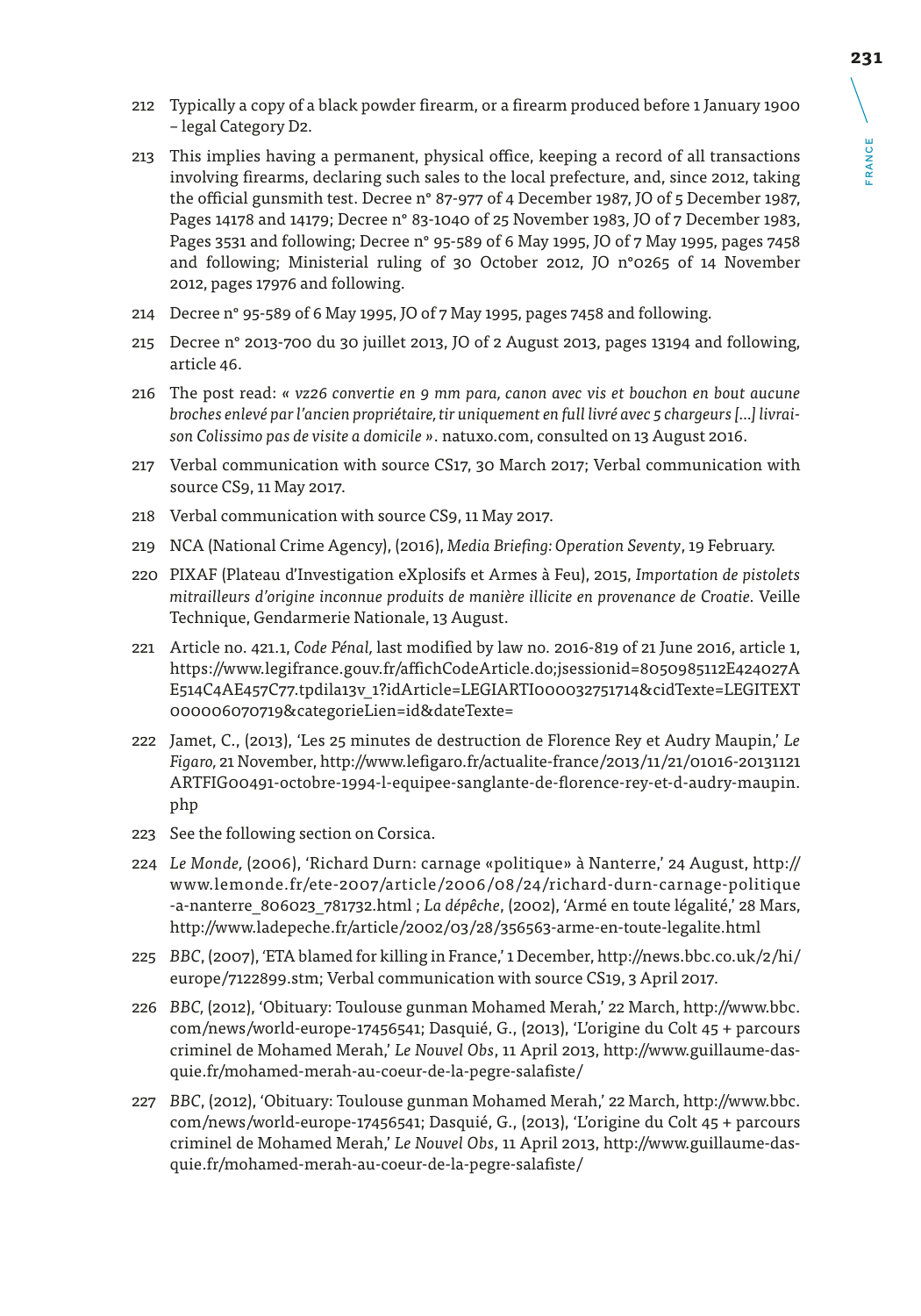212 Typically a copy of a black powder firearm, or a firearm produced before 1 January 1900 – legal Category D2.

213 This implies having a permanent, physical office, keeping a record of all transactions involving firearms, declaring such sales to the local prefecture, and, since 2012, taking the official gunsmith test. Decree n° 87-977 of 4 December 1987, JO of 5 December 1987, Pages 14178 and 14179; Decree n° 83-1040 of 25 November 1983, JO of 7 December 1983, Pages 3531 and following; Decree n° 95-589 of 6 May 1995, JO of 7 May 1995, pages 7458 and following; Ministerial ruling of 30 October 2012, JO n°0265 of 14 November 2012, pages 17976 and following.

214 Decree n° 95-589 of 6 May 1995, JO of 7 May 1995, pages 7458 and following.

215 Decree n° 2013-700 du 30 juillet 2013, JO of 2 August 2013, pages 13194 and following, article 46.

216 The post read: *« vz26 convertie en 9 mm para, canon avec vis et bouchon en bout aucune broches enlevé par l'ancien propriétaire, tir uniquement en full livré avec 5 chargeurs [...] livraison Colissimo pas de visite a domicile »*. natuxo.com, consulted on 13 August 2016.

217 Verbal communication with source CS17, 30 March 2017; Verbal communication with source CS9, 11 May 2017.

218 Verbal communication with source CS9, 11 May 2017.

219 NCA (National Crime Agency), (2016), *Media Briefing: Operation Seventy*, 19 February.

220 PIXAF (Plateau d'Investigation eXplosifs et Armes à Feu), 2015, *Importation de pistolets mitrailleurs d'origine inconnue produits de manière illicite en provenance de Croatie*. Veille Technique, Gendarmerie Nationale, 13 August.

221 Article no. 421.1, *Code Pénal,* last modified by law no. 2016-819 of 21 June 2016, article 1, https://www.legifrance.gouv.fr/affichCodeArticle.do;jsessionid=8050985112E424027AE514C4AE457C77.tpdila13v_1?idArticle=LEGIARTI000032751714&cidTexte=LEGITEXT000006070719&categorieLien=id&dateTexte=

222 Jamet, C., (2013), 'Les 25 minutes de destruction de Florence Rey et Audry Maupin,' *Le Figaro,* 21 November, http://www.lefigaro.fr/actualite-france/2013/11/21/01016-20131121ARTFIG00491-octobre-1994-l-equipee-sanglante-de-florence-rey-et-d-audry-maupin.php

223 See the following section on Corsica.

224 *Le Monde,* (2006), 'Richard Durn: carnage «politique» à Nanterre,' 24 August, http://www.lemonde.fr/ete-2007/article/2006/08/24/richard-durn-carnage-politique-a-nanterre_806023_781732.html ; *La dépêche*, (2002), 'Armé en toute légalité,' 28 Mars, http://www.ladepeche.fr/article/2002/03/28/356563-arme-en-toute-legalite.html

225 *BBC*, (2007), 'ETA blamed for killing in France,' 1 December, http://news.bbc.co.uk/2/hi/europe/7122899.stm; Verbal communication with source CS19, 3 April 2017.

226 *BBC,* (2012), 'Obituary: Toulouse gunman Mohamed Merah,' 22 March, http://www.bbc.com/news/world-europe-17456541; Dasquié, G., (2013), 'L'origine du Colt 45 + parcours criminel de Mohamed Merah,' *Le Nouvel Obs*, 11 April 2013, http://www.guillaume-dasquie.fr/mohamed-merah-au-coeur-de-la-pegre-salafiste/

227 *BBC*, (2012), 'Obituary: Toulouse gunman Mohamed Merah,' 22 March, http://www.bbc.com/news/world-europe-17456541; Dasquié, G., (2013), 'L'origine du Colt 45 + parcours criminel de Mohamed Merah,' *Le Nouvel Obs*, 11 April 2013, http://www.guillaume-dasquie.fr/mohamed-merah-au-coeur-de-la-pegre-salafiste/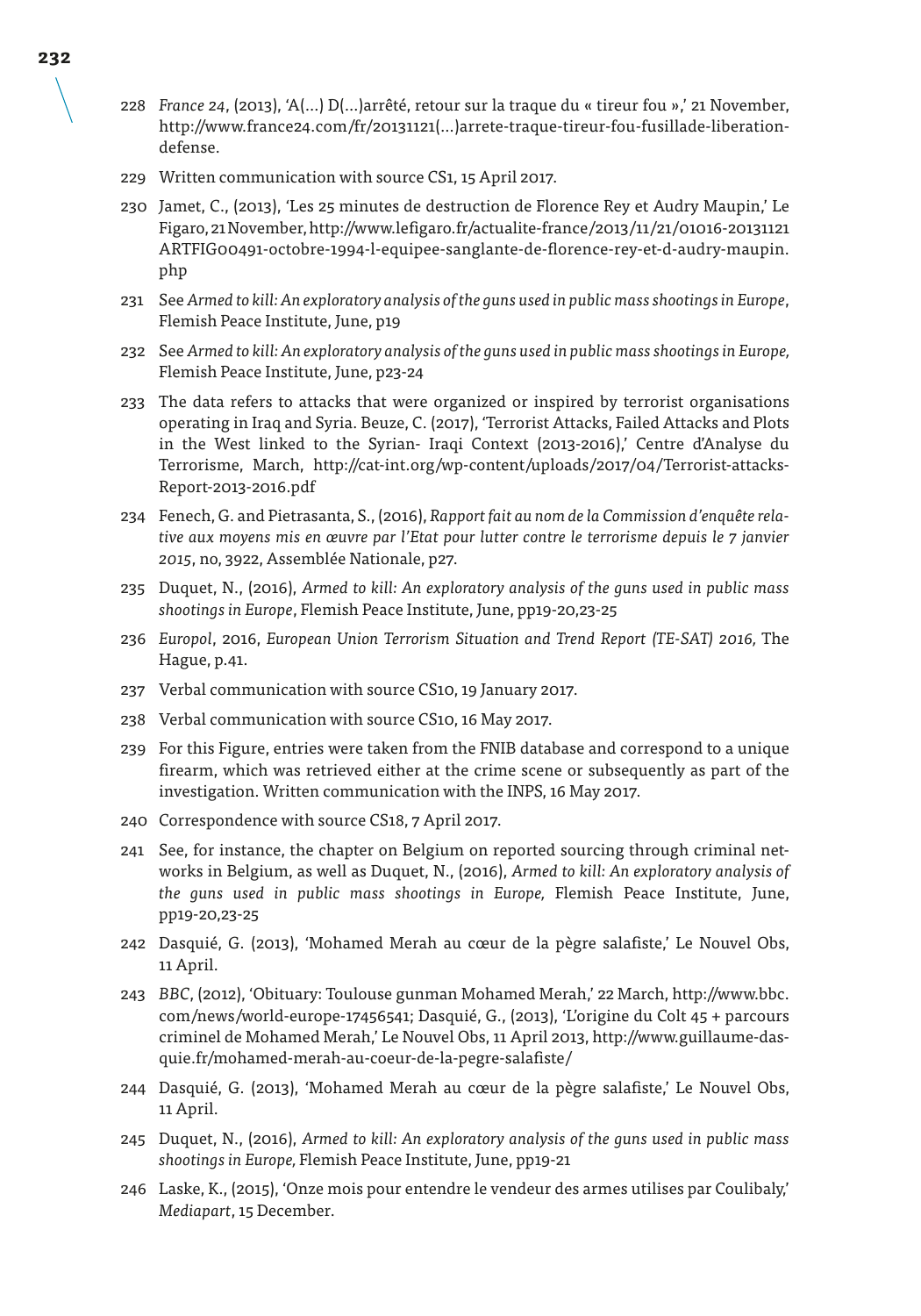228 *France 24*, (2013), 'A(…) D(…)arrêté, retour sur la traque du « tireur fou »,' 21 November, http://www.france24.com/fr/20131121(…)arrete-traque-tireur-fou-fusillade-liberation-defense.

229 Written communication with source CS1, 15 April 2017.

230 Jamet, C., (2013), 'Les 25 minutes de destruction de Florence Rey et Audry Maupin,' Le Figaro, 21 November, http://www.lefigaro.fr/actualite-france/2013/11/21/01016-20131121ARTFIG00491-octobre-1994-l-equipee-sanglante-de-florence-rey-et-d-audry-maupin.php

231 See *Armed to kill: An exploratory analysis of the guns used in public mass shootings in Europe*, Flemish Peace Institute, June, p19

232 See *Armed to kill: An exploratory analysis of the guns used in public mass shootings in Europe,* Flemish Peace Institute, June, p23-24

233 The data refers to attacks that were organized or inspired by terrorist organisations operating in Iraq and Syria. Beuze, C. (2017), 'Terrorist Attacks, Failed Attacks and Plots in the West linked to the Syrian- Iraqi Context (2013-2016),' Centre d'Analyse du Terrorisme, March, http://cat-int.org/wp-content/uploads/2017/04/Terrorist-attacks-Report-2013-2016.pdf

234 Fenech, G. and Pietrasanta, S., (2016), *Rapport fait au nom de la Commission d'enquête relative aux moyens mis en œuvre par l'Etat pour lutter contre le terrorisme depuis le 7 janvier 2015*, no, 3922, Assemblée Nationale, p27.

235 Duquet, N., (2016), *Armed to kill: An exploratory analysis of the guns used in public mass shootings in Europe*, Flemish Peace Institute, June, pp19-20,23-25

236 *Europol*, 2016, *European Union Terrorism Situation and Trend Report (TE-SAT) 2016,* The Hague, p.41.

237 Verbal communication with source CS10, 19 January 2017.

238 Verbal communication with source CS10, 16 May 2017.

239 For this Figure, entries were taken from the FNIB database and correspond to a unique firearm, which was retrieved either at the crime scene or subsequently as part of the investigation. Written communication with the INPS, 16 May 2017.

240 Correspondence with source CS18, 7 April 2017.

241 See, for instance, the chapter on Belgium on reported sourcing through criminal networks in Belgium, as well as Duquet, N., (2016), *Armed to kill: An exploratory analysis of the guns used in public mass shootings in Europe,* Flemish Peace Institute, June, pp19-20,23-25

242 Dasquié, G. (2013), 'Mohamed Merah au cœur de la pègre salafiste,' Le Nouvel Obs, 11 April.

243 *BBC*, (2012), 'Obituary: Toulouse gunman Mohamed Merah,' 22 March, http://www.bbc.com/news/world-europe-17456541; Dasquié, G., (2013), 'L'origine du Colt 45 + parcours criminel de Mohamed Merah,' Le Nouvel Obs, 11 April 2013, http://www.guillaume-dasquie.fr/mohamed-merah-au-coeur-de-la-pegre-salafiste/

244 Dasquié, G. (2013), 'Mohamed Merah au cœur de la pègre salafiste,' Le Nouvel Obs, 11 April.

245 Duquet, N., (2016), *Armed to kill: An exploratory analysis of the guns used in public mass shootings in Europe,* Flemish Peace Institute, June, pp19-21

246 Laske, K., (2015), 'Onze mois pour entendre le vendeur des armes utilises par Coulibaly,' *Mediapart*, 15 December.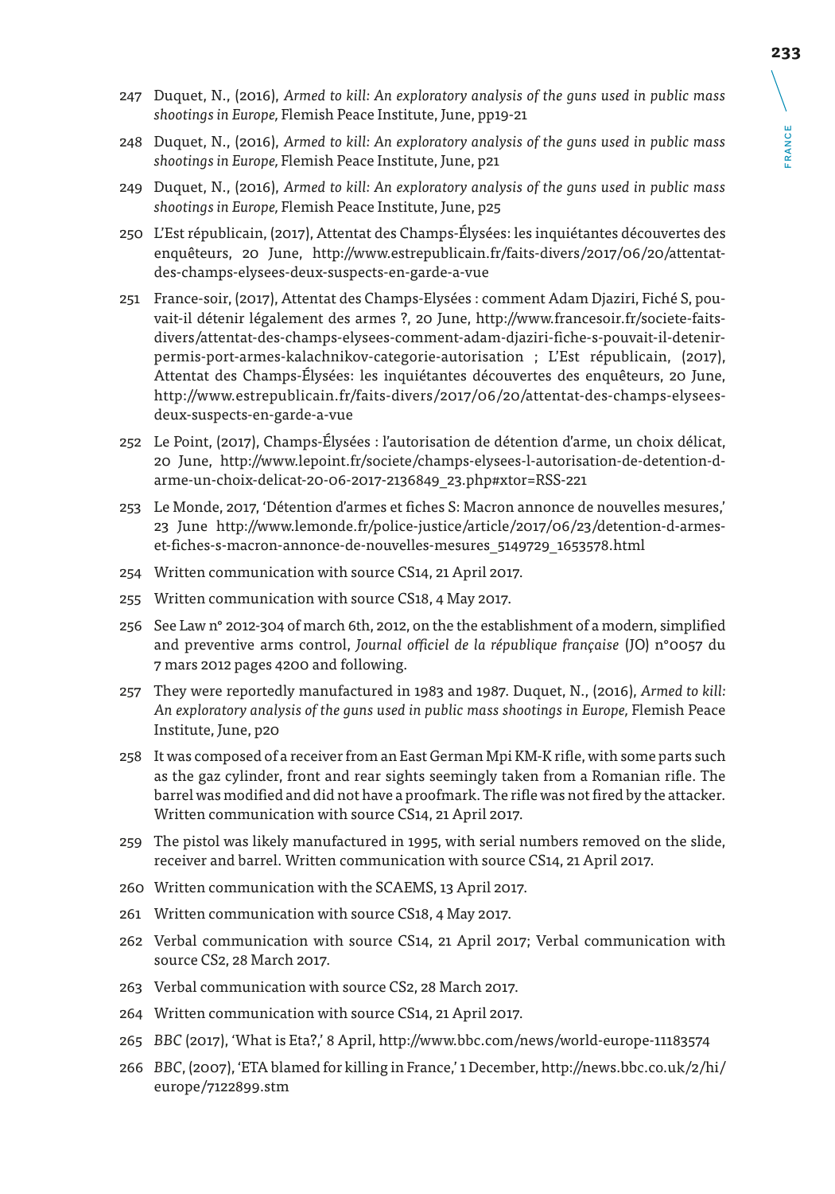247 Duquet, N., (2016), *Armed to kill: An exploratory analysis of the guns used in public mass shootings in Europe,* Flemish Peace Institute, June, pp19-21

248 Duquet, N., (2016), *Armed to kill: An exploratory analysis of the guns used in public mass shootings in Europe,* Flemish Peace Institute, June, p21

249 Duquet, N., (2016), *Armed to kill: An exploratory analysis of the guns used in public mass shootings in Europe,* Flemish Peace Institute, June, p25

250 L'Est républicain, (2017), Attentat des Champs-Élysées: les inquiétantes découvertes des enquêteurs, 20 June, http://www.estrepublicain.fr/faits-divers/2017/06/20/attentat-des-champs-elysees-deux-suspects-en-garde-a-vue

251 France-soir, (2017), Attentat des Champs-Elysées : comment Adam Djaziri, Fiché S, pouvait-il détenir légalement des armes ?, 20 June, http://www.francesoir.fr/societe-faits-divers/attentat-des-champs-elysees-comment-adam-djaziri-fiche-s-pouvait-il-detenir-permis-port-armes-kalachnikov-categorie-autorisation ; L'Est républicain, (2017), Attentat des Champs-Élysées: les inquiétantes découvertes des enquêteurs, 20 June, http://www.estrepublicain.fr/faits-divers/2017/06/20/attentat-des-champs-elysees-deux-suspects-en-garde-a-vue

252 Le Point, (2017), Champs-Élysées : l'autorisation de détention d'arme, un choix délicat, 20 June, http://www.lepoint.fr/societe/champs-elysees-l-autorisation-de-detention-d-arme-un-choix-delicat-20-06-2017-2136849_23.php#xtor=RSS-221

253 Le Monde, 2017, 'Détention d'armes et fiches S: Macron annonce de nouvelles mesures,' 23 June http://www.lemonde.fr/police-justice/article/2017/06/23/detention-d-armes-et-fiches-s-macron-annonce-de-nouvelles-mesures_5149729_1653578.html

254 Written communication with source CS14, 21 April 2017.

255 Written communication with source CS18, 4 May 2017.

256 See Law n° 2012-304 of march 6th, 2012, on the the establishment of a modern, simplified and preventive arms control, *Journal officiel de la république française* (JO) n°0057 du 7 mars 2012 pages 4200 and following.

257 They were reportedly manufactured in 1983 and 1987. Duquet, N., (2016), *Armed to kill: An exploratory analysis of the guns used in public mass shootings in Europe,* Flemish Peace Institute, June, p20

258 It was composed of a receiver from an East German Mpi KM-K rifle, with some parts such as the gaz cylinder, front and rear sights seemingly taken from a Romanian rifle. The barrel was modified and did not have a proofmark. The rifle was not fired by the attacker. Written communication with source CS14, 21 April 2017.

259 The pistol was likely manufactured in 1995, with serial numbers removed on the slide, receiver and barrel. Written communication with source CS14, 21 April 2017.

260 Written communication with the SCAEMS, 13 April 2017.

261 Written communication with source CS18, 4 May 2017.

262 Verbal communication with source CS14, 21 April 2017; Verbal communication with source CS2, 28 March 2017.

263 Verbal communication with source CS2, 28 March 2017.

264 Written communication with source CS14, 21 April 2017.

265 *BBC* (2017), 'What is Eta?,' 8 April, http://www.bbc.com/news/world-europe-11183574

266 *BBC*, (2007), 'ETA blamed for killing in France,' 1 December, http://news.bbc.co.uk/2/hi/europe/7122899.stm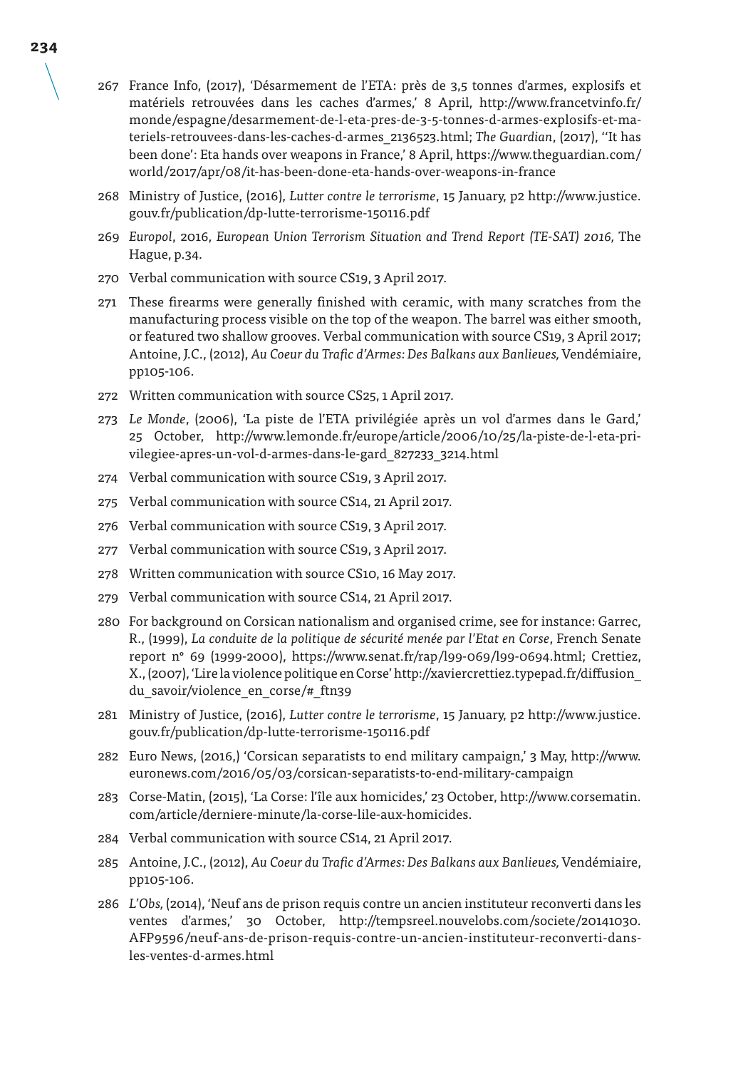267 France Info, (2017), 'Désarmement de l'ETA: près de 3,5 tonnes d'armes, explosifs et matériels retrouvées dans les caches d'armes,' 8 April, http://www.francetvinfo.fr/monde/espagne/desarmement-de-l-eta-pres-de-3-5-tonnes-d-armes-explosifs-et-materiels-retrouvees-dans-les-caches-d-armes_2136523.html; *The Guardian*, (2017), ''It has been done': Eta hands over weapons in France,' 8 April, https://www.theguardian.com/world/2017/apr/08/it-has-been-done-eta-hands-over-weapons-in-france

268 Ministry of Justice, (2016), *Lutter contre le terrorisme*, 15 January, p2 http://www.justice.gouv.fr/publication/dp-lutte-terrorisme-150116.pdf

269 *Europol*, 2016, *European Union Terrorism Situation and Trend Report (TE-SAT) 2016,* The Hague, p.34.

270 Verbal communication with source CS19, 3 April 2017.

271 These firearms were generally finished with ceramic, with many scratches from the manufacturing process visible on the top of the weapon. The barrel was either smooth, or featured two shallow grooves. Verbal communication with source CS19, 3 April 2017; Antoine, J.C., (2012), *Au Coeur du Trafic d'Armes: Des Balkans aux Banlieues,* Vendémiaire, pp105-106.

272 Written communication with source CS25, 1 April 2017.

273 *Le Monde*, (2006), 'La piste de l'ETA privilégiée après un vol d'armes dans le Gard,' 25 October, http://www.lemonde.fr/europe/article/2006/10/25/la-piste-de-l-eta-privilegiee-apres-un-vol-d-armes-dans-le-gard_827233_3214.html

274 Verbal communication with source CS19, 3 April 2017.

275 Verbal communication with source CS14, 21 April 2017.

276 Verbal communication with source CS19, 3 April 2017.

277 Verbal communication with source CS19, 3 April 2017.

278 Written communication with source CS10, 16 May 2017.

279 Verbal communication with source CS14, 21 April 2017.

280 For background on Corsican nationalism and organised crime, see for instance: Garrec, R., (1999), *La conduite de la politique de sécurité menée par l'Etat en Corse*, French Senate report n° 69 (1999-2000), https://www.senat.fr/rap/l99-069/l99-0694.html; Crettiez, X., (2007), 'Lire la violence politique en Corse' http://xaviercrettiez.typepad.fr/diffusion_du_savoir/violence_en_corse/#_ftn39

281 Ministry of Justice, (2016), *Lutter contre le terrorisme*, 15 January, p2 http://www.justice.gouv.fr/publication/dp-lutte-terrorisme-150116.pdf

282 Euro News, (2016,) 'Corsican separatists to end military campaign,' 3 May, http://www.euronews.com/2016/05/03/corsican-separatists-to-end-military-campaign

283 Corse-Matin, (2015), 'La Corse: l'île aux homicides,' 23 October, http://www.corsematin.com/article/derniere-minute/la-corse-lile-aux-homicides.

284 Verbal communication with source CS14, 21 April 2017.

285 Antoine, J.C., (2012), *Au Coeur du Trafic d'Armes: Des Balkans aux Banlieues,* Vendémiaire, pp105-106.

286 *L'Obs,* (2014), 'Neuf ans de prison requis contre un ancien instituteur reconverti dans les ventes d'armes,' 30 October, http://tempsreel.nouvelobs.com/societe/20141030.AFP9596/neuf-ans-de-prison-requis-contre-un-ancien-instituteur-reconverti-dans-les-ventes-d-armes.html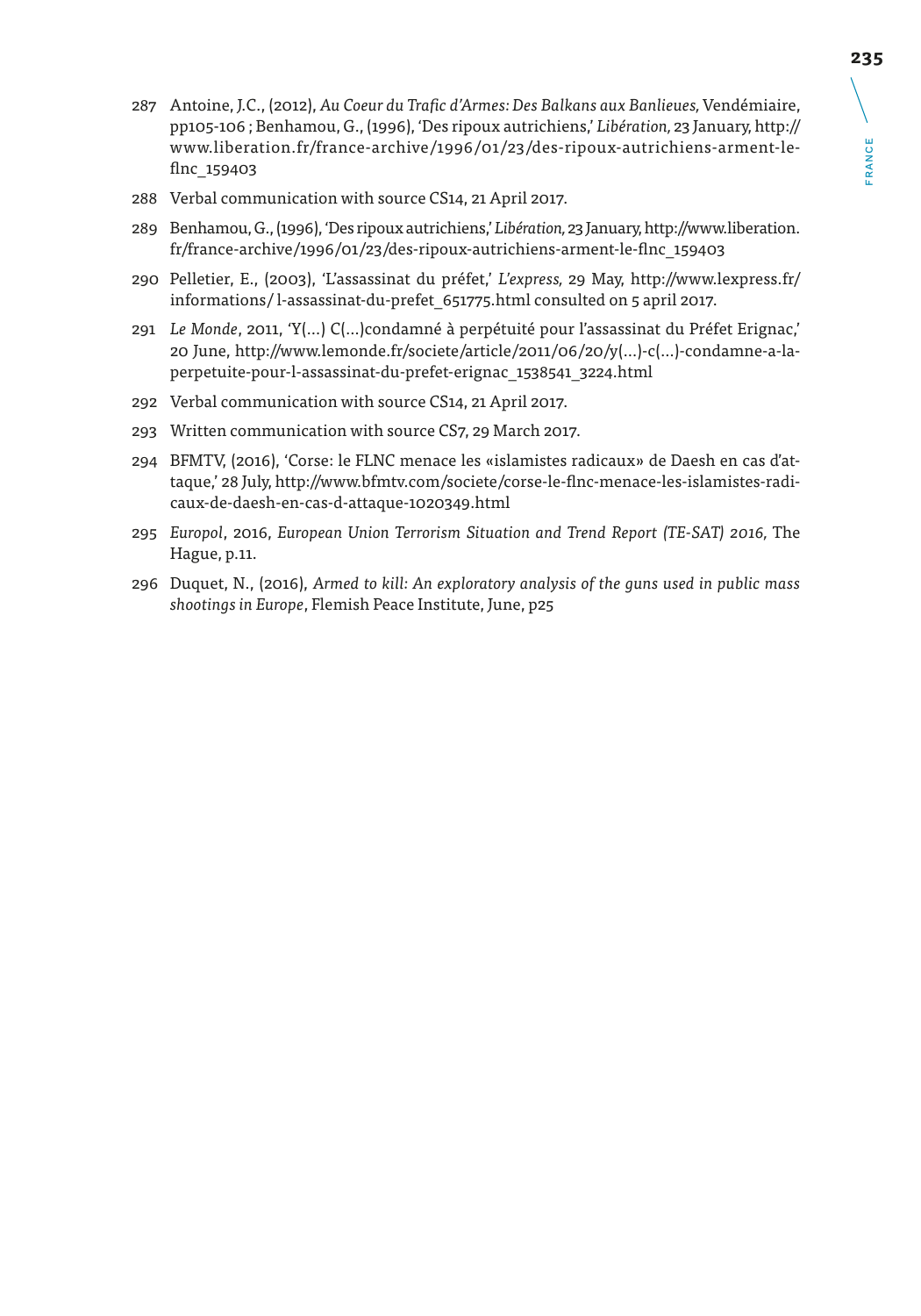287 Antoine, J.C., (2012), *Au Coeur du Trafic d'Armes: Des Balkans aux Banlieues*, Vendémiaire, pp105-106 ; Benhamou, G., (1996), 'Des ripoux autrichiens,' *Libération,* 23 January, http://www.liberation.fr/france-archive/1996/01/23/des-ripoux-autrichiens-arment-le-flnc_159403

288 Verbal communication with source CS14, 21 April 2017.

289 Benhamou, G., (1996), 'Des ripoux autrichiens,' *Libération,* 23 January, http://www.liberation.fr/france-archive/1996/01/23/des-ripoux-autrichiens-arment-le-flnc_159403

290 Pelletier, E., (2003), 'L'assassinat du préfet,' *L'express,* 29 May, http://www.lexpress.fr/informations/ l-assassinat-du-prefet_651775.html consulted on 5 april 2017.

291 *Le Monde*, 2011, 'Y(...) C(...)condamné à perpétuité pour l'assassinat du Préfet Erignac,' 20 June, http://www.lemonde.fr/societe/article/2011/06/20/y(...)-c(...)-condamne-a-la-perpetuite-pour-l-assassinat-du-prefet-erignac_1538541_3224.html

292 Verbal communication with source CS14, 21 April 2017.

293 Written communication with source CS7, 29 March 2017.

294 BFMTV, (2016), 'Corse: le FLNC menace les «islamistes radicaux» de Daesh en cas d'attaque,' 28 July, http://www.bfmtv.com/societe/corse-le-flnc-menace-les-islamistes-radicaux-de-daesh-en-cas-d-attaque-1020349.html

295 *Europol*, 2016, *European Union Terrorism Situation and Trend Report (TE-SAT) 2016,* The Hague, p.11.

296 Duquet, N., (2016), *Armed to kill: An exploratory analysis of the guns used in public mass shootings in Europe*, Flemish Peace Institute, June, p25